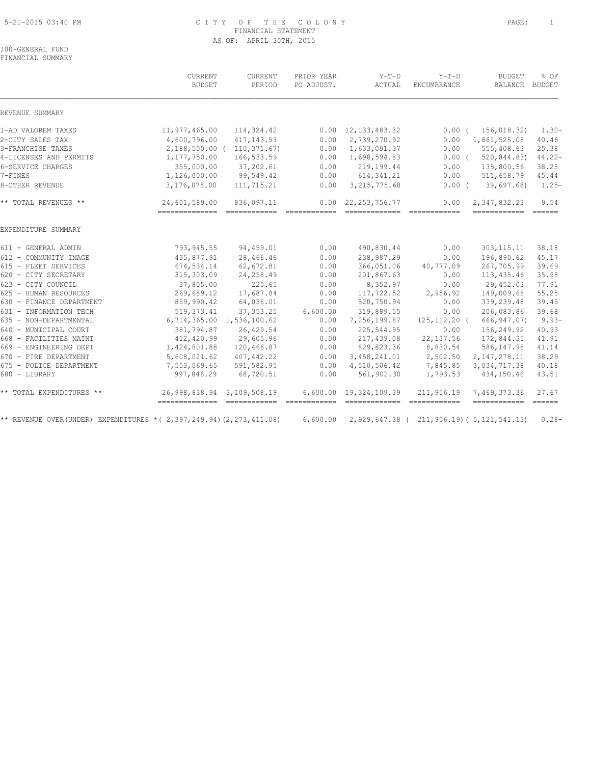# CITY OF THE COLONY

FINANCIAL STATEMENT

AS OF: APRIL 30TH, 2015

100-GENERAL FUND

FINANCIAL SUMMARY

| | CURRENT BUDGET | CURRENT PERIOD | PRIOR YEAR PO ADJUST. | Y-T-D ACTUAL | Y-T-D ENCUMBRANCE | BUDGET BALANCE | % OF BUDGET |
|---|---|---|---|---|---|---|---|
| REVENUE SUMMARY | | | | | | | |
| 1-AD VALOREM TAXES | 11,977,465.00 | 114,324.42 | 0.00 | 12,133,483.32 | 0.00 | ( 156,018.32) | 1.30- |
| 2-CITY SALES TAX | 4,600,796.00 | 417,143.53 | 0.00 | 2,739,270.92 | 0.00 | 1,861,525.08 | 40.46 |
| 3-FRANCHISE TAXES | 2,188,500.00 | ( 110,371.67) | 0.00 | 1,633,091.37 | 0.00 | 555,408.63 | 25.38 |
| 4-LICENSES AND PERMITS | 1,177,750.00 | 166,533.59 | 0.00 | 1,698,594.83 | 0.00 | ( 520,844.83) | 44.22- |
| 6-SERVICE CHARGES | 355,000.00 | 37,202.61 | 0.00 | 219,199.44 | 0.00 | 135,800.56 | 38.25 |
| 7-FINES | 1,126,000.00 | 99,549.42 | 0.00 | 614,341.21 | 0.00 | 511,658.79 | 45.44 |
| 8-OTHER REVENUE | 3,176,078.00 | 111,715.21 | 0.00 | 3,215,775.68 | 0.00 | ( 39,697.68) | 1.25- |
| ** TOTAL REVENUES ** | 24,601,589.00 | 836,097.11 | 0.00 | 22,253,756.77 | 0.00 | 2,347,832.23 | 9.54 |
| EXPENDITURE SUMMARY | | | | | | | |
| 611 - GENERAL ADMIN | 793,945.55 | 94,459.01 | 0.00 | 490,830.44 | 0.00 | 303,115.11 | 38.18 |
| 612 - COMMUNITY IMAGE | 435,877.91 | 28,466.46 | 0.00 | 238,987.29 | 0.00 | 196,890.62 | 45.17 |
| 615 - FLEET SERVICES | 674,534.14 | 62,672.81 | 0.00 | 366,051.06 | 40,777.09 | 267,705.99 | 39.69 |
| 620 - CITY SECRETARY | 315,303.09 | 24,258.49 | 0.00 | 201,867.63 | 0.00 | 113,435.46 | 35.98 |
| 623 - CITY COUNCIL | 37,805.00 | 225.65 | 0.00 | 8,352.97 | 0.00 | 29,452.03 | 77.91 |
| 625 - HUMAN RESOURCES | 269,689.12 | 17,687.84 | 0.00 | 117,722.52 | 2,956.92 | 149,009.68 | 55.25 |
| 630 - FINANCE DEPARTMENT | 859,990.42 | 64,036.01 | 0.00 | 520,750.94 | 0.00 | 339,239.48 | 39.45 |
| 631 - INFORMATION TECH | 519,373.41 | 37,353.25 | 6,600.00 | 319,889.55 | 0.00 | 206,083.86 | 39.68 |
| 635 - NON-DEPARTMENTAL | 6,714,365.00 | 1,536,100.62 | 0.00 | 7,256,199.87 | 125,112.20 | ( 666,947.07) | 9.93- |
| 640 - MUNICIPAL COURT | 381,794.87 | 26,429.54 | 0.00 | 225,544.95 | 0.00 | 156,249.92 | 40.93 |
| 668 - FACILITIES MAINT | 412,420.99 | 29,605.96 | 0.00 | 217,439.08 | 22,137.56 | 172,844.35 | 41.91 |
| 669 - ENGINEERING DEPT | 1,424,801.88 | 120,466.87 | 0.00 | 829,823.36 | 8,830.54 | 586,147.98 | 41.14 |
| 670 - FIRE DEPARTMENT | 5,608,021.62 | 407,442.22 | 0.00 | 3,458,241.01 | 2,502.50 | 2,147,278.11 | 38.29 |
| 675 - POLICE DEPARTMENT | 7,553,069.65 | 591,582.95 | 0.00 | 4,510,506.42 | 7,845.85 | 3,034,717.38 | 40.18 |
| 680 - LIBRARY | 997,846.29 | 68,720.51 | 0.00 | 561,902.30 | 1,793.53 | 434,150.46 | 43.51 |
| ** TOTAL EXPENDITURES ** | 26,998,838.94 | 3,109,508.19 | 6,600.00 | 19,324,109.39 | 211,956.19 | 7,469,373.36 | 27.67 |
| ** REVENUE OVER(UNDER) EXPENDITURES * | ( 2,397,249.94) | (2,273,411.08) | 6,600.00 | 2,929,647.38 | ( 211,956.19) | ( 5,121,541.13) | 0.28- |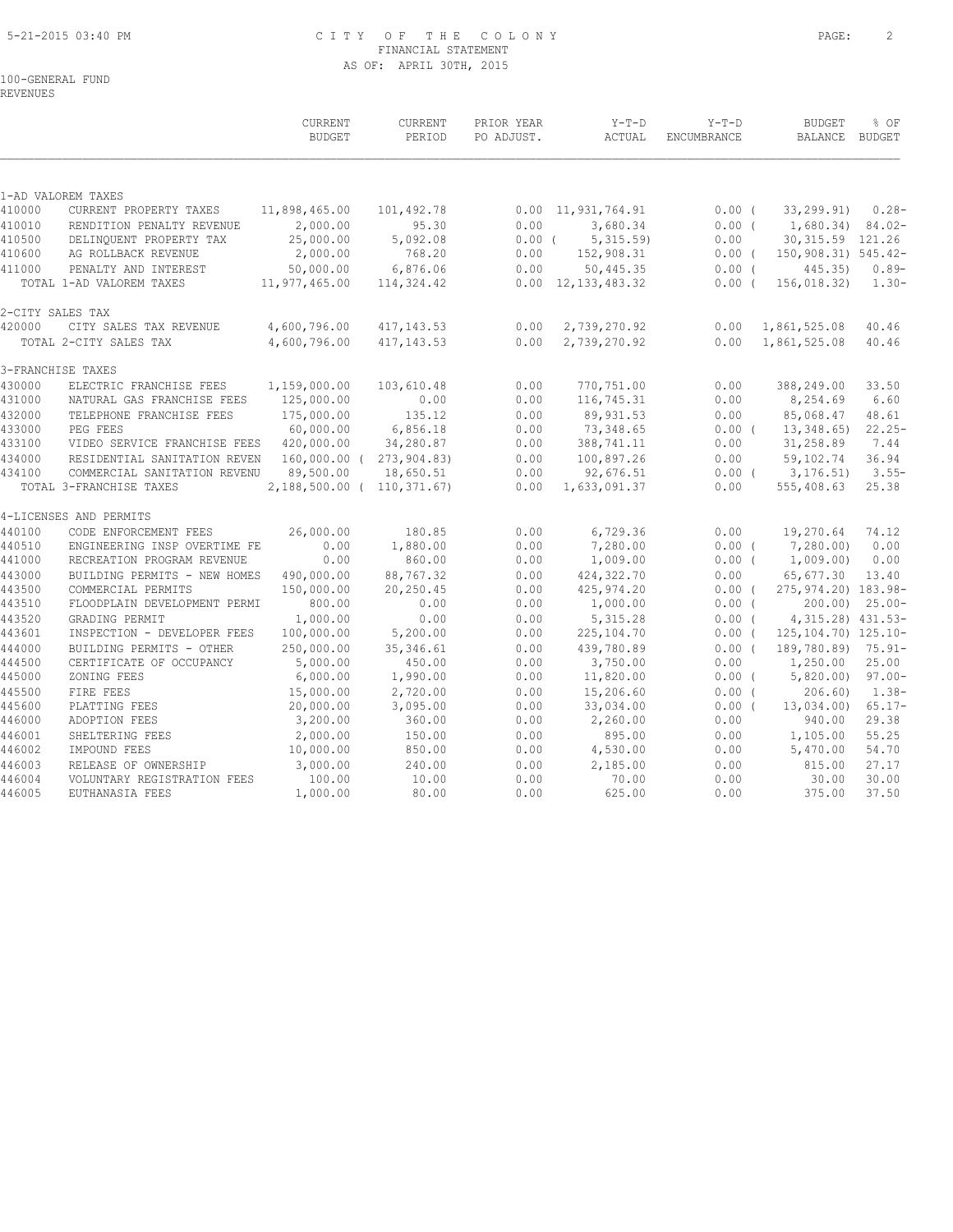CITY OF THE COLONY
FINANCIAL STATEMENT
AS OF: APRIL 30TH, 2015

100-GENERAL FUND
REVENUES

| | | CURRENT BUDGET | CURRENT PERIOD | PRIOR YEAR PO ADJUST. | Y-T-D ACTUAL | Y-T-D ENCUMBRANCE | BUDGET BALANCE | % OF BUDGET |
|---|---|---|---|---|---|---|---|---|
| 1-AD VALOREM TAXES | | | | | | | | |
| 410000 | CURRENT PROPERTY TAXES | 11,898,465.00 | 101,492.78 | 0.00 | 11,931,764.91 | 0.00 | ( 33,299.91) | 0.28- |
| 410010 | RENDITION PENALTY REVENUE | 2,000.00 | 95.30 | 0.00 | 3,680.34 | 0.00 | ( 1,680.34) | 84.02- |
| 410500 | DELINQUENT PROPERTY TAX | 25,000.00 | 5,092.08 | 0.00 | ( 5,315.59) | 0.00 | 30,315.59 | 121.26 |
| 410600 | AG ROLLBACK REVENUE | 2,000.00 | 768.20 | 0.00 | 152,908.31 | 0.00 | ( 150,908.31) | 545.42- |
| 411000 | PENALTY AND INTEREST | 50,000.00 | 6,876.06 | 0.00 | 50,445.35 | 0.00 | ( 445.35) | 0.89- |
| | TOTAL 1-AD VALOREM TAXES | 11,977,465.00 | 114,324.42 | 0.00 | 12,133,483.32 | 0.00 | ( 156,018.32) | 1.30- |
| 2-CITY SALES TAX | | | | | | | | |
| 420000 | CITY SALES TAX REVENUE | 4,600,796.00 | 417,143.53 | 0.00 | 2,739,270.92 | 0.00 | 1,861,525.08 | 40.46 |
| | TOTAL 2-CITY SALES TAX | 4,600,796.00 | 417,143.53 | 0.00 | 2,739,270.92 | 0.00 | 1,861,525.08 | 40.46 |
| 3-FRANCHISE TAXES | | | | | | | | |
| 430000 | ELECTRIC FRANCHISE FEES | 1,159,000.00 | 103,610.48 | 0.00 | 770,751.00 | 0.00 | 388,249.00 | 33.50 |
| 431000 | NATURAL GAS FRANCHISE FEES | 125,000.00 | 0.00 | 0.00 | 116,745.31 | 0.00 | 8,254.69 | 6.60 |
| 432000 | TELEPHONE FRANCHISE FEES | 175,000.00 | 135.12 | 0.00 | 89,931.53 | 0.00 | 85,068.47 | 48.61 |
| 433000 | PEG FEES | 60,000.00 | 6,856.18 | 0.00 | 73,348.65 | 0.00 | ( 13,348.65) | 22.25- |
| 433100 | VIDEO SERVICE FRANCHISE FEES | 420,000.00 | 34,280.87 | 0.00 | 388,741.11 | 0.00 | 31,258.89 | 7.44 |
| 434000 | RESIDENTIAL SANITATION REVEN | 160,000.00 | ( 273,904.83) | 0.00 | 100,897.26 | 0.00 | 59,102.74 | 36.94 |
| 434100 | COMMERCIAL SANITATION REVENU | 89,500.00 | 18,650.51 | 0.00 | 92,676.51 | 0.00 | ( 3,176.51) | 3.55- |
| | TOTAL 3-FRANCHISE TAXES | 2,188,500.00 | ( 110,371.67) | 0.00 | 1,633,091.37 | 0.00 | 555,408.63 | 25.38 |
| 4-LICENSES AND PERMITS | | | | | | | | |
| 440100 | CODE ENFORCEMENT FEES | 26,000.00 | 180.85 | 0.00 | 6,729.36 | 0.00 | 19,270.64 | 74.12 |
| 440510 | ENGINEERING INSP OVERTIME FE | 0.00 | 1,880.00 | 0.00 | 7,280.00 | 0.00 | ( 7,280.00) | 0.00 |
| 441000 | RECREATION PROGRAM REVENUE | 0.00 | 860.00 | 0.00 | 1,009.00 | 0.00 | ( 1,009.00) | 0.00 |
| 443000 | BUILDING PERMITS - NEW HOMES | 490,000.00 | 88,767.32 | 0.00 | 424,322.70 | 0.00 | 65,677.30 | 13.40 |
| 443500 | COMMERCIAL PERMITS | 150,000.00 | 20,250.45 | 0.00 | 425,974.20 | 0.00 | ( 275,974.20) | 183.98- |
| 443510 | FLOODPLAIN DEVELOPMENT PERMI | 800.00 | 0.00 | 0.00 | 1,000.00 | 0.00 | ( 200.00) | 25.00- |
| 443520 | GRADING PERMIT | 1,000.00 | 0.00 | 0.00 | 5,315.28 | 0.00 | ( 4,315.28) | 431.53- |
| 443601 | INSPECTION - DEVELOPER FEES | 100,000.00 | 5,200.00 | 0.00 | 225,104.70 | 0.00 | ( 125,104.70) | 125.10- |
| 444000 | BUILDING PERMITS - OTHER | 250,000.00 | 35,346.61 | 0.00 | 439,780.89 | 0.00 | ( 189,780.89) | 75.91- |
| 444500 | CERTIFICATE OF OCCUPANCY | 5,000.00 | 450.00 | 0.00 | 3,750.00 | 0.00 | 1,250.00 | 25.00 |
| 445000 | ZONING FEES | 6,000.00 | 1,990.00 | 0.00 | 11,820.00 | 0.00 | ( 5,820.00) | 97.00- |
| 445500 | FIRE FEES | 15,000.00 | 2,720.00 | 0.00 | 15,206.60 | 0.00 | ( 206.60) | 1.38- |
| 445600 | PLATTING FEES | 20,000.00 | 3,095.00 | 0.00 | 33,034.00 | 0.00 | ( 13,034.00) | 65.17- |
| 446000 | ADOPTION FEES | 3,200.00 | 360.00 | 0.00 | 2,260.00 | 0.00 | 940.00 | 29.38 |
| 446001 | SHELTERING FEES | 2,000.00 | 150.00 | 0.00 | 895.00 | 0.00 | 1,105.00 | 55.25 |
| 446002 | IMPOUND FEES | 10,000.00 | 850.00 | 0.00 | 4,530.00 | 0.00 | 5,470.00 | 54.70 |
| 446003 | RELEASE OF OWNERSHIP | 3,000.00 | 240.00 | 0.00 | 2,185.00 | 0.00 | 815.00 | 27.17 |
| 446004 | VOLUNTARY REGISTRATION FEES | 100.00 | 10.00 | 0.00 | 70.00 | 0.00 | 30.00 | 30.00 |
| 446005 | EUTHANASIA FEES | 1,000.00 | 80.00 | 0.00 | 625.00 | 0.00 | 375.00 | 37.50 |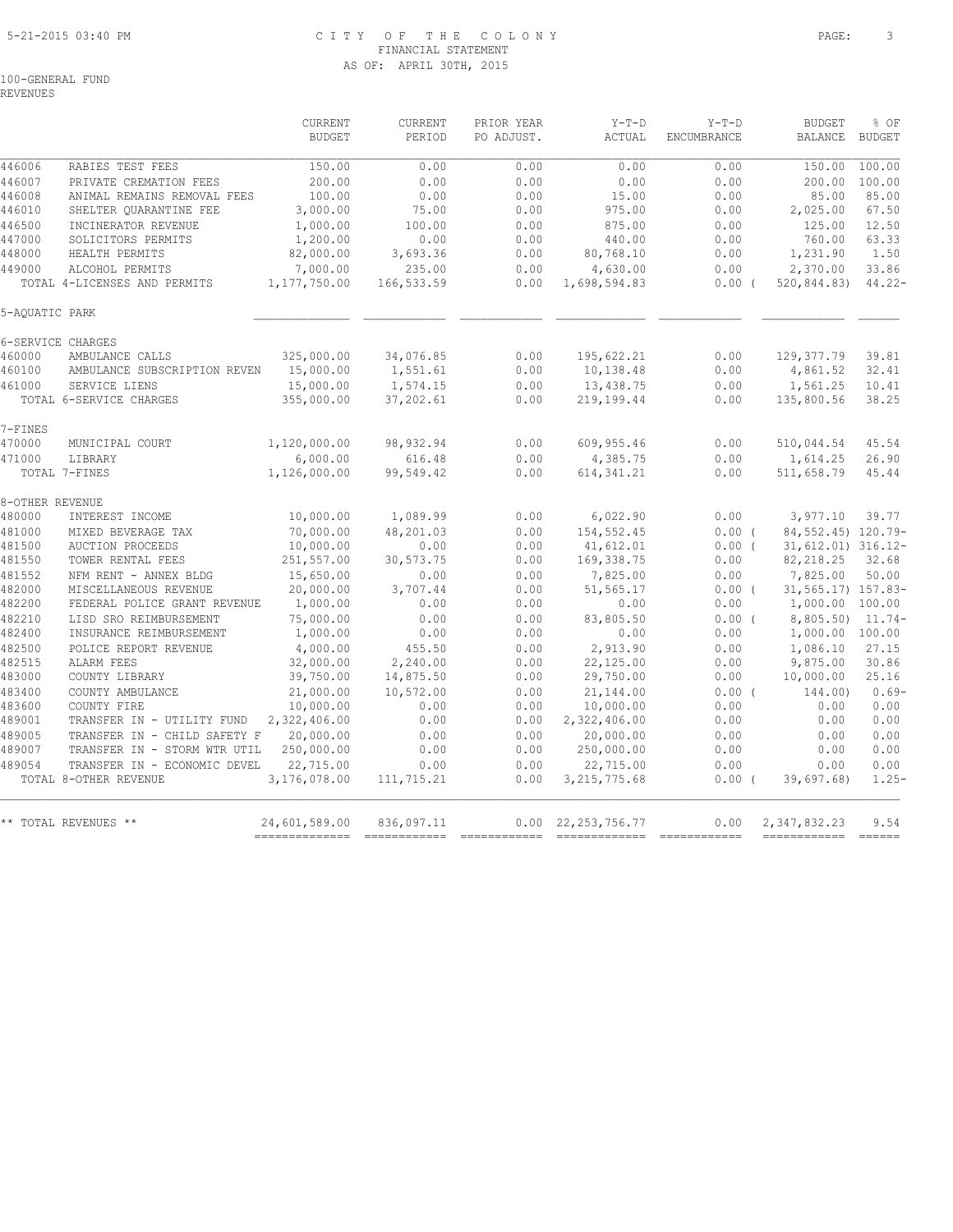CITY OF THE COLONY
FINANCIAL STATEMENT
AS OF: APRIL 30TH, 2015

100-GENERAL FUND
REVENUES

| | | CURRENT BUDGET | CURRENT PERIOD | PRIOR YEAR PO ADJUST. | Y-T-D ACTUAL | Y-T-D ENCUMBRANCE | BUDGET BALANCE | % OF BUDGET |
|---|---|---|---|---|---|---|---|---|
| 446006 | RABIES TEST FEES | 150.00 | 0.00 | 0.00 | 0.00 | 0.00 | 150.00 | 100.00 |
| 446007 | PRIVATE CREMATION FEES | 200.00 | 0.00 | 0.00 | 0.00 | 0.00 | 200.00 | 100.00 |
| 446008 | ANIMAL REMAINS REMOVAL FEES | 100.00 | 0.00 | 0.00 | 15.00 | 0.00 | 85.00 | 85.00 |
| 446010 | SHELTER QUARANTINE FEE | 3,000.00 | 75.00 | 0.00 | 975.00 | 0.00 | 2,025.00 | 67.50 |
| 446500 | INCINERATOR REVENUE | 1,000.00 | 100.00 | 0.00 | 875.00 | 0.00 | 125.00 | 12.50 |
| 447000 | SOLICITORS PERMITS | 1,200.00 | 0.00 | 0.00 | 440.00 | 0.00 | 760.00 | 63.33 |
| 448000 | HEALTH PERMITS | 82,000.00 | 3,693.36 | 0.00 | 80,768.10 | 0.00 | 1,231.90 | 1.50 |
| 449000 | ALCOHOL PERMITS | 7,000.00 | 235.00 | 0.00 | 4,630.00 | 0.00 | 2,370.00 | 33.86 |
| | TOTAL 4-LICENSES AND PERMITS | 1,177,750.00 | 166,533.59 | 0.00 | 1,698,594.83 | 0.00 ( | 520,844.83) | 44.22- |
| 5-AQUATIC PARK | | | | | | | | |
| 6-SERVICE CHARGES | | | | | | | | |
| 460000 | AMBULANCE CALLS | 325,000.00 | 34,076.85 | 0.00 | 195,622.21 | 0.00 | 129,377.79 | 39.81 |
| 460100 | AMBULANCE SUBSCRIPTION REVEN | 15,000.00 | 1,551.61 | 0.00 | 10,138.48 | 0.00 | 4,861.52 | 32.41 |
| 461000 | SERVICE LIENS | 15,000.00 | 1,574.15 | 0.00 | 13,438.75 | 0.00 | 1,561.25 | 10.41 |
| | TOTAL 6-SERVICE CHARGES | 355,000.00 | 37,202.61 | 0.00 | 219,199.44 | 0.00 | 135,800.56 | 38.25 |
| 7-FINES | | | | | | | | |
| 470000 | MUNICIPAL COURT | 1,120,000.00 | 98,932.94 | 0.00 | 609,955.46 | 0.00 | 510,044.54 | 45.54 |
| 471000 | LIBRARY | 6,000.00 | 616.48 | 0.00 | 4,385.75 | 0.00 | 1,614.25 | 26.90 |
| | TOTAL 7-FINES | 1,126,000.00 | 99,549.42 | 0.00 | 614,341.21 | 0.00 | 511,658.79 | 45.44 |
| 8-OTHER REVENUE | | | | | | | | |
| 480000 | INTEREST INCOME | 10,000.00 | 1,089.99 | 0.00 | 6,022.90 | 0.00 | 3,977.10 | 39.77 |
| 481000 | MIXED BEVERAGE TAX | 70,000.00 | 48,201.03 | 0.00 | 154,552.45 | 0.00 ( | 84,552.45) | 120.79- |
| 481500 | AUCTION PROCEEDS | 10,000.00 | 0.00 | 0.00 | 41,612.01 | 0.00 ( | 31,612.01) | 316.12- |
| 481550 | TOWER RENTAL FEES | 251,557.00 | 30,573.75 | 0.00 | 169,338.75 | 0.00 | 82,218.25 | 32.68 |
| 481552 | NFM RENT - ANNEX BLDG | 15,650.00 | 0.00 | 0.00 | 7,825.00 | 0.00 | 7,825.00 | 50.00 |
| 482000 | MISCELLANEOUS REVENUE | 20,000.00 | 3,707.44 | 0.00 | 51,565.17 | 0.00 ( | 31,565.17) | 157.83- |
| 482200 | FEDERAL POLICE GRANT REVENUE | 1,000.00 | 0.00 | 0.00 | 0.00 | 0.00 | 1,000.00 | 100.00 |
| 482210 | LISD SRO REIMBURSEMENT | 75,000.00 | 0.00 | 0.00 | 83,805.50 | 0.00 ( | 8,805.50) | 11.74- |
| 482400 | INSURANCE REIMBURSEMENT | 1,000.00 | 0.00 | 0.00 | 0.00 | 0.00 | 1,000.00 | 100.00 |
| 482500 | POLICE REPORT REVENUE | 4,000.00 | 455.50 | 0.00 | 2,913.90 | 0.00 | 1,086.10 | 27.15 |
| 482515 | ALARM FEES | 32,000.00 | 2,240.00 | 0.00 | 22,125.00 | 0.00 | 9,875.00 | 30.86 |
| 483000 | COUNTY LIBRARY | 39,750.00 | 14,875.50 | 0.00 | 29,750.00 | 0.00 | 10,000.00 | 25.16 |
| 483400 | COUNTY AMBULANCE | 21,000.00 | 10,572.00 | 0.00 | 21,144.00 | 0.00 ( | 144.00) | 0.69- |
| 483600 | COUNTY FIRE | 10,000.00 | 0.00 | 0.00 | 10,000.00 | 0.00 | 0.00 | 0.00 |
| 489001 | TRANSFER IN - UTILITY FUND | 2,322,406.00 | 0.00 | 0.00 | 2,322,406.00 | 0.00 | 0.00 | 0.00 |
| 489005 | TRANSFER IN - CHILD SAFETY F | 20,000.00 | 0.00 | 0.00 | 20,000.00 | 0.00 | 0.00 | 0.00 |
| 489007 | TRANSFER IN - STORM WTR UTIL | 250,000.00 | 0.00 | 0.00 | 250,000.00 | 0.00 | 0.00 | 0.00 |
| 489054 | TRANSFER IN - ECONOMIC DEVEL | 22,715.00 | 0.00 | 0.00 | 22,715.00 | 0.00 | 0.00 | 0.00 |
| | TOTAL 8-OTHER REVENUE | 3,176,078.00 | 111,715.21 | 0.00 | 3,215,775.68 | 0.00 ( | 39,697.68) | 1.25- |
| | ** TOTAL REVENUES ** | 24,601,589.00 | 836,097.11 | 0.00 | 22,253,756.77 | 0.00 | 2,347,832.23 | 9.54 |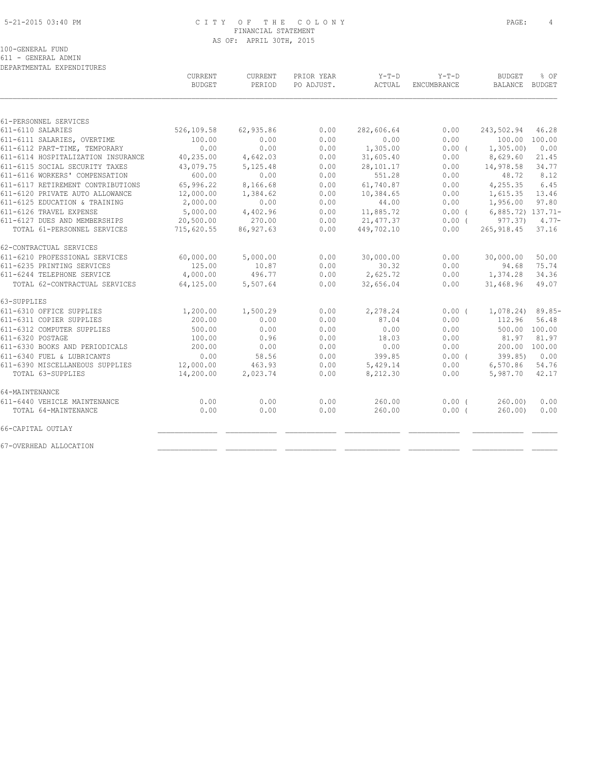100-GENERAL FUND
611 - GENERAL ADMIN
DEPARTMENTAL EXPENDITURES

| | CURRENT BUDGET | CURRENT PERIOD | PRIOR YEAR PO ADJUST. | Y-T-D ACTUAL | Y-T-D ENCUMBRANCE | BUDGET BALANCE | % OF BUDGET |
|---|---|---|---|---|---|---|---|
| 61-PERSONNEL SERVICES | | | | | | | |
| 611-6110 SALARIES | 526,109.58 | 62,935.86 | 0.00 | 282,606.64 | 0.00 | 243,502.94 | 46.28 |
| 611-6111 SALARIES, OVERTIME | 100.00 | 0.00 | 0.00 | 0.00 | 0.00 | 100.00 | 100.00 |
| 611-6112 PART-TIME, TEMPORARY | 0.00 | 0.00 | 0.00 | 1,305.00 | 0.00 ( | 1,305.00) | 0.00 |
| 611-6114 HOSPITALIZATION INSURANCE | 40,235.00 | 4,642.03 | 0.00 | 31,605.40 | 0.00 | 8,629.60 | 21.45 |
| 611-6115 SOCIAL SECURITY TAXES | 43,079.75 | 5,125.48 | 0.00 | 28,101.17 | 0.00 | 14,978.58 | 34.77 |
| 611-6116 WORKERS' COMPENSATION | 600.00 | 0.00 | 0.00 | 551.28 | 0.00 | 48.72 | 8.12 |
| 611-6117 RETIREMENT CONTRIBUTIONS | 65,996.22 | 8,166.68 | 0.00 | 61,740.87 | 0.00 | 4,255.35 | 6.45 |
| 611-6120 PRIVATE AUTO ALLOWANCE | 12,000.00 | 1,384.62 | 0.00 | 10,384.65 | 0.00 | 1,615.35 | 13.46 |
| 611-6125 EDUCATION & TRAINING | 2,000.00 | 0.00 | 0.00 | 44.00 | 0.00 | 1,956.00 | 97.80 |
| 611-6126 TRAVEL EXPENSE | 5,000.00 | 4,402.96 | 0.00 | 11,885.72 | 0.00 ( | 6,885.72) | 137.71- |
| 611-6127 DUES AND MEMBERSHIPS | 20,500.00 | 270.00 | 0.00 | 21,477.37 | 0.00 ( | 977.37) | 4.77- |
| TOTAL 61-PERSONNEL SERVICES | 715,620.55 | 86,927.63 | 0.00 | 449,702.10 | 0.00 | 265,918.45 | 37.16 |
| 62-CONTRACTUAL SERVICES | | | | | | | |
| 611-6210 PROFESSIONAL SERVICES | 60,000.00 | 5,000.00 | 0.00 | 30,000.00 | 0.00 | 30,000.00 | 50.00 |
| 611-6235 PRINTING SERVICES | 125.00 | 10.87 | 0.00 | 30.32 | 0.00 | 94.68 | 75.74 |
| 611-6244 TELEPHONE SERVICE | 4,000.00 | 496.77 | 0.00 | 2,625.72 | 0.00 | 1,374.28 | 34.36 |
| TOTAL 62-CONTRACTUAL SERVICES | 64,125.00 | 5,507.64 | 0.00 | 32,656.04 | 0.00 | 31,468.96 | 49.07 |
| 63-SUPPLIES | | | | | | | |
| 611-6310 OFFICE SUPPLIES | 1,200.00 | 1,500.29 | 0.00 | 2,278.24 | 0.00 ( | 1,078.24) | 89.85- |
| 611-6311 COPIER SUPPLIES | 200.00 | 0.00 | 0.00 | 87.04 | 0.00 | 112.96 | 56.48 |
| 611-6312 COMPUTER SUPPLIES | 500.00 | 0.00 | 0.00 | 0.00 | 0.00 | 500.00 | 100.00 |
| 611-6320 POSTAGE | 100.00 | 0.96 | 0.00 | 18.03 | 0.00 | 81.97 | 81.97 |
| 611-6330 BOOKS AND PERIODICALS | 200.00 | 0.00 | 0.00 | 0.00 | 0.00 | 200.00 | 100.00 |
| 611-6340 FUEL & LUBRICANTS | 0.00 | 58.56 | 0.00 | 399.85 | 0.00 ( | 399.85) | 0.00 |
| 611-6390 MISCELLANEOUS SUPPLIES | 12,000.00 | 463.93 | 0.00 | 5,429.14 | 0.00 | 6,570.86 | 54.76 |
| TOTAL 63-SUPPLIES | 14,200.00 | 2,023.74 | 0.00 | 8,212.30 | 0.00 | 5,987.70 | 42.17 |
| 64-MAINTENANCE | | | | | | | |
| 611-6440 VEHICLE MAINTENANCE | 0.00 | 0.00 | 0.00 | 260.00 | 0.00 ( | 260.00) | 0.00 |
| TOTAL 64-MAINTENANCE | 0.00 | 0.00 | 0.00 | 260.00 | 0.00 ( | 260.00) | 0.00 |
| 66-CAPITAL OUTLAY | | | | | | | |
| 67-OVERHEAD ALLOCATION | | | | | | | |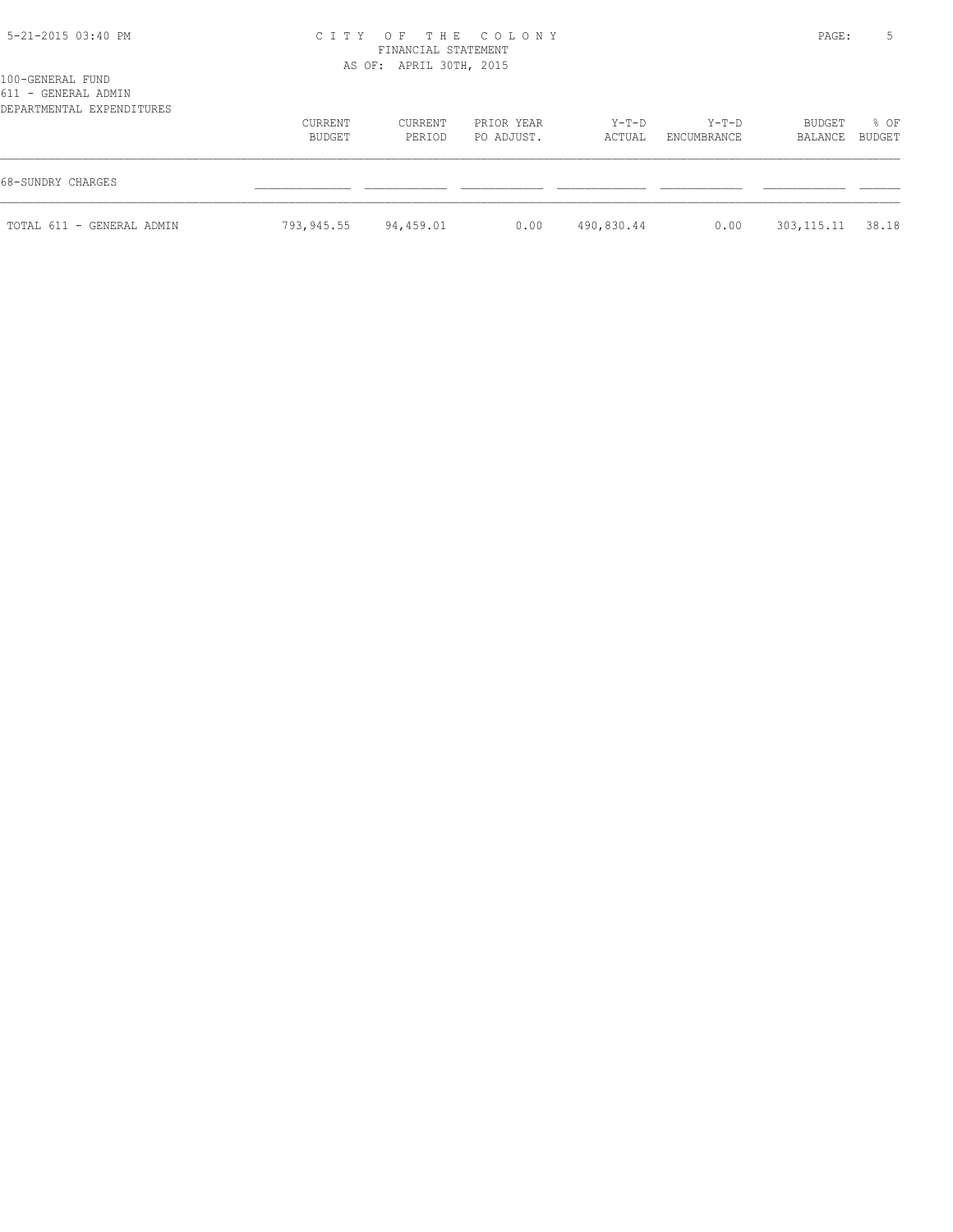# CITY OF THE COLONY

FINANCIAL STATEMENT

AS OF: APRIL 30TH, 2015

100-GENERAL FUND

611 - GENERAL ADMIN

DEPARTMENTAL EXPENDITURES

| | CURRENT BUDGET | CURRENT PERIOD | PRIOR YEAR PO ADJUST. | Y-T-D ACTUAL | Y-T-D ENCUMBRANCE | BUDGET BALANCE | % OF BUDGET |
|---|---|---|---|---|---|---|---|
| 68-SUNDRY CHARGES | | | | | | | |
| TOTAL 611 - GENERAL ADMIN | 793,945.55 | 94,459.01 | 0.00 | 490,830.44 | 0.00 | 303,115.11 | 38.18 |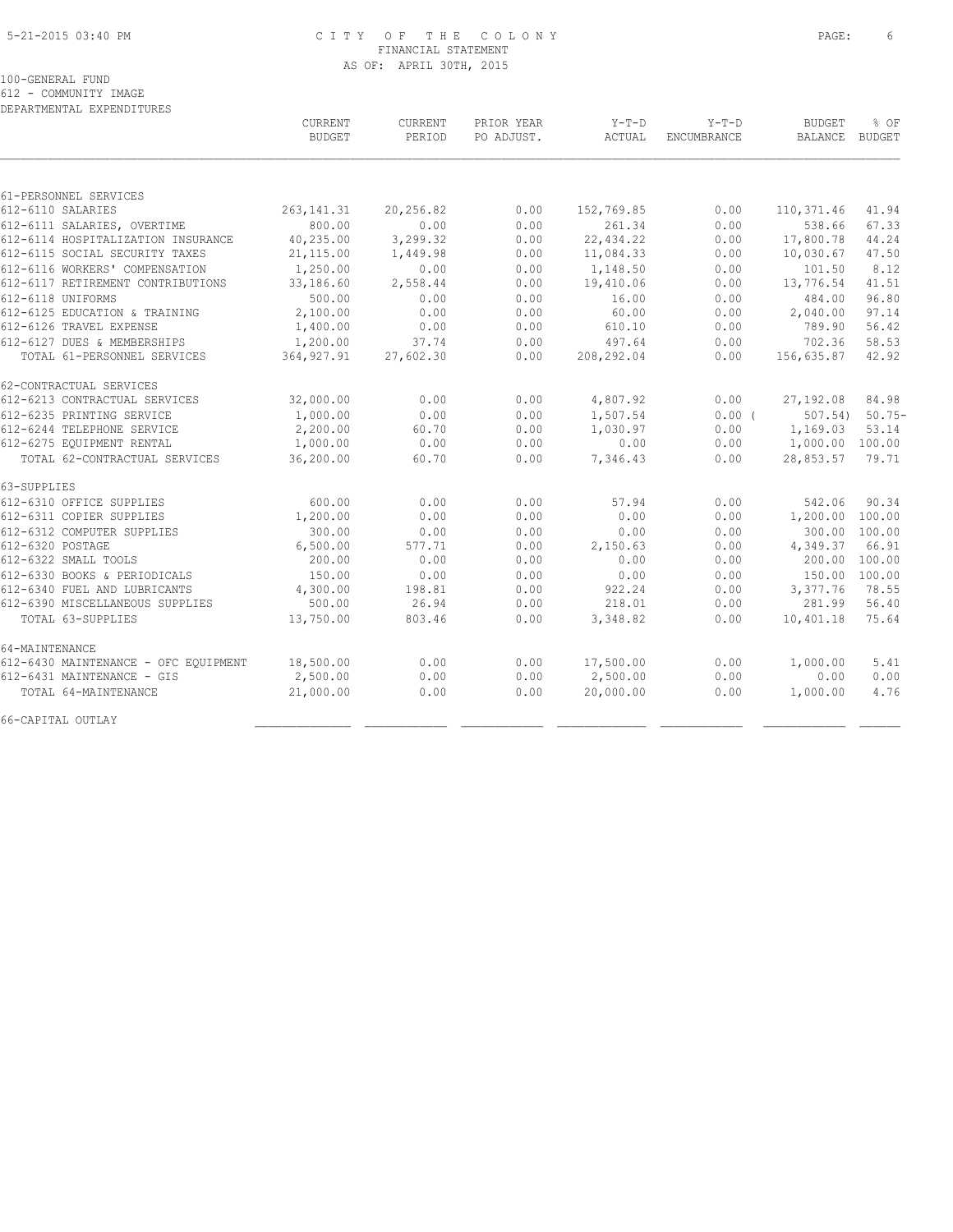# CITY OF THE COLONY
FINANCIAL STATEMENT
AS OF: APRIL 30TH, 2015

100-GENERAL FUND
612 - COMMUNITY IMAGE
DEPARTMENTAL EXPENDITURES

| | CURRENT BUDGET | CURRENT PERIOD | PRIOR YEAR PO ADJUST. | Y-T-D ACTUAL | Y-T-D ENCUMBRANCE | BUDGET BALANCE | % OF BUDGET |
|---|---|---|---|---|---|---|---|
| 61-PERSONNEL SERVICES | | | | | | | |
| 612-6110 SALARIES | 263,141.31 | 20,256.82 | 0.00 | 152,769.85 | 0.00 | 110,371.46 | 41.94 |
| 612-6111 SALARIES, OVERTIME | 800.00 | 0.00 | 0.00 | 261.34 | 0.00 | 538.66 | 67.33 |
| 612-6114 HOSPITALIZATION INSURANCE | 40,235.00 | 3,299.32 | 0.00 | 22,434.22 | 0.00 | 17,800.78 | 44.24 |
| 612-6115 SOCIAL SECURITY TAXES | 21,115.00 | 1,449.98 | 0.00 | 11,084.33 | 0.00 | 10,030.67 | 47.50 |
| 612-6116 WORKERS' COMPENSATION | 1,250.00 | 0.00 | 0.00 | 1,148.50 | 0.00 | 101.50 | 8.12 |
| 612-6117 RETIREMENT CONTRIBUTIONS | 33,186.60 | 2,558.44 | 0.00 | 19,410.06 | 0.00 | 13,776.54 | 41.51 |
| 612-6118 UNIFORMS | 500.00 | 0.00 | 0.00 | 16.00 | 0.00 | 484.00 | 96.80 |
| 612-6125 EDUCATION & TRAINING | 2,100.00 | 0.00 | 0.00 | 60.00 | 0.00 | 2,040.00 | 97.14 |
| 612-6126 TRAVEL EXPENSE | 1,400.00 | 0.00 | 0.00 | 610.10 | 0.00 | 789.90 | 56.42 |
| 612-6127 DUES & MEMBERSHIPS | 1,200.00 | 37.74 | 0.00 | 497.64 | 0.00 | 702.36 | 58.53 |
| TOTAL 61-PERSONNEL SERVICES | 364,927.91 | 27,602.30 | 0.00 | 208,292.04 | 0.00 | 156,635.87 | 42.92 |
| 62-CONTRACTUAL SERVICES | | | | | | | |
| 612-6213 CONTRACTUAL SERVICES | 32,000.00 | 0.00 | 0.00 | 4,807.92 | 0.00 | 27,192.08 | 84.98 |
| 612-6235 PRINTING SERVICE | 1,000.00 | 0.00 | 0.00 | 1,507.54 | 0.00 | ( 507.54) | 50.75- |
| 612-6244 TELEPHONE SERVICE | 2,200.00 | 60.70 | 0.00 | 1,030.97 | 0.00 | 1,169.03 | 53.14 |
| 612-6275 EQUIPMENT RENTAL | 1,000.00 | 0.00 | 0.00 | 0.00 | 0.00 | 1,000.00 | 100.00 |
| TOTAL 62-CONTRACTUAL SERVICES | 36,200.00 | 60.70 | 0.00 | 7,346.43 | 0.00 | 28,853.57 | 79.71 |
| 63-SUPPLIES | | | | | | | |
| 612-6310 OFFICE SUPPLIES | 600.00 | 0.00 | 0.00 | 57.94 | 0.00 | 542.06 | 90.34 |
| 612-6311 COPIER SUPPLIES | 1,200.00 | 0.00 | 0.00 | 0.00 | 0.00 | 1,200.00 | 100.00 |
| 612-6312 COMPUTER SUPPLIES | 300.00 | 0.00 | 0.00 | 0.00 | 0.00 | 300.00 | 100.00 |
| 612-6320 POSTAGE | 6,500.00 | 577.71 | 0.00 | 2,150.63 | 0.00 | 4,349.37 | 66.91 |
| 612-6322 SMALL TOOLS | 200.00 | 0.00 | 0.00 | 0.00 | 0.00 | 200.00 | 100.00 |
| 612-6330 BOOKS & PERIODICALS | 150.00 | 0.00 | 0.00 | 0.00 | 0.00 | 150.00 | 100.00 |
| 612-6340 FUEL AND LUBRICANTS | 4,300.00 | 198.81 | 0.00 | 922.24 | 0.00 | 3,377.76 | 78.55 |
| 612-6390 MISCELLANEOUS SUPPLIES | 500.00 | 26.94 | 0.00 | 218.01 | 0.00 | 281.99 | 56.40 |
| TOTAL 63-SUPPLIES | 13,750.00 | 803.46 | 0.00 | 3,348.82 | 0.00 | 10,401.18 | 75.64 |
| 64-MAINTENANCE | | | | | | | |
| 612-6430 MAINTENANCE - OFC EQUIPMENT | 18,500.00 | 0.00 | 0.00 | 17,500.00 | 0.00 | 1,000.00 | 5.41 |
| 612-6431 MAINTENANCE - GIS | 2,500.00 | 0.00 | 0.00 | 2,500.00 | 0.00 | 0.00 | 0.00 |
| TOTAL 64-MAINTENANCE | 21,000.00 | 0.00 | 0.00 | 20,000.00 | 0.00 | 1,000.00 | 4.76 |
| 66-CAPITAL OUTLAY | | | | | | | |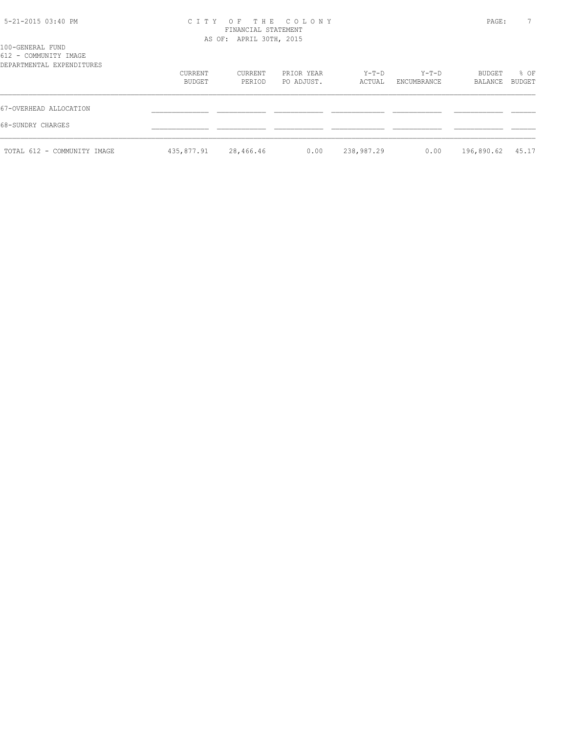100-GENERAL FUND
612 - COMMUNITY IMAGE
DEPARTMENTAL EXPENDITURES

| | CURRENT BUDGET | CURRENT PERIOD | PRIOR YEAR PO ADJUST. | Y-T-D ACTUAL | Y-T-D ENCUMBRANCE | BUDGET BALANCE | % OF BUDGET |
|---|---|---|---|---|---|---|---|
| 67-OVERHEAD ALLOCATION | | | | | | | |
| 68-SUNDRY CHARGES | | | | | | | |
| TOTAL 612 - COMMUNITY IMAGE | 435,877.91 | 28,466.46 | 0.00 | 238,987.29 | 0.00 | 196,890.62 | 45.17 |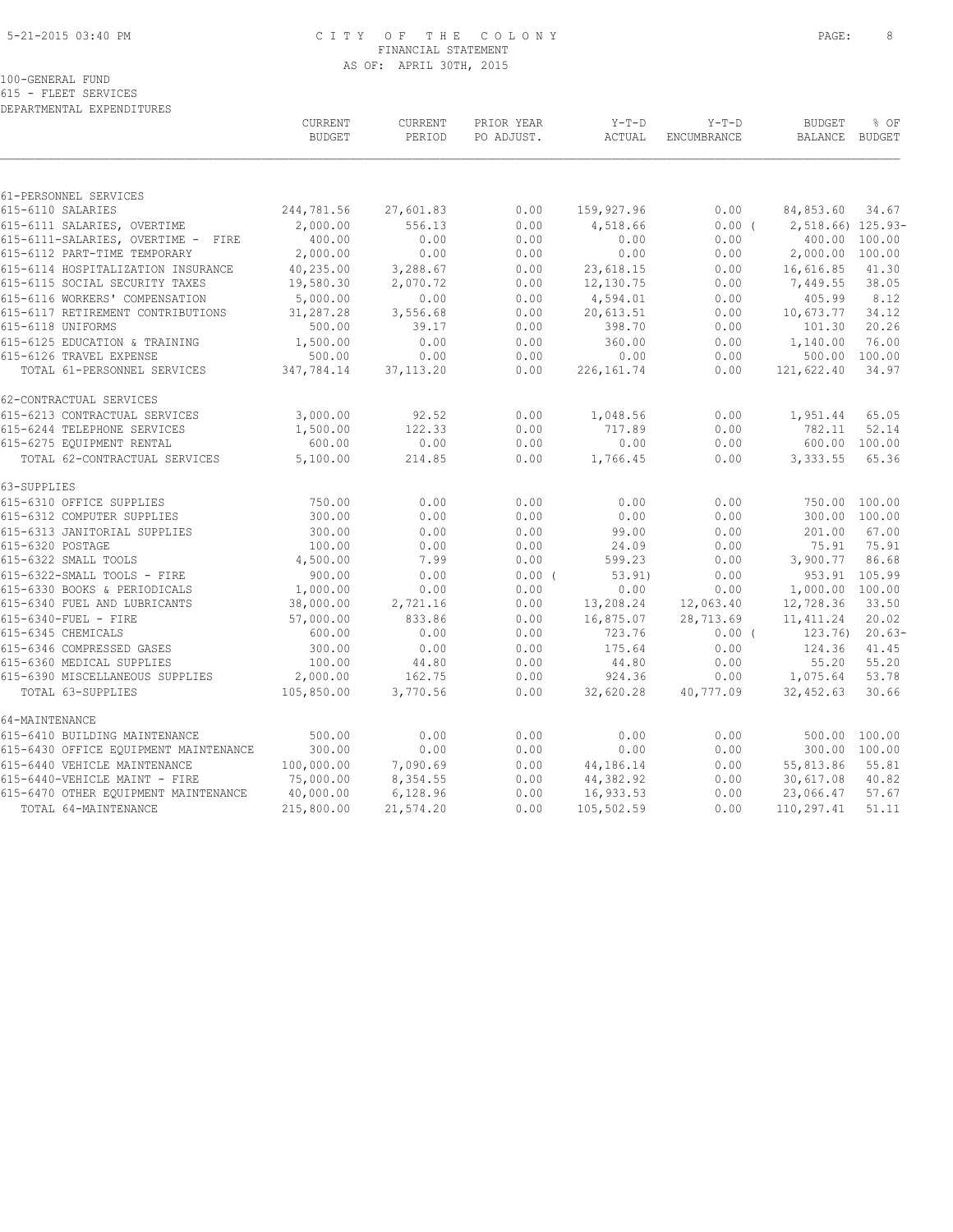CITY OF THE COLONY
FINANCIAL STATEMENT
AS OF: APRIL 30TH, 2015

100-GENERAL FUND
615 - FLEET SERVICES
DEPARTMENTAL EXPENDITURES

| | CURRENT BUDGET | CURRENT PERIOD | PRIOR YEAR PO ADJUST. | Y-T-D ACTUAL | Y-T-D ENCUMBRANCE | BUDGET BALANCE | % OF BUDGET |
|---|---|---|---|---|---|---|---|
| 61-PERSONNEL SERVICES | | | | | | | |
| 615-6110 SALARIES | 244,781.56 | 27,601.83 | 0.00 | 159,927.96 | 0.00 | 84,853.60 | 34.67 |
| 615-6111 SALARIES, OVERTIME | 2,000.00 | 556.13 | 0.00 | 4,518.66 | 0.00 | ( 2,518.66) | 125.93- |
| 615-6111-SALARIES, OVERTIME - FIRE | 400.00 | 0.00 | 0.00 | 0.00 | 0.00 | 400.00 | 100.00 |
| 615-6112 PART-TIME TEMPORARY | 2,000.00 | 0.00 | 0.00 | 0.00 | 0.00 | 2,000.00 | 100.00 |
| 615-6114 HOSPITALIZATION INSURANCE | 40,235.00 | 3,288.67 | 0.00 | 23,618.15 | 0.00 | 16,616.85 | 41.30 |
| 615-6115 SOCIAL SECURITY TAXES | 19,580.30 | 2,070.72 | 0.00 | 12,130.75 | 0.00 | 7,449.55 | 38.05 |
| 615-6116 WORKERS' COMPENSATION | 5,000.00 | 0.00 | 0.00 | 4,594.01 | 0.00 | 405.99 | 8.12 |
| 615-6117 RETIREMENT CONTRIBUTIONS | 31,287.28 | 3,556.68 | 0.00 | 20,613.51 | 0.00 | 10,673.77 | 34.12 |
| 615-6118 UNIFORMS | 500.00 | 39.17 | 0.00 | 398.70 | 0.00 | 101.30 | 20.26 |
| 615-6125 EDUCATION & TRAINING | 1,500.00 | 0.00 | 0.00 | 360.00 | 0.00 | 1,140.00 | 76.00 |
| 615-6126 TRAVEL EXPENSE | 500.00 | 0.00 | 0.00 | 0.00 | 0.00 | 500.00 | 100.00 |
| TOTAL 61-PERSONNEL SERVICES | 347,784.14 | 37,113.20 | 0.00 | 226,161.74 | 0.00 | 121,622.40 | 34.97 |
| 62-CONTRACTUAL SERVICES | | | | | | | |
| 615-6213 CONTRACTUAL SERVICES | 3,000.00 | 92.52 | 0.00 | 1,048.56 | 0.00 | 1,951.44 | 65.05 |
| 615-6244 TELEPHONE SERVICES | 1,500.00 | 122.33 | 0.00 | 717.89 | 0.00 | 782.11 | 52.14 |
| 615-6275 EQUIPMENT RENTAL | 600.00 | 0.00 | 0.00 | 0.00 | 0.00 | 600.00 | 100.00 |
| TOTAL 62-CONTRACTUAL SERVICES | 5,100.00 | 214.85 | 0.00 | 1,766.45 | 0.00 | 3,333.55 | 65.36 |
| 63-SUPPLIES | | | | | | | |
| 615-6310 OFFICE SUPPLIES | 750.00 | 0.00 | 0.00 | 0.00 | 0.00 | 750.00 | 100.00 |
| 615-6312 COMPUTER SUPPLIES | 300.00 | 0.00 | 0.00 | 0.00 | 0.00 | 300.00 | 100.00 |
| 615-6313 JANITORIAL SUPPLIES | 300.00 | 0.00 | 0.00 | 99.00 | 0.00 | 201.00 | 67.00 |
| 615-6320 POSTAGE | 100.00 | 0.00 | 0.00 | 24.09 | 0.00 | 75.91 | 75.91 |
| 615-6322 SMALL TOOLS | 4,500.00 | 7.99 | 0.00 | 599.23 | 0.00 | 3,900.77 | 86.68 |
| 615-6322-SMALL TOOLS - FIRE | 900.00 | 0.00 | 0.00 | ( 53.91) | 0.00 | 953.91 | 105.99 |
| 615-6330 BOOKS & PERIODICALS | 1,000.00 | 0.00 | 0.00 | 0.00 | 0.00 | 1,000.00 | 100.00 |
| 615-6340 FUEL AND LUBRICANTS | 38,000.00 | 2,721.16 | 0.00 | 13,208.24 | 12,063.40 | 12,728.36 | 33.50 |
| 615-6340-FUEL - FIRE | 57,000.00 | 833.86 | 0.00 | 16,875.07 | 28,713.69 | 11,411.24 | 20.02 |
| 615-6345 CHEMICALS | 600.00 | 0.00 | 0.00 | 723.76 | 0.00 | ( 123.76) | 20.63- |
| 615-6346 COMPRESSED GASES | 300.00 | 0.00 | 0.00 | 175.64 | 0.00 | 124.36 | 41.45 |
| 615-6360 MEDICAL SUPPLIES | 100.00 | 44.80 | 0.00 | 44.80 | 0.00 | 55.20 | 55.20 |
| 615-6390 MISCELLANEOUS SUPPLIES | 2,000.00 | 162.75 | 0.00 | 924.36 | 0.00 | 1,075.64 | 53.78 |
| TOTAL 63-SUPPLIES | 105,850.00 | 3,770.56 | 0.00 | 32,620.28 | 40,777.09 | 32,452.63 | 30.66 |
| 64-MAINTENANCE | | | | | | | |
| 615-6410 BUILDING MAINTENANCE | 500.00 | 0.00 | 0.00 | 0.00 | 0.00 | 500.00 | 100.00 |
| 615-6430 OFFICE EQUIPMENT MAINTENANCE | 300.00 | 0.00 | 0.00 | 0.00 | 0.00 | 300.00 | 100.00 |
| 615-6440 VEHICLE MAINTENANCE | 100,000.00 | 7,090.69 | 0.00 | 44,186.14 | 0.00 | 55,813.86 | 55.81 |
| 615-6440-VEHICLE MAINT - FIRE | 75,000.00 | 8,354.55 | 0.00 | 44,382.92 | 0.00 | 30,617.08 | 40.82 |
| 615-6470 OTHER EQUIPMENT MAINTENANCE | 40,000.00 | 6,128.96 | 0.00 | 16,933.53 | 0.00 | 23,066.47 | 57.67 |
| TOTAL 64-MAINTENANCE | 215,800.00 | 21,574.20 | 0.00 | 105,502.59 | 0.00 | 110,297.41 | 51.11 |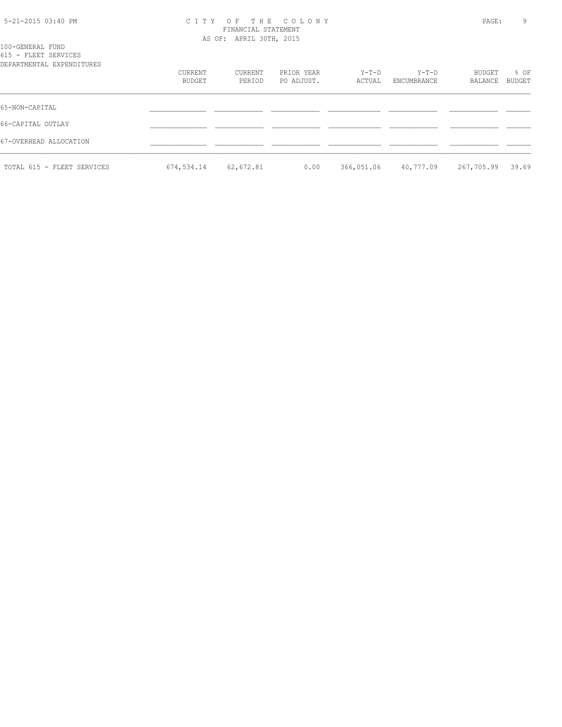100-GENERAL FUND
615 - FLEET SERVICES
DEPARTMENTAL EXPENDITURES

| | CURRENT BUDGET | CURRENT PERIOD | PRIOR YEAR PO ADJUST. | Y-T-D ACTUAL | Y-T-D ENCUMBRANCE | BUDGET BALANCE | % OF BUDGET |
|---|---|---|---|---|---|---|---|
| 65-NON-CAPITAL | | | | | | | |
| 66-CAPITAL OUTLAY | | | | | | | |
| 67-OVERHEAD ALLOCATION | | | | | | | |
| TOTAL 615 - FLEET SERVICES | 674,534.14 | 62,672.81 | 0.00 | 366,051.06 | 40,777.09 | 267,705.99 | 39.69 |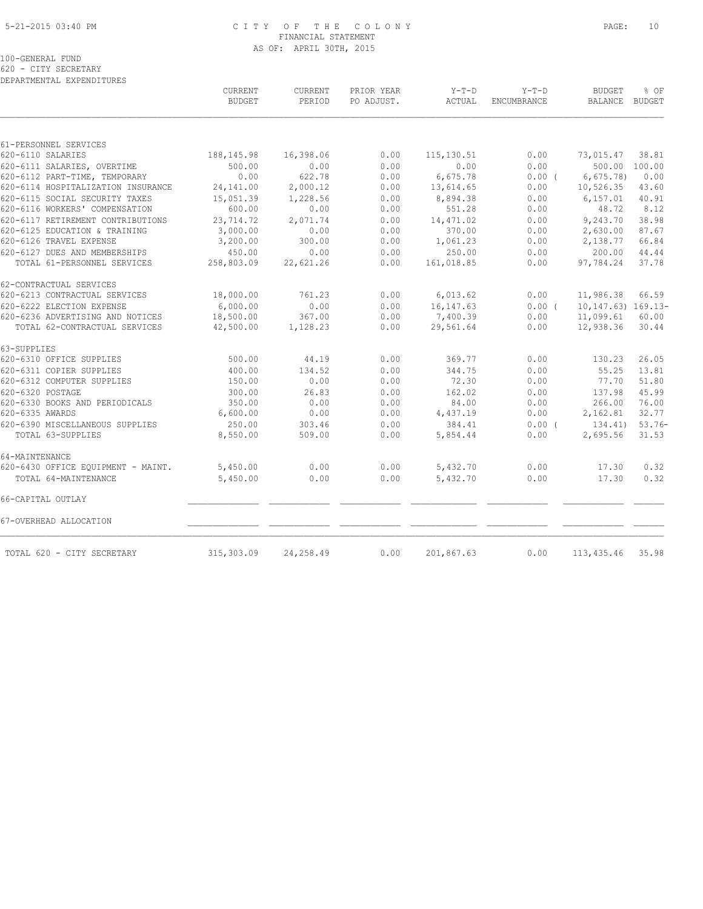CITY OF THE COLONY
FINANCIAL STATEMENT
AS OF: APRIL 30TH, 2015

100-GENERAL FUND
620 - CITY SECRETARY
DEPARTMENTAL EXPENDITURES

| | CURRENT BUDGET | CURRENT PERIOD | PRIOR YEAR PO ADJUST. | Y-T-D ACTUAL | Y-T-D ENCUMBRANCE | BUDGET BALANCE | % OF BUDGET |
|---|---|---|---|---|---|---|---|
| 61-PERSONNEL SERVICES | | | | | | | |
| 620-6110 SALARIES | 188,145.98 | 16,398.06 | 0.00 | 115,130.51 | 0.00 | 73,015.47 | 38.81 |
| 620-6111 SALARIES, OVERTIME | 500.00 | 0.00 | 0.00 | 0.00 | 0.00 | 500.00 | 100.00 |
| 620-6112 PART-TIME, TEMPORARY | 0.00 | 622.78 | 0.00 | 6,675.78 | 0.00 ( | 6,675.78) | 0.00 |
| 620-6114 HOSPITALIZATION INSURANCE | 24,141.00 | 2,000.12 | 0.00 | 13,614.65 | 0.00 | 10,526.35 | 43.60 |
| 620-6115 SOCIAL SECURITY TAXES | 15,051.39 | 1,228.56 | 0.00 | 8,894.38 | 0.00 | 6,157.01 | 40.91 |
| 620-6116 WORKERS' COMPENSATION | 600.00 | 0.00 | 0.00 | 551.28 | 0.00 | 48.72 | 8.12 |
| 620-6117 RETIREMENT CONTRIBUTIONS | 23,714.72 | 2,071.74 | 0.00 | 14,471.02 | 0.00 | 9,243.70 | 38.98 |
| 620-6125 EDUCATION & TRAINING | 3,000.00 | 0.00 | 0.00 | 370.00 | 0.00 | 2,630.00 | 87.67 |
| 620-6126 TRAVEL EXPENSE | 3,200.00 | 300.00 | 0.00 | 1,061.23 | 0.00 | 2,138.77 | 66.84 |
| 620-6127 DUES AND MEMBERSHIPS | 450.00 | 0.00 | 0.00 | 250.00 | 0.00 | 200.00 | 44.44 |
| TOTAL 61-PERSONNEL SERVICES | 258,803.09 | 22,621.26 | 0.00 | 161,018.85 | 0.00 | 97,784.24 | 37.78 |
| 62-CONTRACTUAL SERVICES | | | | | | | |
| 620-6213 CONTRACTUAL SERVICES | 18,000.00 | 761.23 | 0.00 | 6,013.62 | 0.00 | 11,986.38 | 66.59 |
| 620-6222 ELECTION EXPENSE | 6,000.00 | 0.00 | 0.00 | 16,147.63 | 0.00 ( | 10,147.63) | 169.13- |
| 620-6236 ADVERTISING AND NOTICES | 18,500.00 | 367.00 | 0.00 | 7,400.39 | 0.00 | 11,099.61 | 60.00 |
| TOTAL 62-CONTRACTUAL SERVICES | 42,500.00 | 1,128.23 | 0.00 | 29,561.64 | 0.00 | 12,938.36 | 30.44 |
| 63-SUPPLIES | | | | | | | |
| 620-6310 OFFICE SUPPLIES | 500.00 | 44.19 | 0.00 | 369.77 | 0.00 | 130.23 | 26.05 |
| 620-6311 COPIER SUPPLIES | 400.00 | 134.52 | 0.00 | 344.75 | 0.00 | 55.25 | 13.81 |
| 620-6312 COMPUTER SUPPLIES | 150.00 | 0.00 | 0.00 | 72.30 | 0.00 | 77.70 | 51.80 |
| 620-6320 POSTAGE | 300.00 | 26.83 | 0.00 | 162.02 | 0.00 | 137.98 | 45.99 |
| 620-6330 BOOKS AND PERIODICALS | 350.00 | 0.00 | 0.00 | 84.00 | 0.00 | 266.00 | 76.00 |
| 620-6335 AWARDS | 6,600.00 | 0.00 | 0.00 | 4,437.19 | 0.00 | 2,162.81 | 32.77 |
| 620-6390 MISCELLANEOUS SUPPLIES | 250.00 | 303.46 | 0.00 | 384.41 | 0.00 ( | 134.41) | 53.76- |
| TOTAL 63-SUPPLIES | 8,550.00 | 509.00 | 0.00 | 5,854.44 | 0.00 | 2,695.56 | 31.53 |
| 64-MAINTENANCE | | | | | | | |
| 620-6430 OFFICE EQUIPMENT - MAINT. | 5,450.00 | 0.00 | 0.00 | 5,432.70 | 0.00 | 17.30 | 0.32 |
| TOTAL 64-MAINTENANCE | 5,450.00 | 0.00 | 0.00 | 5,432.70 | 0.00 | 17.30 | 0.32 |
| 66-CAPITAL OUTLAY | | | | | | | |
| 67-OVERHEAD ALLOCATION | | | | | | | |
| TOTAL 620 - CITY SECRETARY | 315,303.09 | 24,258.49 | 0.00 | 201,867.63 | 0.00 | 113,435.46 | 35.98 |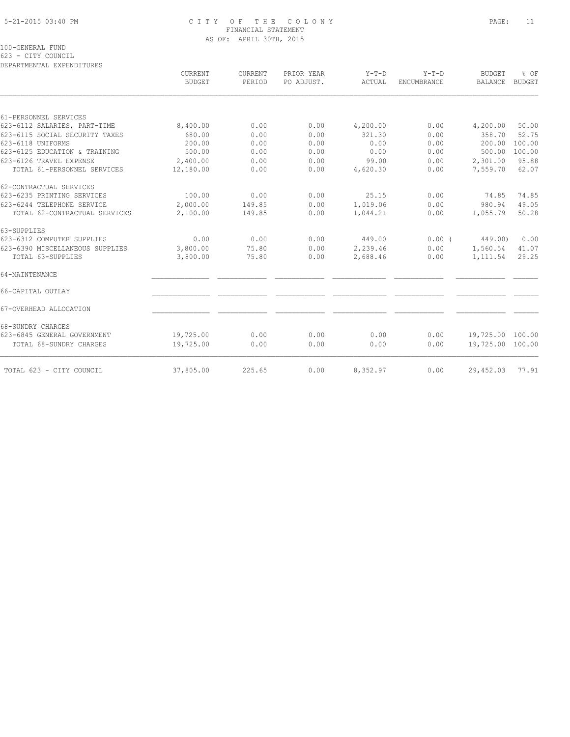# CITY OF THE COLONY
## FINANCIAL STATEMENT
### AS OF: APRIL 30TH, 2015

100-GENERAL FUND
623 - CITY COUNCIL
DEPARTMENTAL EXPENDITURES

| | CURRENT BUDGET | CURRENT PERIOD | PRIOR YEAR PO ADJUST. | Y-T-D ACTUAL | Y-T-D ENCUMBRANCE | BUDGET BALANCE | % OF BUDGET |
|---|---|---|---|---|---|---|---|
| 61-PERSONNEL SERVICES | | | | | | | |
| 623-6112 SALARIES, PART-TIME | 8,400.00 | 0.00 | 0.00 | 4,200.00 | 0.00 | 4,200.00 | 50.00 |
| 623-6115 SOCIAL SECURITY TAXES | 680.00 | 0.00 | 0.00 | 321.30 | 0.00 | 358.70 | 52.75 |
| 623-6118 UNIFORMS | 200.00 | 0.00 | 0.00 | 0.00 | 0.00 | 200.00 | 100.00 |
| 623-6125 EDUCATION & TRAINING | 500.00 | 0.00 | 0.00 | 0.00 | 0.00 | 500.00 | 100.00 |
| 623-6126 TRAVEL EXPENSE | 2,400.00 | 0.00 | 0.00 | 99.00 | 0.00 | 2,301.00 | 95.88 |
| TOTAL 61-PERSONNEL SERVICES | 12,180.00 | 0.00 | 0.00 | 4,620.30 | 0.00 | 7,559.70 | 62.07 |
| 62-CONTRACTUAL SERVICES | | | | | | | |
| 623-6235 PRINTING SERVICES | 100.00 | 0.00 | 0.00 | 25.15 | 0.00 | 74.85 | 74.85 |
| 623-6244 TELEPHONE SERVICE | 2,000.00 | 149.85 | 0.00 | 1,019.06 | 0.00 | 980.94 | 49.05 |
| TOTAL 62-CONTRACTUAL SERVICES | 2,100.00 | 149.85 | 0.00 | 1,044.21 | 0.00 | 1,055.79 | 50.28 |
| 63-SUPPLIES | | | | | | | |
| 623-6312 COMPUTER SUPPLIES | 0.00 | 0.00 | 0.00 | 449.00 | 0.00 | ( 449.00) | 0.00 |
| 623-6390 MISCELLANEOUS SUPPLIES | 3,800.00 | 75.80 | 0.00 | 2,239.46 | 0.00 | 1,560.54 | 41.07 |
| TOTAL 63-SUPPLIES | 3,800.00 | 75.80 | 0.00 | 2,688.46 | 0.00 | 1,111.54 | 29.25 |
| 64-MAINTENANCE | | | | | | | |
| 66-CAPITAL OUTLAY | | | | | | | |
| 67-OVERHEAD ALLOCATION | | | | | | | |
| 68-SUNDRY CHARGES | | | | | | | |
| 623-6845 GENERAL GOVERNMENT | 19,725.00 | 0.00 | 0.00 | 0.00 | 0.00 | 19,725.00 | 100.00 |
| TOTAL 68-SUNDRY CHARGES | 19,725.00 | 0.00 | 0.00 | 0.00 | 0.00 | 19,725.00 | 100.00 |
| TOTAL 623 - CITY COUNCIL | 37,805.00 | 225.65 | 0.00 | 8,352.97 | 0.00 | 29,452.03 | 77.91 |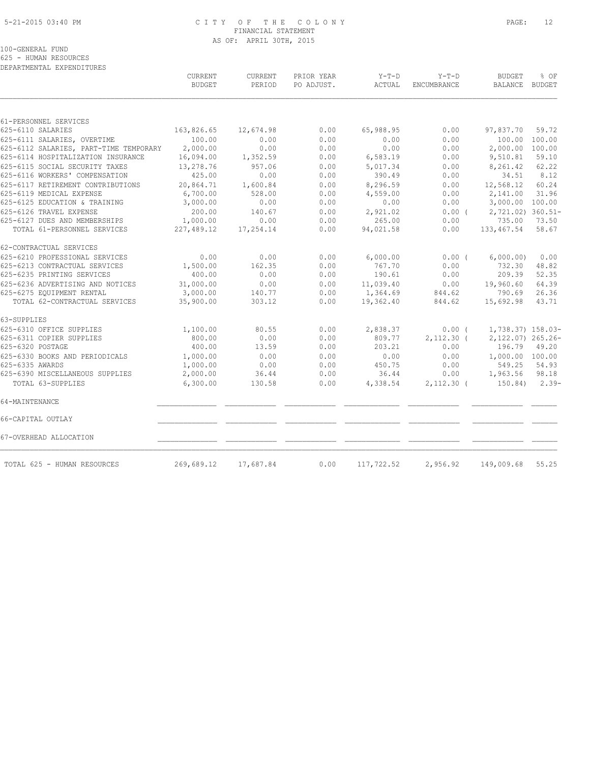# CITY OF THE COLONY
## FINANCIAL STATEMENT
### AS OF: APRIL 30TH, 2015

100-GENERAL FUND
625 - HUMAN RESOURCES
DEPARTMENTAL EXPENDITURES

| | CURRENT BUDGET | CURRENT PERIOD | PRIOR YEAR PO ADJUST. | Y-T-D ACTUAL | Y-T-D ENCUMBRANCE | BUDGET BALANCE | % OF BUDGET |
|---|---|---|---|---|---|---|---|
| **61-PERSONNEL SERVICES** | | | | | | | |
| 625-6110 SALARIES | 163,826.65 | 12,674.98 | 0.00 | 65,988.95 | 0.00 | 97,837.70 | 59.72 |
| 625-6111 SALARIES, OVERTIME | 100.00 | 0.00 | 0.00 | 0.00 | 0.00 | 100.00 | 100.00 |
| 625-6112 SALARIES, PART-TIME TEMPORARY | 2,000.00 | 0.00 | 0.00 | 0.00 | 0.00 | 2,000.00 | 100.00 |
| 625-6114 HOSPITALIZATION INSURANCE | 16,094.00 | 1,352.59 | 0.00 | 6,583.19 | 0.00 | 9,510.81 | 59.10 |
| 625-6115 SOCIAL SECURITY TAXES | 13,278.76 | 957.06 | 0.00 | 5,017.34 | 0.00 | 8,261.42 | 62.22 |
| 625-6116 WORKERS' COMPENSATION | 425.00 | 0.00 | 0.00 | 390.49 | 0.00 | 34.51 | 8.12 |
| 625-6117 RETIREMENT CONTRIBUTIONS | 20,864.71 | 1,600.84 | 0.00 | 8,296.59 | 0.00 | 12,568.12 | 60.24 |
| 625-6119 MEDICAL EXPENSE | 6,700.00 | 528.00 | 0.00 | 4,559.00 | 0.00 | 2,141.00 | 31.96 |
| 625-6125 EDUCATION & TRAINING | 3,000.00 | 0.00 | 0.00 | 0.00 | 0.00 | 3,000.00 | 100.00 |
| 625-6126 TRAVEL EXPENSE | 200.00 | 140.67 | 0.00 | 2,921.02 | 0.00 | ( 2,721.02) | 360.51- |
| 625-6127 DUES AND MEMBERSHIPS | 1,000.00 | 0.00 | 0.00 | 265.00 | 0.00 | 735.00 | 73.50 |
| TOTAL 61-PERSONNEL SERVICES | 227,489.12 | 17,254.14 | 0.00 | 94,021.58 | 0.00 | 133,467.54 | 58.67 |
| **62-CONTRACTUAL SERVICES** | | | | | | | |
| 625-6210 PROFESSIONAL SERVICES | 0.00 | 0.00 | 0.00 | 6,000.00 | 0.00 | ( 6,000.00) | 0.00 |
| 625-6213 CONTRACTUAL SERVICES | 1,500.00 | 162.35 | 0.00 | 767.70 | 0.00 | 732.30 | 48.82 |
| 625-6235 PRINTING SERVICES | 400.00 | 0.00 | 0.00 | 190.61 | 0.00 | 209.39 | 52.35 |
| 625-6236 ADVERTISING AND NOTICES | 31,000.00 | 0.00 | 0.00 | 11,039.40 | 0.00 | 19,960.60 | 64.39 |
| 625-6275 EQUIPMENT RENTAL | 3,000.00 | 140.77 | 0.00 | 1,364.69 | 844.62 | 790.69 | 26.36 |
| TOTAL 62-CONTRACTUAL SERVICES | 35,900.00 | 303.12 | 0.00 | 19,362.40 | 844.62 | 15,692.98 | 43.71 |
| **63-SUPPLIES** | | | | | | | |
| 625-6310 OFFICE SUPPLIES | 1,100.00 | 80.55 | 0.00 | 2,838.37 | 0.00 | ( 1,738.37) | 158.03- |
| 625-6311 COPIER SUPPLIES | 800.00 | 0.00 | 0.00 | 809.77 | 2,112.30 | ( 2,122.07) | 265.26- |
| 625-6320 POSTAGE | 400.00 | 13.59 | 0.00 | 203.21 | 0.00 | 196.79 | 49.20 |
| 625-6330 BOOKS AND PERIODICALS | 1,000.00 | 0.00 | 0.00 | 0.00 | 0.00 | 1,000.00 | 100.00 |
| 625-6335 AWARDS | 1,000.00 | 0.00 | 0.00 | 450.75 | 0.00 | 549.25 | 54.93 |
| 625-6390 MISCELLANEOUS SUPPLIES | 2,000.00 | 36.44 | 0.00 | 36.44 | 0.00 | 1,963.56 | 98.18 |
| TOTAL 63-SUPPLIES | 6,300.00 | 130.58 | 0.00 | 4,338.54 | 2,112.30 | ( 150.84) | 2.39- |
| **64-MAINTENANCE** | | | | | | | |
| **66-CAPITAL OUTLAY** | | | | | | | |
| **67-OVERHEAD ALLOCATION** | | | | | | | |
| TOTAL 625 - HUMAN RESOURCES | 269,689.12 | 17,687.84 | 0.00 | 117,722.52 | 2,956.92 | 149,009.68 | 55.25 |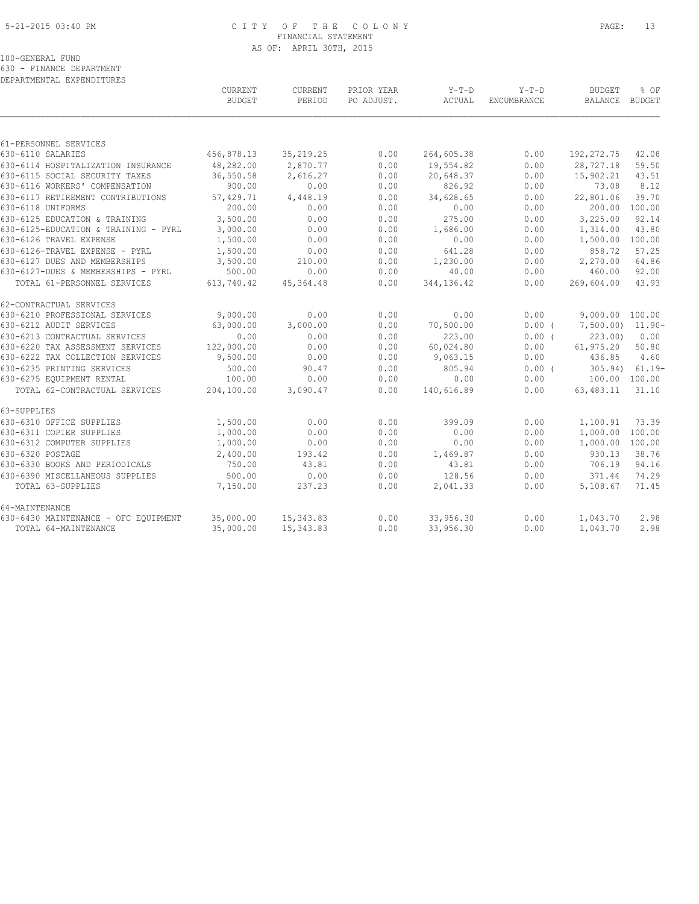CITY OF THE COLONY
FINANCIAL STATEMENT
AS OF: APRIL 30TH, 2015

100-GENERAL FUND
630 - FINANCE DEPARTMENT
DEPARTMENTAL EXPENDITURES

| | CURRENT BUDGET | CURRENT PERIOD | PRIOR YEAR PO ADJUST. | Y-T-D ACTUAL | Y-T-D ENCUMBRANCE | BUDGET BALANCE | % OF BUDGET |
|---|---|---|---|---|---|---|---|
| **61-PERSONNEL SERVICES** | | | | | | | |
| 630-6110 SALARIES | 456,878.13 | 35,219.25 | 0.00 | 264,605.38 | 0.00 | 192,272.75 | 42.08 |
| 630-6114 HOSPITALIZATION INSURANCE | 48,282.00 | 2,870.77 | 0.00 | 19,554.82 | 0.00 | 28,727.18 | 59.50 |
| 630-6115 SOCIAL SECURITY TAXES | 36,550.58 | 2,616.27 | 0.00 | 20,648.37 | 0.00 | 15,902.21 | 43.51 |
| 630-6116 WORKERS' COMPENSATION | 900.00 | 0.00 | 0.00 | 826.92 | 0.00 | 73.08 | 8.12 |
| 630-6117 RETIREMENT CONTRIBUTIONS | 57,429.71 | 4,448.19 | 0.00 | 34,628.65 | 0.00 | 22,801.06 | 39.70 |
| 630-6118 UNIFORMS | 200.00 | 0.00 | 0.00 | 0.00 | 0.00 | 200.00 | 100.00 |
| 630-6125 EDUCATION & TRAINING | 3,500.00 | 0.00 | 0.00 | 275.00 | 0.00 | 3,225.00 | 92.14 |
| 630-6125-EDUCATION & TRAINING - PYRL | 3,000.00 | 0.00 | 0.00 | 1,686.00 | 0.00 | 1,314.00 | 43.80 |
| 630-6126 TRAVEL EXPENSE | 1,500.00 | 0.00 | 0.00 | 0.00 | 0.00 | 1,500.00 | 100.00 |
| 630-6126-TRAVEL EXPENSE - PYRL | 1,500.00 | 0.00 | 0.00 | 641.28 | 0.00 | 858.72 | 57.25 |
| 630-6127 DUES AND MEMBERSHIPS | 3,500.00 | 210.00 | 0.00 | 1,230.00 | 0.00 | 2,270.00 | 64.86 |
| 630-6127-DUES & MEMBERSHIPS - PYRL | 500.00 | 0.00 | 0.00 | 40.00 | 0.00 | 460.00 | 92.00 |
| TOTAL 61-PERSONNEL SERVICES | 613,740.42 | 45,364.48 | 0.00 | 344,136.42 | 0.00 | 269,604.00 | 43.93 |
| **62-CONTRACTUAL SERVICES** | | | | | | | |
| 630-6210 PROFESSIONAL SERVICES | 9,000.00 | 0.00 | 0.00 | 0.00 | 0.00 | 9,000.00 | 100.00 |
| 630-6212 AUDIT SERVICES | 63,000.00 | 3,000.00 | 0.00 | 70,500.00 | 0.00 | ( 7,500.00) | 11.90- |
| 630-6213 CONTRACTUAL SERVICES | 0.00 | 0.00 | 0.00 | 223.00 | 0.00 | ( 223.00) | 0.00 |
| 630-6220 TAX ASSESSMENT SERVICES | 122,000.00 | 0.00 | 0.00 | 60,024.80 | 0.00 | 61,975.20 | 50.80 |
| 630-6222 TAX COLLECTION SERVICES | 9,500.00 | 0.00 | 0.00 | 9,063.15 | 0.00 | 436.85 | 4.60 |
| 630-6235 PRINTING SERVICES | 500.00 | 90.47 | 0.00 | 805.94 | 0.00 | ( 305.94) | 61.19- |
| 630-6275 EQUIPMENT RENTAL | 100.00 | 0.00 | 0.00 | 0.00 | 0.00 | 100.00 | 100.00 |
| TOTAL 62-CONTRACTUAL SERVICES | 204,100.00 | 3,090.47 | 0.00 | 140,616.89 | 0.00 | 63,483.11 | 31.10 |
| **63-SUPPLIES** | | | | | | | |
| 630-6310 OFFICE SUPPLIES | 1,500.00 | 0.00 | 0.00 | 399.09 | 0.00 | 1,100.91 | 73.39 |
| 630-6311 COPIER SUPPLIES | 1,000.00 | 0.00 | 0.00 | 0.00 | 0.00 | 1,000.00 | 100.00 |
| 630-6312 COMPUTER SUPPLIES | 1,000.00 | 0.00 | 0.00 | 0.00 | 0.00 | 1,000.00 | 100.00 |
| 630-6320 POSTAGE | 2,400.00 | 193.42 | 0.00 | 1,469.87 | 0.00 | 930.13 | 38.76 |
| 630-6330 BOOKS AND PERIODICALS | 750.00 | 43.81 | 0.00 | 43.81 | 0.00 | 706.19 | 94.16 |
| 630-6390 MISCELLANEOUS SUPPLIES | 500.00 | 0.00 | 0.00 | 128.56 | 0.00 | 371.44 | 74.29 |
| TOTAL 63-SUPPLIES | 7,150.00 | 237.23 | 0.00 | 2,041.33 | 0.00 | 5,108.67 | 71.45 |
| **64-MAINTENANCE** | | | | | | | |
| 630-6430 MAINTENANCE - OFC EQUIPMENT | 35,000.00 | 15,343.83 | 0.00 | 33,956.30 | 0.00 | 1,043.70 | 2.98 |
| TOTAL 64-MAINTENANCE | 35,000.00 | 15,343.83 | 0.00 | 33,956.30 | 0.00 | 1,043.70 | 2.98 |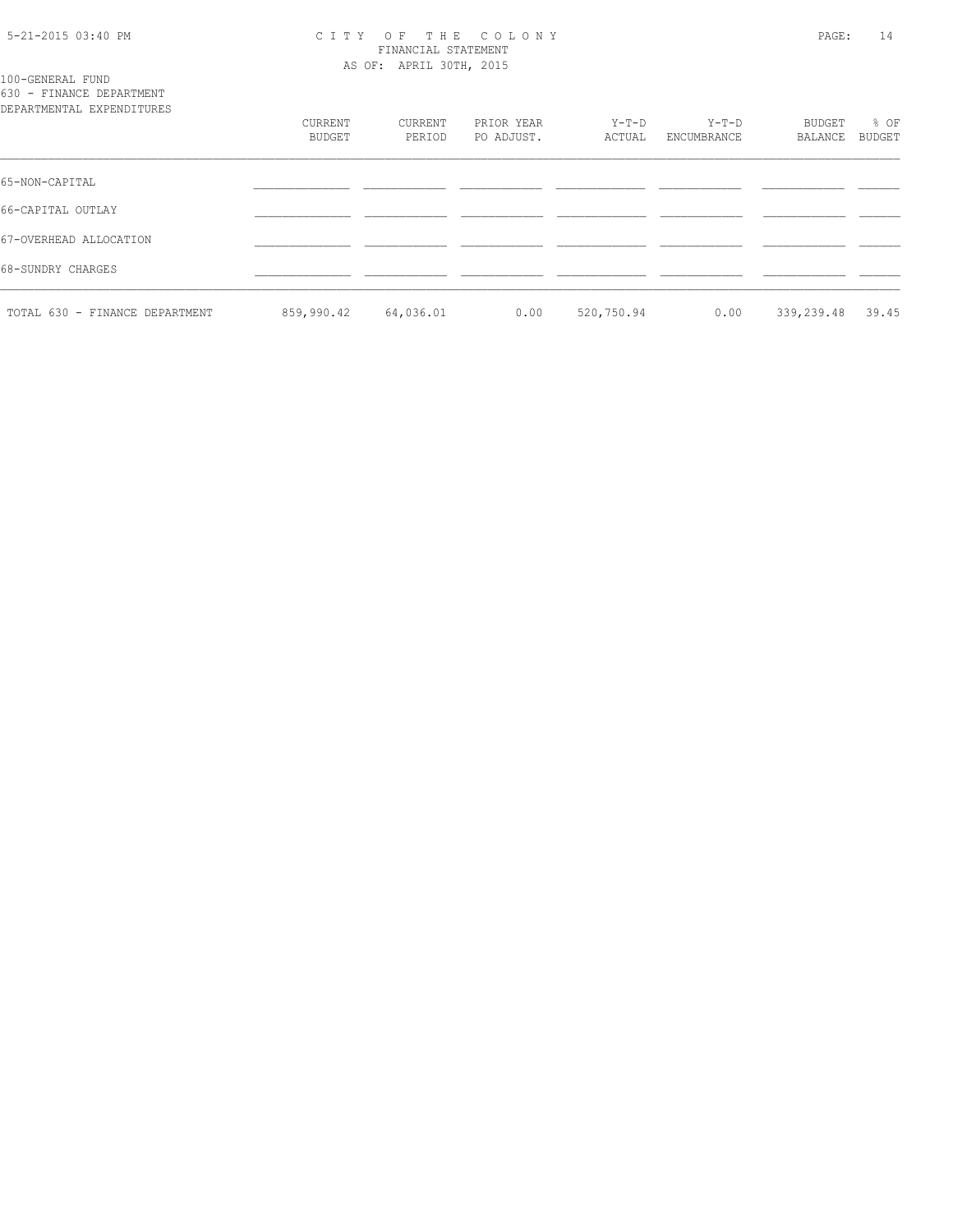# CITY OF THE COLONY

FINANCIAL STATEMENT

AS OF: APRIL 30TH, 2015

100-GENERAL FUND

630 - FINANCE DEPARTMENT

DEPARTMENTAL EXPENDITURES

| | CURRENT BUDGET | CURRENT PERIOD | PRIOR YEAR PO ADJUST. | Y-T-D ACTUAL | Y-T-D ENCUMBRANCE | BUDGET BALANCE | % OF BUDGET |
|---|---|---|---|---|---|---|---|
| 65-NON-CAPITAL | | | | | | | |
| 66-CAPITAL OUTLAY | | | | | | | |
| 67-OVERHEAD ALLOCATION | | | | | | | |
| 68-SUNDRY CHARGES | | | | | | | |
| TOTAL 630 - FINANCE DEPARTMENT | 859,990.42 | 64,036.01 | 0.00 | 520,750.94 | 0.00 | 339,239.48 | 39.45 |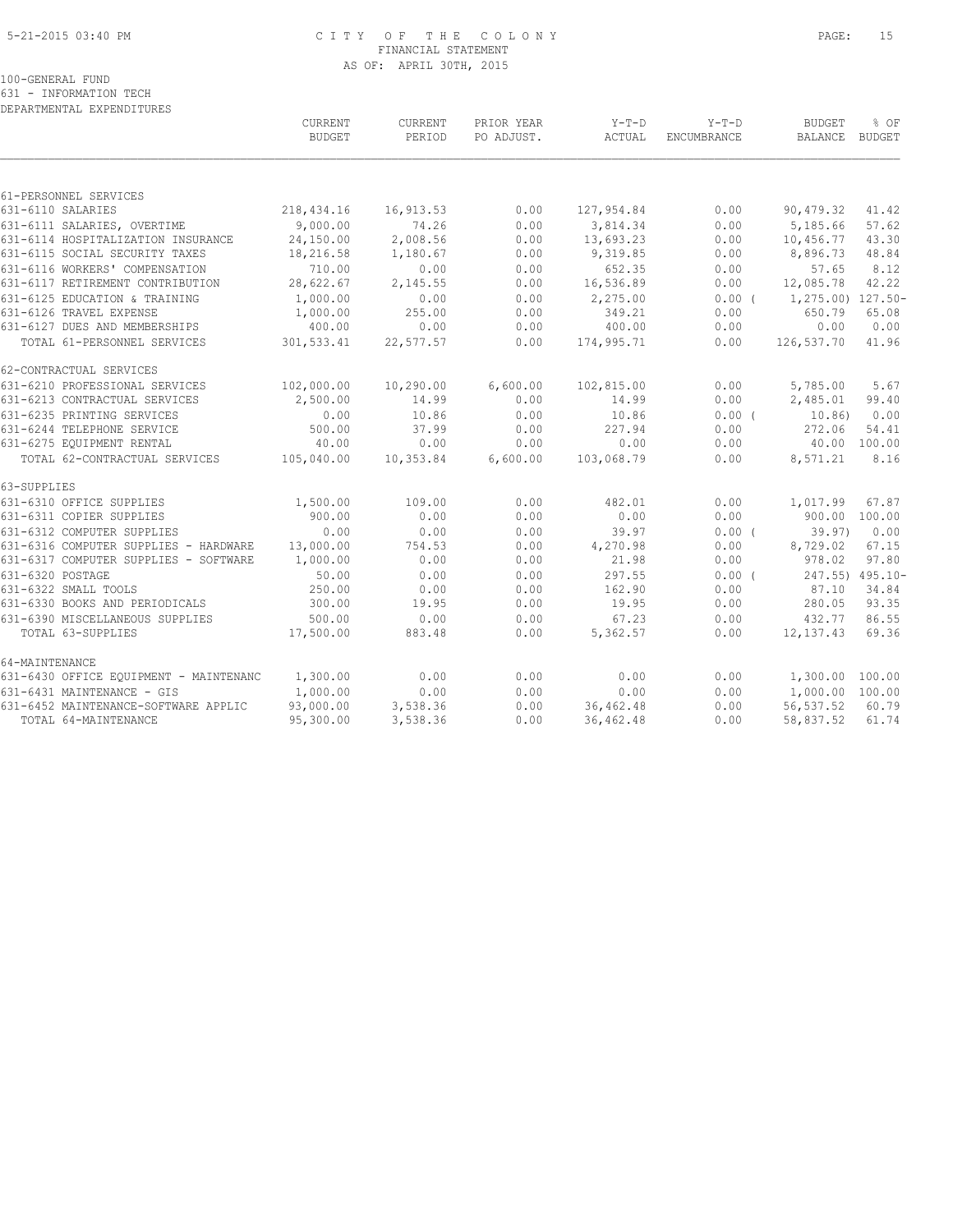# CITY OF THE COLONY
## FINANCIAL STATEMENT
### AS OF: APRIL 30TH, 2015

100-GENERAL FUND
631 - INFORMATION TECH
DEPARTMENTAL EXPENDITURES

| | CURRENT BUDGET | CURRENT PERIOD | PRIOR YEAR PO ADJUST. | Y-T-D ACTUAL | Y-T-D ENCUMBRANCE | BUDGET BALANCE | % OF BUDGET |
|---|---|---|---|---|---|---|---|
| 61-PERSONNEL SERVICES | | | | | | | |
| 631-6110 SALARIES | 218,434.16 | 16,913.53 | 0.00 | 127,954.84 | 0.00 | 90,479.32 | 41.42 |
| 631-6111 SALARIES, OVERTIME | 9,000.00 | 74.26 | 0.00 | 3,814.34 | 0.00 | 5,185.66 | 57.62 |
| 631-6114 HOSPITALIZATION INSURANCE | 24,150.00 | 2,008.56 | 0.00 | 13,693.23 | 0.00 | 10,456.77 | 43.30 |
| 631-6115 SOCIAL SECURITY TAXES | 18,216.58 | 1,180.67 | 0.00 | 9,319.85 | 0.00 | 8,896.73 | 48.84 |
| 631-6116 WORKERS' COMPENSATION | 710.00 | 0.00 | 0.00 | 652.35 | 0.00 | 57.65 | 8.12 |
| 631-6117 RETIREMENT CONTRIBUTION | 28,622.67 | 2,145.55 | 0.00 | 16,536.89 | 0.00 | 12,085.78 | 42.22 |
| 631-6125 EDUCATION & TRAINING | 1,000.00 | 0.00 | 0.00 | 2,275.00 | 0.00 | ( 1,275.00) | 127.50- |
| 631-6126 TRAVEL EXPENSE | 1,000.00 | 255.00 | 0.00 | 349.21 | 0.00 | 650.79 | 65.08 |
| 631-6127 DUES AND MEMBERSHIPS | 400.00 | 0.00 | 0.00 | 400.00 | 0.00 | 0.00 | 0.00 |
| TOTAL 61-PERSONNEL SERVICES | 301,533.41 | 22,577.57 | 0.00 | 174,995.71 | 0.00 | 126,537.70 | 41.96 |
| 62-CONTRACTUAL SERVICES | | | | | | | |
| 631-6210 PROFESSIONAL SERVICES | 102,000.00 | 10,290.00 | 6,600.00 | 102,815.00 | 0.00 | 5,785.00 | 5.67 |
| 631-6213 CONTRACTUAL SERVICES | 2,500.00 | 14.99 | 0.00 | 14.99 | 0.00 | 2,485.01 | 99.40 |
| 631-6235 PRINTING SERVICES | 0.00 | 10.86 | 0.00 | 10.86 | 0.00 | ( 10.86) | 0.00 |
| 631-6244 TELEPHONE SERVICE | 500.00 | 37.99 | 0.00 | 227.94 | 0.00 | 272.06 | 54.41 |
| 631-6275 EQUIPMENT RENTAL | 40.00 | 0.00 | 0.00 | 0.00 | 0.00 | 40.00 | 100.00 |
| TOTAL 62-CONTRACTUAL SERVICES | 105,040.00 | 10,353.84 | 6,600.00 | 103,068.79 | 0.00 | 8,571.21 | 8.16 |
| 63-SUPPLIES | | | | | | | |
| 631-6310 OFFICE SUPPLIES | 1,500.00 | 109.00 | 0.00 | 482.01 | 0.00 | 1,017.99 | 67.87 |
| 631-6311 COPIER SUPPLIES | 900.00 | 0.00 | 0.00 | 0.00 | 0.00 | 900.00 | 100.00 |
| 631-6312 COMPUTER SUPPLIES | 0.00 | 0.00 | 0.00 | 39.97 | 0.00 | ( 39.97) | 0.00 |
| 631-6316 COMPUTER SUPPLIES - HARDWARE | 13,000.00 | 754.53 | 0.00 | 4,270.98 | 0.00 | 8,729.02 | 67.15 |
| 631-6317 COMPUTER SUPPLIES - SOFTWARE | 1,000.00 | 0.00 | 0.00 | 21.98 | 0.00 | 978.02 | 97.80 |
| 631-6320 POSTAGE | 50.00 | 0.00 | 0.00 | 297.55 | 0.00 | ( 247.55) | 495.10- |
| 631-6322 SMALL TOOLS | 250.00 | 0.00 | 0.00 | 162.90 | 0.00 | 87.10 | 34.84 |
| 631-6330 BOOKS AND PERIODICALS | 300.00 | 19.95 | 0.00 | 19.95 | 0.00 | 280.05 | 93.35 |
| 631-6390 MISCELLANEOUS SUPPLIES | 500.00 | 0.00 | 0.00 | 67.23 | 0.00 | 432.77 | 86.55 |
| TOTAL 63-SUPPLIES | 17,500.00 | 883.48 | 0.00 | 5,362.57 | 0.00 | 12,137.43 | 69.36 |
| 64-MAINTENANCE | | | | | | | |
| 631-6430 OFFICE EQUIPMENT - MAINTENANC | 1,300.00 | 0.00 | 0.00 | 0.00 | 0.00 | 1,300.00 | 100.00 |
| 631-6431 MAINTENANCE - GIS | 1,000.00 | 0.00 | 0.00 | 0.00 | 0.00 | 1,000.00 | 100.00 |
| 631-6452 MAINTENANCE-SOFTWARE APPLIC | 93,000.00 | 3,538.36 | 0.00 | 36,462.48 | 0.00 | 56,537.52 | 60.79 |
| TOTAL 64-MAINTENANCE | 95,300.00 | 3,538.36 | 0.00 | 36,462.48 | 0.00 | 58,837.52 | 61.74 |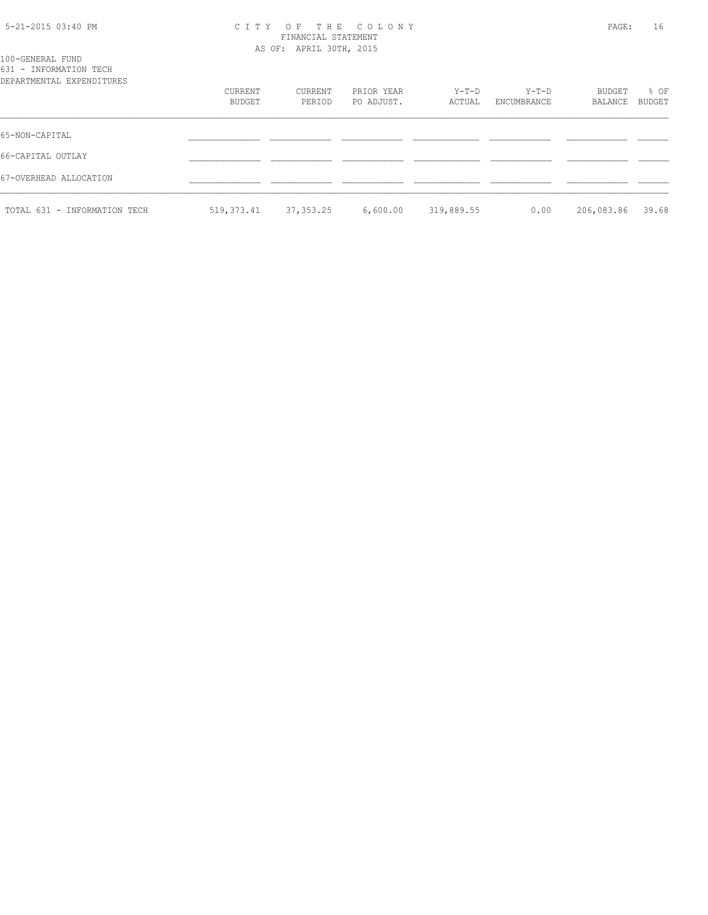100-GENERAL FUND
631 - INFORMATION TECH
DEPARTMENTAL EXPENDITURES

| | CURRENT BUDGET | CURRENT PERIOD | PRIOR YEAR PO ADJUST. | Y-T-D ACTUAL | Y-T-D ENCUMBRANCE | BUDGET BALANCE | % OF BUDGET |
|---|---|---|---|---|---|---|---|
| 65-NON-CAPITAL | | | | | | | |
| 66-CAPITAL OUTLAY | | | | | | | |
| 67-OVERHEAD ALLOCATION | | | | | | | |
| TOTAL 631 - INFORMATION TECH | 519,373.41 | 37,353.25 | 6,600.00 | 319,889.55 | 0.00 | 206,083.86 | 39.68 |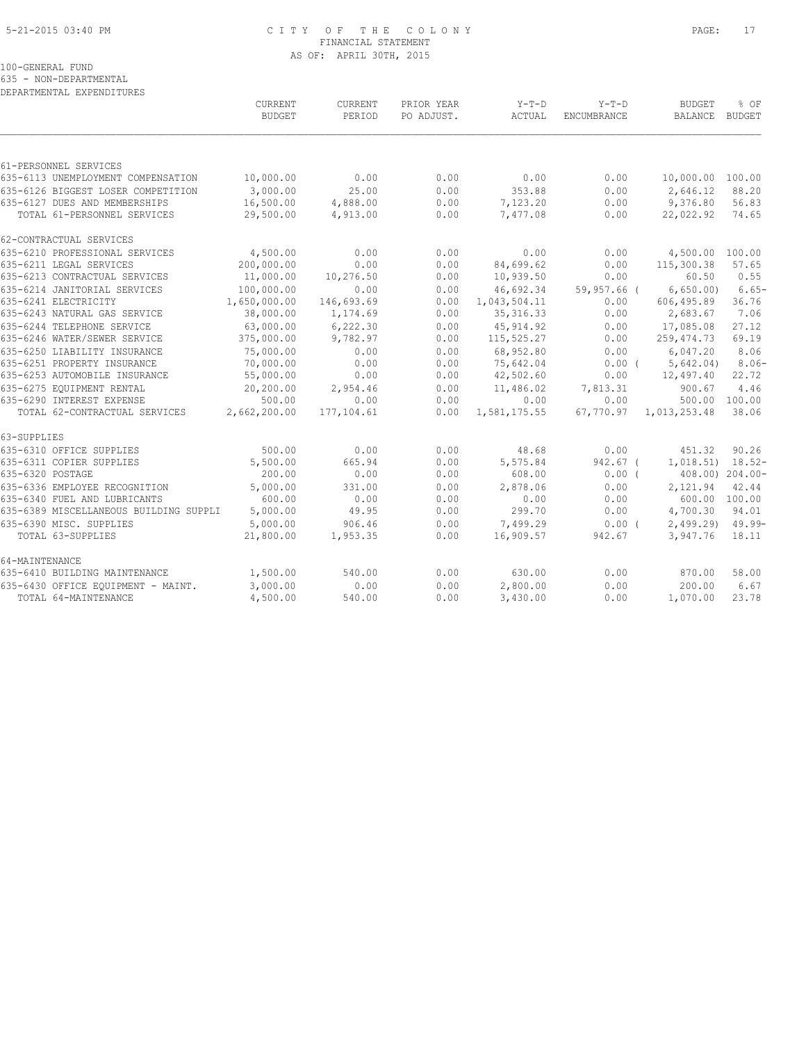CITY OF THE COLONY
FINANCIAL STATEMENT
AS OF: APRIL 30TH, 2015

100-GENERAL FUND
635 - NON-DEPARTMENTAL
DEPARTMENTAL EXPENDITURES

| | CURRENT BUDGET | CURRENT PERIOD | PRIOR YEAR PO ADJUST. | Y-T-D ACTUAL | Y-T-D ENCUMBRANCE | BUDGET BALANCE | % OF BUDGET |
|---|---|---|---|---|---|---|---|
| 61-PERSONNEL SERVICES | | | | | | | |
| 635-6113 UNEMPLOYMENT COMPENSATION | 10,000.00 | 0.00 | 0.00 | 0.00 | 0.00 | 10,000.00 | 100.00 |
| 635-6126 BIGGEST LOSER COMPETITION | 3,000.00 | 25.00 | 0.00 | 353.88 | 0.00 | 2,646.12 | 88.20 |
| 635-6127 DUES AND MEMBERSHIPS | 16,500.00 | 4,888.00 | 0.00 | 7,123.20 | 0.00 | 9,376.80 | 56.83 |
| TOTAL 61-PERSONNEL SERVICES | 29,500.00 | 4,913.00 | 0.00 | 7,477.08 | 0.00 | 22,022.92 | 74.65 |
| 62-CONTRACTUAL SERVICES | | | | | | | |
| 635-6210 PROFESSIONAL SERVICES | 4,500.00 | 0.00 | 0.00 | 0.00 | 0.00 | 4,500.00 | 100.00 |
| 635-6211 LEGAL SERVICES | 200,000.00 | 0.00 | 0.00 | 84,699.62 | 0.00 | 115,300.38 | 57.65 |
| 635-6213 CONTRACTUAL SERVICES | 11,000.00 | 10,276.50 | 0.00 | 10,939.50 | 0.00 | 60.50 | 0.55 |
| 635-6214 JANITORIAL SERVICES | 100,000.00 | 0.00 | 0.00 | 46,692.34 | 59,957.66 | ( 6,650.00) | 6.65- |
| 635-6241 ELECTRICITY | 1,650,000.00 | 146,693.69 | 0.00 | 1,043,504.11 | 0.00 | 606,495.89 | 36.76 |
| 635-6243 NATURAL GAS SERVICE | 38,000.00 | 1,174.69 | 0.00 | 35,316.33 | 0.00 | 2,683.67 | 7.06 |
| 635-6244 TELEPHONE SERVICE | 63,000.00 | 6,222.30 | 0.00 | 45,914.92 | 0.00 | 17,085.08 | 27.12 |
| 635-6246 WATER/SEWER SERVICE | 375,000.00 | 9,782.97 | 0.00 | 115,525.27 | 0.00 | 259,474.73 | 69.19 |
| 635-6250 LIABILITY INSURANCE | 75,000.00 | 0.00 | 0.00 | 68,952.80 | 0.00 | 6,047.20 | 8.06 |
| 635-6251 PROPERTY INSURANCE | 70,000.00 | 0.00 | 0.00 | 75,642.04 | 0.00 | ( 5,642.04) | 8.06- |
| 635-6253 AUTOMOBILE INSURANCE | 55,000.00 | 0.00 | 0.00 | 42,502.60 | 0.00 | 12,497.40 | 22.72 |
| 635-6275 EQUIPMENT RENTAL | 20,200.00 | 2,954.46 | 0.00 | 11,486.02 | 7,813.31 | 900.67 | 4.46 |
| 635-6290 INTEREST EXPENSE | 500.00 | 0.00 | 0.00 | 0.00 | 0.00 | 500.00 | 100.00 |
| TOTAL 62-CONTRACTUAL SERVICES | 2,662,200.00 | 177,104.61 | 0.00 | 1,581,175.55 | 67,770.97 | 1,013,253.48 | 38.06 |
| 63-SUPPLIES | | | | | | | |
| 635-6310 OFFICE SUPPLIES | 500.00 | 0.00 | 0.00 | 48.68 | 0.00 | 451.32 | 90.26 |
| 635-6311 COPIER SUPPLIES | 5,500.00 | 665.94 | 0.00 | 5,575.84 | 942.67 | ( 1,018.51) | 18.52- |
| 635-6320 POSTAGE | 200.00 | 0.00 | 0.00 | 608.00 | 0.00 | ( 408.00) | 204.00- |
| 635-6336 EMPLOYEE RECOGNITION | 5,000.00 | 331.00 | 0.00 | 2,878.06 | 0.00 | 2,121.94 | 42.44 |
| 635-6340 FUEL AND LUBRICANTS | 600.00 | 0.00 | 0.00 | 0.00 | 0.00 | 600.00 | 100.00 |
| 635-6389 MISCELLANEOUS BUILDING SUPPLI | 5,000.00 | 49.95 | 0.00 | 299.70 | 0.00 | 4,700.30 | 94.01 |
| 635-6390 MISC. SUPPLIES | 5,000.00 | 906.46 | 0.00 | 7,499.29 | 0.00 | ( 2,499.29) | 49.99- |
| TOTAL 63-SUPPLIES | 21,800.00 | 1,953.35 | 0.00 | 16,909.57 | 942.67 | 3,947.76 | 18.11 |
| 64-MAINTENANCE | | | | | | | |
| 635-6410 BUILDING MAINTENANCE | 1,500.00 | 540.00 | 0.00 | 630.00 | 0.00 | 870.00 | 58.00 |
| 635-6430 OFFICE EQUIPMENT - MAINT. | 3,000.00 | 0.00 | 0.00 | 2,800.00 | 0.00 | 200.00 | 6.67 |
| TOTAL 64-MAINTENANCE | 4,500.00 | 540.00 | 0.00 | 3,430.00 | 0.00 | 1,070.00 | 23.78 |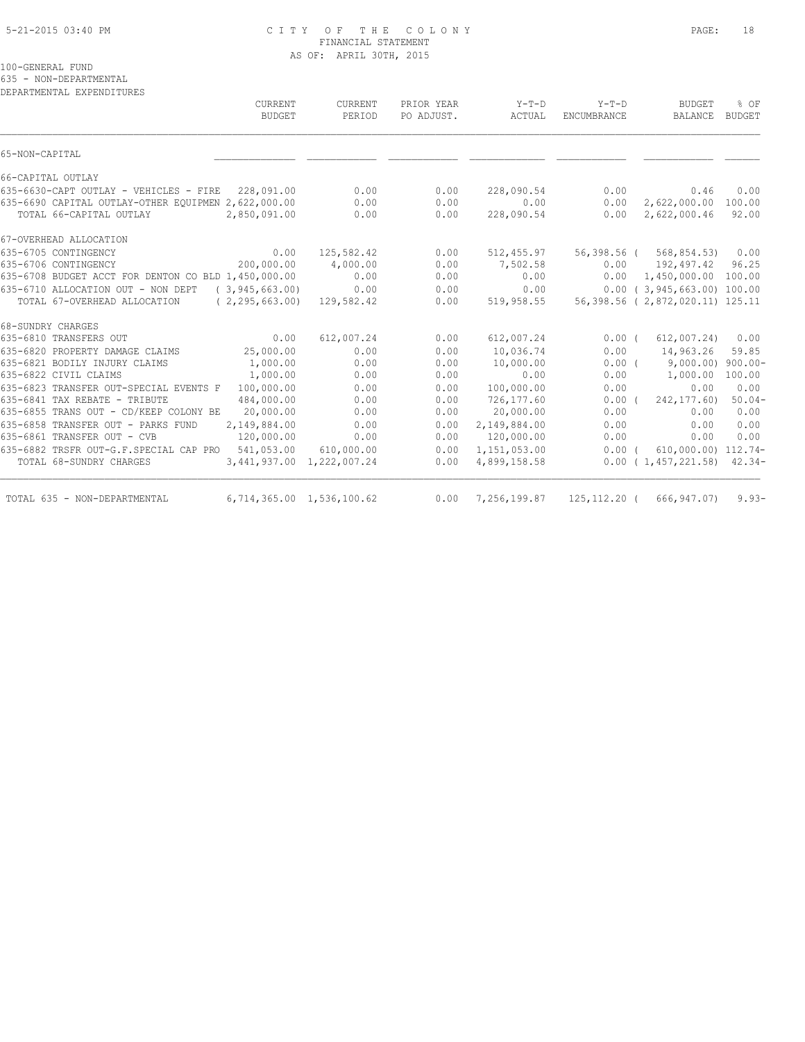5-21-2015 03:40 PM

# CITY OF THE COLONY
## FINANCIAL STATEMENT
### AS OF: APRIL 30TH, 2015

100-GENERAL FUND
635 - NON-DEPARTMENTAL
DEPARTMENTAL EXPENDITURES

| | CURRENT BUDGET | CURRENT PERIOD | PRIOR YEAR PO ADJUST. | Y-T-D ACTUAL | Y-T-D ENCUMBRANCE | BUDGET BALANCE | % OF BUDGET |
|---|---|---|---|---|---|---|---|
| 65-NON-CAPITAL | | | | | | | |
| 66-CAPITAL OUTLAY | | | | | | | |
| 635-6630-CAPT OUTLAY - VEHICLES - FIRE | 228,091.00 | 0.00 | 0.00 | 228,090.54 | 0.00 | 0.46 | 0.00 |
| 635-6690 CAPITAL OUTLAY-OTHER EQUIPMEN | 2,622,000.00 | 0.00 | 0.00 | 0.00 | 0.00 | 2,622,000.00 | 100.00 |
| TOTAL 66-CAPITAL OUTLAY | 2,850,091.00 | 0.00 | 0.00 | 228,090.54 | 0.00 | 2,622,000.46 | 92.00 |
| 67-OVERHEAD ALLOCATION | | | | | | | |
| 635-6705 CONTINGENCY | 0.00 | 125,582.42 | 0.00 | 512,455.97 | 56,398.56 | ( 568,854.53) | 0.00 |
| 635-6706 CONTINGENCY | 200,000.00 | 4,000.00 | 0.00 | 7,502.58 | 0.00 | 192,497.42 | 96.25 |
| 635-6708 BUDGET ACCT FOR DENTON CO BLD | 1,450,000.00 | 0.00 | 0.00 | 0.00 | 0.00 | 1,450,000.00 | 100.00 |
| 635-6710 ALLOCATION OUT - NON DEPT | ( 3,945,663.00) | 0.00 | 0.00 | 0.00 | 0.00 | ( 3,945,663.00) | 100.00 |
| TOTAL 67-OVERHEAD ALLOCATION | ( 2,295,663.00) | 129,582.42 | 0.00 | 519,958.55 | 56,398.56 | ( 2,872,020.11) | 125.11 |
| 68-SUNDRY CHARGES | | | | | | | |
| 635-6810 TRANSFERS OUT | 0.00 | 612,007.24 | 0.00 | 612,007.24 | 0.00 | ( 612,007.24) | 0.00 |
| 635-6820 PROPERTY DAMAGE CLAIMS | 25,000.00 | 0.00 | 0.00 | 10,036.74 | 0.00 | 14,963.26 | 59.85 |
| 635-6821 BODILY INJURY CLAIMS | 1,000.00 | 0.00 | 0.00 | 10,000.00 | 0.00 | ( 9,000.00) | 900.00- |
| 635-6822 CIVIL CLAIMS | 1,000.00 | 0.00 | 0.00 | 0.00 | 0.00 | 1,000.00 | 100.00 |
| 635-6823 TRANSFER OUT-SPECIAL EVENTS F | 100,000.00 | 0.00 | 0.00 | 100,000.00 | 0.00 | 0.00 | 0.00 |
| 635-6841 TAX REBATE - TRIBUTE | 484,000.00 | 0.00 | 0.00 | 726,177.60 | 0.00 | ( 242,177.60) | 50.04- |
| 635-6855 TRANS OUT - CD/KEEP COLONY BE | 20,000.00 | 0.00 | 0.00 | 20,000.00 | 0.00 | 0.00 | 0.00 |
| 635-6858 TRANSFER OUT - PARKS FUND | 2,149,884.00 | 0.00 | 0.00 | 2,149,884.00 | 0.00 | 0.00 | 0.00 |
| 635-6861 TRANSFER OUT - CVB | 120,000.00 | 0.00 | 0.00 | 120,000.00 | 0.00 | 0.00 | 0.00 |
| 635-6882 TRSFR OUT-G.F.SPECIAL CAP PRO | 541,053.00 | 610,000.00 | 0.00 | 1,151,053.00 | 0.00 | ( 610,000.00) | 112.74- |
| TOTAL 68-SUNDRY CHARGES | 3,441,937.00 | 1,222,007.24 | 0.00 | 4,899,158.58 | 0.00 | ( 1,457,221.58) | 42.34- |
| TOTAL 635 - NON-DEPARTMENTAL | 6,714,365.00 | 1,536,100.62 | 0.00 | 7,256,199.87 | 125,112.20 | ( 666,947.07) | 9.93- |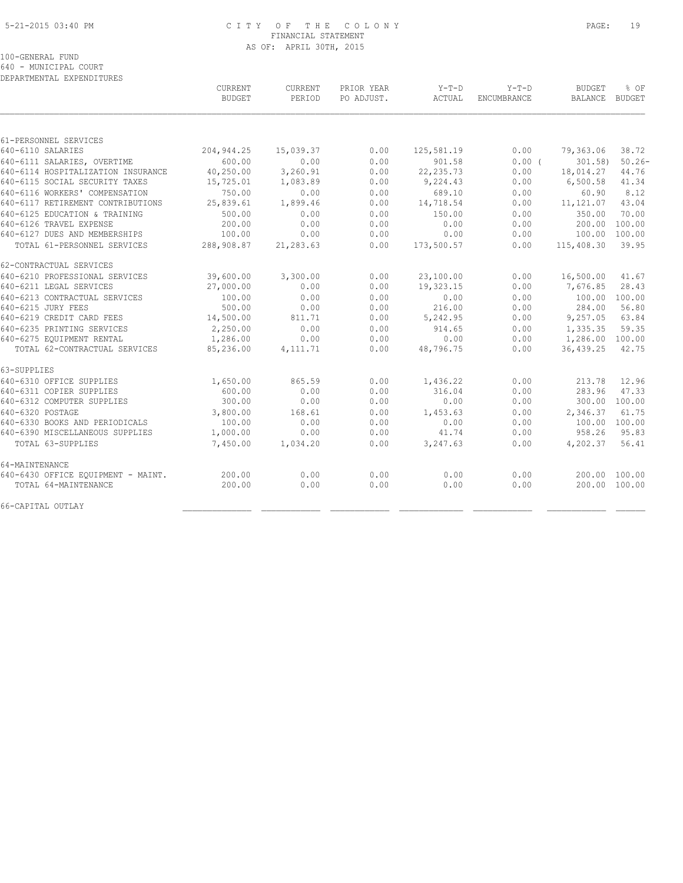CITY OF THE COLONY
FINANCIAL STATEMENT
AS OF: APRIL 30TH, 2015

100-GENERAL FUND
640 - MUNICIPAL COURT
DEPARTMENTAL EXPENDITURES

| | CURRENT BUDGET | CURRENT PERIOD | PRIOR YEAR PO ADJUST. | Y-T-D ACTUAL | Y-T-D ENCUMBRANCE | BUDGET BALANCE | % OF BUDGET |
|---|---|---|---|---|---|---|---|
| 61-PERSONNEL SERVICES | | | | | | | |
| 640-6110 SALARIES | 204,944.25 | 15,039.37 | 0.00 | 125,581.19 | 0.00 | 79,363.06 | 38.72 |
| 640-6111 SALARIES, OVERTIME | 600.00 | 0.00 | 0.00 | 901.58 | 0.00 | ( 301.58) | 50.26- |
| 640-6114 HOSPITALIZATION INSURANCE | 40,250.00 | 3,260.91 | 0.00 | 22,235.73 | 0.00 | 18,014.27 | 44.76 |
| 640-6115 SOCIAL SECURITY TAXES | 15,725.01 | 1,083.89 | 0.00 | 9,224.43 | 0.00 | 6,500.58 | 41.34 |
| 640-6116 WORKERS' COMPENSATION | 750.00 | 0.00 | 0.00 | 689.10 | 0.00 | 60.90 | 8.12 |
| 640-6117 RETIREMENT CONTRIBUTIONS | 25,839.61 | 1,899.46 | 0.00 | 14,718.54 | 0.00 | 11,121.07 | 43.04 |
| 640-6125 EDUCATION & TRAINING | 500.00 | 0.00 | 0.00 | 150.00 | 0.00 | 350.00 | 70.00 |
| 640-6126 TRAVEL EXPENSE | 200.00 | 0.00 | 0.00 | 0.00 | 0.00 | 200.00 | 100.00 |
| 640-6127 DUES AND MEMBERSHIPS | 100.00 | 0.00 | 0.00 | 0.00 | 0.00 | 100.00 | 100.00 |
| TOTAL 61-PERSONNEL SERVICES | 288,908.87 | 21,283.63 | 0.00 | 173,500.57 | 0.00 | 115,408.30 | 39.95 |
| 62-CONTRACTUAL SERVICES | | | | | | | |
| 640-6210 PROFESSIONAL SERVICES | 39,600.00 | 3,300.00 | 0.00 | 23,100.00 | 0.00 | 16,500.00 | 41.67 |
| 640-6211 LEGAL SERVICES | 27,000.00 | 0.00 | 0.00 | 19,323.15 | 0.00 | 7,676.85 | 28.43 |
| 640-6213 CONTRACTUAL SERVICES | 100.00 | 0.00 | 0.00 | 0.00 | 0.00 | 100.00 | 100.00 |
| 640-6215 JURY FEES | 500.00 | 0.00 | 0.00 | 216.00 | 0.00 | 284.00 | 56.80 |
| 640-6219 CREDIT CARD FEES | 14,500.00 | 811.71 | 0.00 | 5,242.95 | 0.00 | 9,257.05 | 63.84 |
| 640-6235 PRINTING SERVICES | 2,250.00 | 0.00 | 0.00 | 914.65 | 0.00 | 1,335.35 | 59.35 |
| 640-6275 EQUIPMENT RENTAL | 1,286.00 | 0.00 | 0.00 | 0.00 | 0.00 | 1,286.00 | 100.00 |
| TOTAL 62-CONTRACTUAL SERVICES | 85,236.00 | 4,111.71 | 0.00 | 48,796.75 | 0.00 | 36,439.25 | 42.75 |
| 63-SUPPLIES | | | | | | | |
| 640-6310 OFFICE SUPPLIES | 1,650.00 | 865.59 | 0.00 | 1,436.22 | 0.00 | 213.78 | 12.96 |
| 640-6311 COPIER SUPPLIES | 600.00 | 0.00 | 0.00 | 316.04 | 0.00 | 283.96 | 47.33 |
| 640-6312 COMPUTER SUPPLIES | 300.00 | 0.00 | 0.00 | 0.00 | 0.00 | 300.00 | 100.00 |
| 640-6320 POSTAGE | 3,800.00 | 168.61 | 0.00 | 1,453.63 | 0.00 | 2,346.37 | 61.75 |
| 640-6330 BOOKS AND PERIODICALS | 100.00 | 0.00 | 0.00 | 0.00 | 0.00 | 100.00 | 100.00 |
| 640-6390 MISCELLANEOUS SUPPLIES | 1,000.00 | 0.00 | 0.00 | 41.74 | 0.00 | 958.26 | 95.83 |
| TOTAL 63-SUPPLIES | 7,450.00 | 1,034.20 | 0.00 | 3,247.63 | 0.00 | 4,202.37 | 56.41 |
| 64-MAINTENANCE | | | | | | | |
| 640-6430 OFFICE EQUIPMENT - MAINT. | 200.00 | 0.00 | 0.00 | 0.00 | 0.00 | 200.00 | 100.00 |
| TOTAL 64-MAINTENANCE | 200.00 | 0.00 | 0.00 | 0.00 | 0.00 | 200.00 | 100.00 |
| 66-CAPITAL OUTLAY | | | | | | | |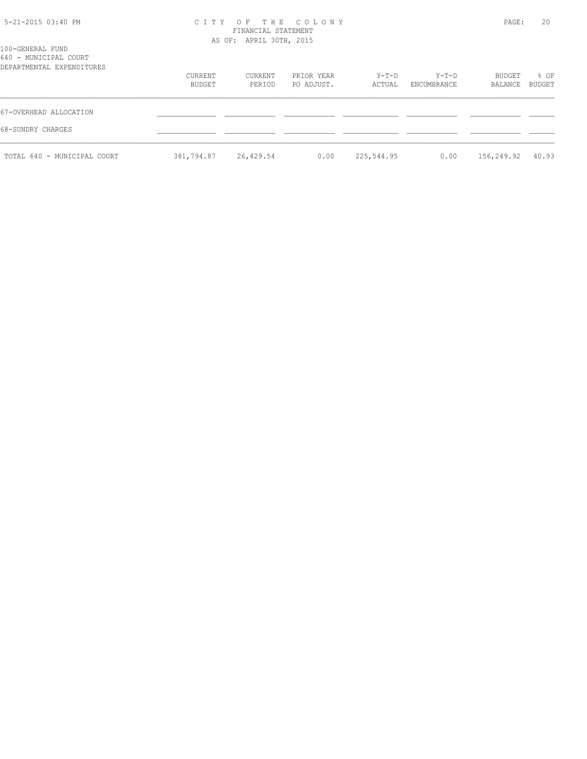100-GENERAL FUND
640 - MUNICIPAL COURT
DEPARTMENTAL EXPENDITURES

| | CURRENT BUDGET | CURRENT PERIOD | PRIOR YEAR PO ADJUST. | Y-T-D ACTUAL | Y-T-D ENCUMBRANCE | BUDGET BALANCE | % OF BUDGET |
|---|---|---|---|---|---|---|---|
| 67-OVERHEAD ALLOCATION | | | | | | | |
| 68-SUNDRY CHARGES | | | | | | | |
| TOTAL 640 - MUNICIPAL COURT | 381,794.87 | 26,429.54 | 0.00 | 225,544.95 | 0.00 | 156,249.92 | 40.93 |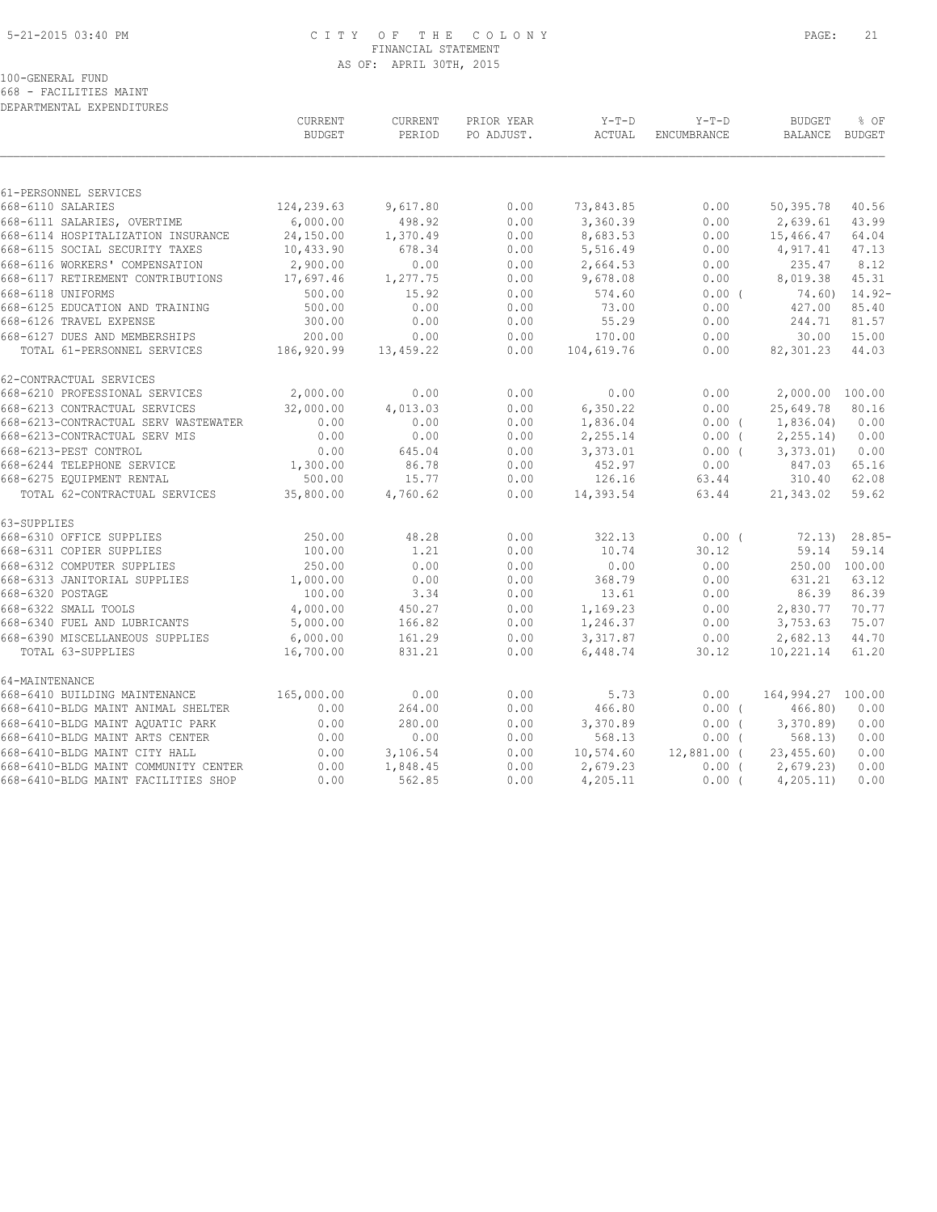5-21-2015 03:40 PM CITY OF THE COLONY
FINANCIAL STATEMENT
AS OF: APRIL 30TH, 2015

100-GENERAL FUND
668 - FACILITIES MAINT
DEPARTMENTAL EXPENDITURES

| | CURRENT BUDGET | CURRENT PERIOD | PRIOR YEAR PO ADJUST. | Y-T-D ACTUAL | Y-T-D ENCUMBRANCE | BUDGET BALANCE | % OF BUDGET |
|---|---|---|---|---|---|---|---|
| 61-PERSONNEL SERVICES | | | | | | | |
| 668-6110 SALARIES | 124,239.63 | 9,617.80 | 0.00 | 73,843.85 | 0.00 | 50,395.78 | 40.56 |
| 668-6111 SALARIES, OVERTIME | 6,000.00 | 498.92 | 0.00 | 3,360.39 | 0.00 | 2,639.61 | 43.99 |
| 668-6114 HOSPITALIZATION INSURANCE | 24,150.00 | 1,370.49 | 0.00 | 8,683.53 | 0.00 | 15,466.47 | 64.04 |
| 668-6115 SOCIAL SECURITY TAXES | 10,433.90 | 678.34 | 0.00 | 5,516.49 | 0.00 | 4,917.41 | 47.13 |
| 668-6116 WORKERS' COMPENSATION | 2,900.00 | 0.00 | 0.00 | 2,664.53 | 0.00 | 235.47 | 8.12 |
| 668-6117 RETIREMENT CONTRIBUTIONS | 17,697.46 | 1,277.75 | 0.00 | 9,678.08 | 0.00 | 8,019.38 | 45.31 |
| 668-6118 UNIFORMS | 500.00 | 15.92 | 0.00 | 574.60 | 0.00 ( | 74.60) | 14.92- |
| 668-6125 EDUCATION AND TRAINING | 500.00 | 0.00 | 0.00 | 73.00 | 0.00 | 427.00 | 85.40 |
| 668-6126 TRAVEL EXPENSE | 300.00 | 0.00 | 0.00 | 55.29 | 0.00 | 244.71 | 81.57 |
| 668-6127 DUES AND MEMBERSHIPS | 200.00 | 0.00 | 0.00 | 170.00 | 0.00 | 30.00 | 15.00 |
| TOTAL 61-PERSONNEL SERVICES | 186,920.99 | 13,459.22 | 0.00 | 104,619.76 | 0.00 | 82,301.23 | 44.03 |
| 62-CONTRACTUAL SERVICES | | | | | | | |
| 668-6210 PROFESSIONAL SERVICES | 2,000.00 | 0.00 | 0.00 | 0.00 | 0.00 | 2,000.00 | 100.00 |
| 668-6213 CONTRACTUAL SERVICES | 32,000.00 | 4,013.03 | 0.00 | 6,350.22 | 0.00 | 25,649.78 | 80.16 |
| 668-6213-CONTRACTUAL SERV WASTEWATER | 0.00 | 0.00 | 0.00 | 1,836.04 | 0.00 ( | 1,836.04) | 0.00 |
| 668-6213-CONTRACTUAL SERV MIS | 0.00 | 0.00 | 0.00 | 2,255.14 | 0.00 ( | 2,255.14) | 0.00 |
| 668-6213-PEST CONTROL | 0.00 | 645.04 | 0.00 | 3,373.01 | 0.00 ( | 3,373.01) | 0.00 |
| 668-6244 TELEPHONE SERVICE | 1,300.00 | 86.78 | 0.00 | 452.97 | 0.00 | 847.03 | 65.16 |
| 668-6275 EQUIPMENT RENTAL | 500.00 | 15.77 | 0.00 | 126.16 | 63.44 | 310.40 | 62.08 |
| TOTAL 62-CONTRACTUAL SERVICES | 35,800.00 | 4,760.62 | 0.00 | 14,393.54 | 63.44 | 21,343.02 | 59.62 |
| 63-SUPPLIES | | | | | | | |
| 668-6310 OFFICE SUPPLIES | 250.00 | 48.28 | 0.00 | 322.13 | 0.00 ( | 72.13) | 28.85- |
| 668-6311 COPIER SUPPLIES | 100.00 | 1.21 | 0.00 | 10.74 | 30.12 | 59.14 | 59.14 |
| 668-6312 COMPUTER SUPPLIES | 250.00 | 0.00 | 0.00 | 0.00 | 0.00 | 250.00 | 100.00 |
| 668-6313 JANITORIAL SUPPLIES | 1,000.00 | 0.00 | 0.00 | 368.79 | 0.00 | 631.21 | 63.12 |
| 668-6320 POSTAGE | 100.00 | 3.34 | 0.00 | 13.61 | 0.00 | 86.39 | 86.39 |
| 668-6322 SMALL TOOLS | 4,000.00 | 450.27 | 0.00 | 1,169.23 | 0.00 | 2,830.77 | 70.77 |
| 668-6340 FUEL AND LUBRICANTS | 5,000.00 | 166.82 | 0.00 | 1,246.37 | 0.00 | 3,753.63 | 75.07 |
| 668-6390 MISCELLANEOUS SUPPLIES | 6,000.00 | 161.29 | 0.00 | 3,317.87 | 0.00 | 2,682.13 | 44.70 |
| TOTAL 63-SUPPLIES | 16,700.00 | 831.21 | 0.00 | 6,448.74 | 30.12 | 10,221.14 | 61.20 |
| 64-MAINTENANCE | | | | | | | |
| 668-6410 BUILDING MAINTENANCE | 165,000.00 | 0.00 | 0.00 | 5.73 | 0.00 | 164,994.27 | 100.00 |
| 668-6410-BLDG MAINT ANIMAL SHELTER | 0.00 | 264.00 | 0.00 | 466.80 | 0.00 ( | 466.80) | 0.00 |
| 668-6410-BLDG MAINT AQUATIC PARK | 0.00 | 280.00 | 0.00 | 3,370.89 | 0.00 ( | 3,370.89) | 0.00 |
| 668-6410-BLDG MAINT ARTS CENTER | 0.00 | 0.00 | 0.00 | 568.13 | 0.00 ( | 568.13) | 0.00 |
| 668-6410-BLDG MAINT CITY HALL | 0.00 | 3,106.54 | 0.00 | 10,574.60 | 12,881.00 ( | 23,455.60) | 0.00 |
| 668-6410-BLDG MAINT COMMUNITY CENTER | 0.00 | 1,848.45 | 0.00 | 2,679.23 | 0.00 ( | 2,679.23) | 0.00 |
| 668-6410-BLDG MAINT FACILITIES SHOP | 0.00 | 562.85 | 0.00 | 4,205.11 | 0.00 ( | 4,205.11) | 0.00 |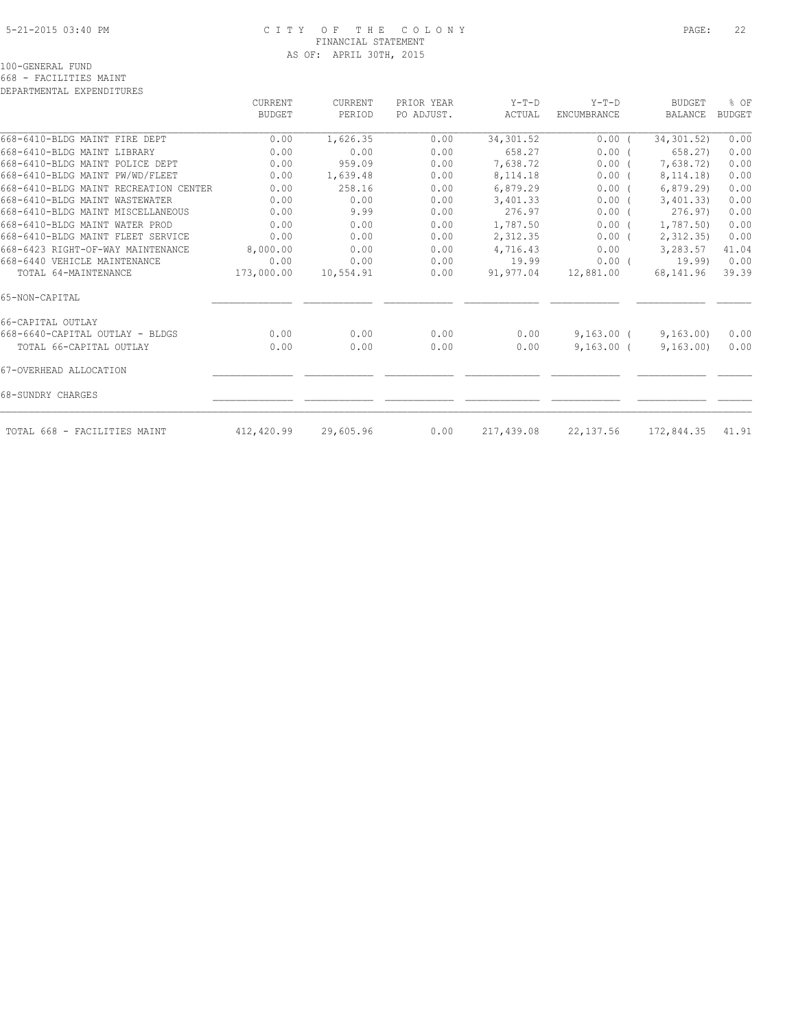C I T Y   O F   T H E   C O L O N Y
FINANCIAL STATEMENT
AS OF: APRIL 30TH, 2015

100-GENERAL FUND
668 - FACILITIES MAINT
DEPARTMENTAL EXPENDITURES

| | CURRENT BUDGET | CURRENT PERIOD | PRIOR YEAR PO ADJUST. | Y-T-D ACTUAL | Y-T-D ENCUMBRANCE | BUDGET BALANCE | % OF BUDGET |
|---|---|---|---|---|---|---|---|
| 668-6410-BLDG MAINT FIRE DEPT | 0.00 | 1,626.35 | 0.00 | 34,301.52 | 0.00 | ( 34,301.52) | 0.00 |
| 668-6410-BLDG MAINT LIBRARY | 0.00 | 0.00 | 0.00 | 658.27 | 0.00 | ( 658.27) | 0.00 |
| 668-6410-BLDG MAINT POLICE DEPT | 0.00 | 959.09 | 0.00 | 7,638.72 | 0.00 | ( 7,638.72) | 0.00 |
| 668-6410-BLDG MAINT PW/WD/FLEET | 0.00 | 1,639.48 | 0.00 | 8,114.18 | 0.00 | ( 8,114.18) | 0.00 |
| 668-6410-BLDG MAINT RECREATION CENTER | 0.00 | 258.16 | 0.00 | 6,879.29 | 0.00 | ( 6,879.29) | 0.00 |
| 668-6410-BLDG MAINT WASTEWATER | 0.00 | 0.00 | 0.00 | 3,401.33 | 0.00 | ( 3,401.33) | 0.00 |
| 668-6410-BLDG MAINT MISCELLANEOUS | 0.00 | 9.99 | 0.00 | 276.97 | 0.00 | ( 276.97) | 0.00 |
| 668-6410-BLDG MAINT WATER PROD | 0.00 | 0.00 | 0.00 | 1,787.50 | 0.00 | ( 1,787.50) | 0.00 |
| 668-6410-BLDG MAINT FLEET SERVICE | 0.00 | 0.00 | 0.00 | 2,312.35 | 0.00 | ( 2,312.35) | 0.00 |
| 668-6423 RIGHT-OF-WAY MAINTENANCE | 8,000.00 | 0.00 | 0.00 | 4,716.43 | 0.00 | 3,283.57 | 41.04 |
| 668-6440 VEHICLE MAINTENANCE | 0.00 | 0.00 | 0.00 | 19.99 | 0.00 | ( 19.99) | 0.00 |
| TOTAL 64-MAINTENANCE | 173,000.00 | 10,554.91 | 0.00 | 91,977.04 | 12,881.00 | 68,141.96 | 39.39 |
| 65-NON-CAPITAL | | | | | | | |
| 66-CAPITAL OUTLAY | | | | | | | |
| 668-6640-CAPITAL OUTLAY - BLDGS | 0.00 | 0.00 | 0.00 | 0.00 | 9,163.00 | ( 9,163.00) | 0.00 |
| TOTAL 66-CAPITAL OUTLAY | 0.00 | 0.00 | 0.00 | 0.00 | 9,163.00 | ( 9,163.00) | 0.00 |
| 67-OVERHEAD ALLOCATION | | | | | | | |
| 68-SUNDRY CHARGES | | | | | | | |
| TOTAL 668 - FACILITIES MAINT | 412,420.99 | 29,605.96 | 0.00 | 217,439.08 | 22,137.56 | 172,844.35 | 41.91 |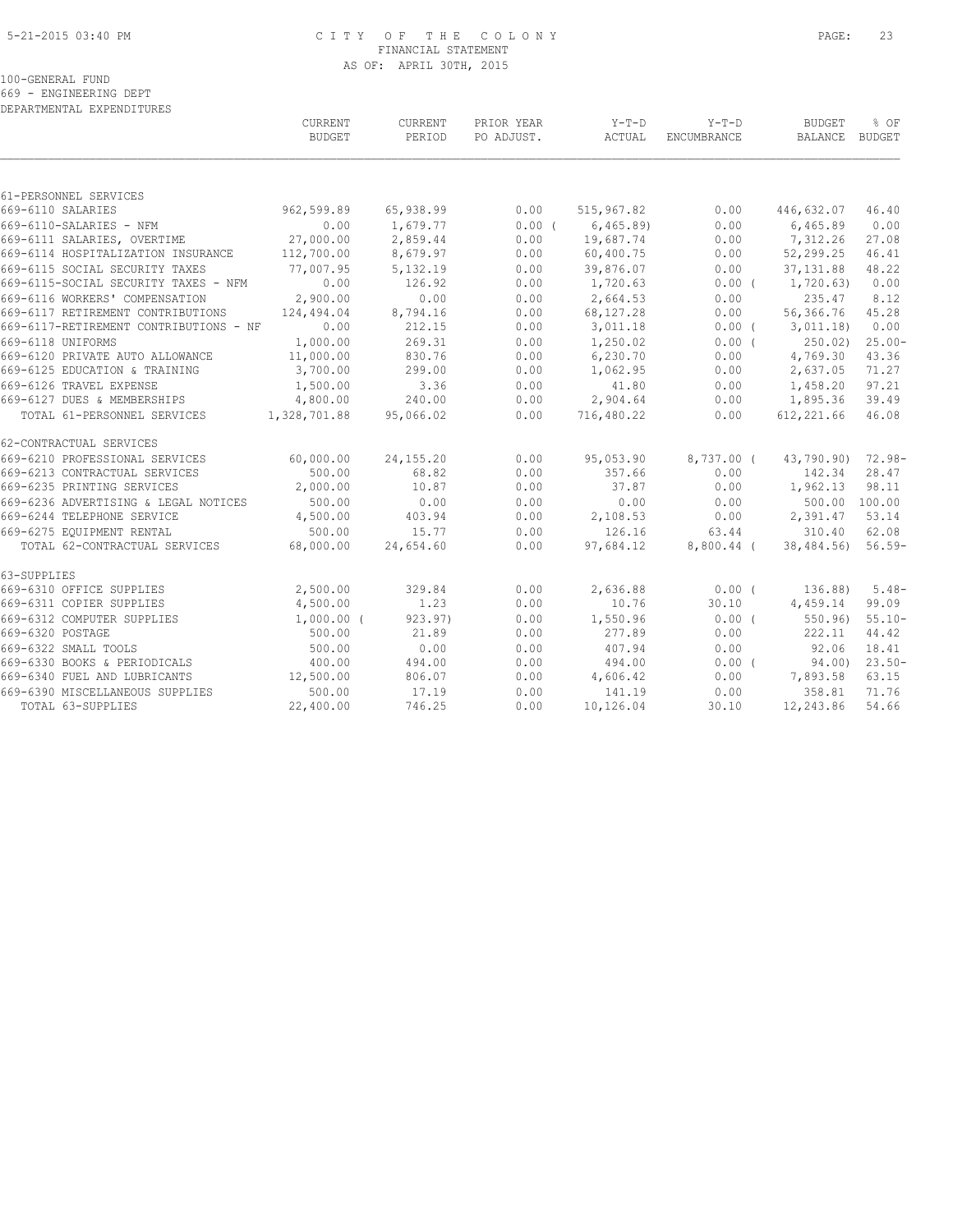CITY OF THE COLONY
FINANCIAL STATEMENT
AS OF: APRIL 30TH, 2015

100-GENERAL FUND
669 - ENGINEERING DEPT
DEPARTMENTAL EXPENDITURES

| | CURRENT BUDGET | CURRENT PERIOD | PRIOR YEAR PO ADJUST. | Y-T-D ACTUAL | Y-T-D ENCUMBRANCE | BUDGET BALANCE | % OF BUDGET |
|---|---|---|---|---|---|---|---|
| 61-PERSONNEL SERVICES | | | | | | | |
| 669-6110 SALARIES | 962,599.89 | 65,938.99 | 0.00 | 515,967.82 | 0.00 | 446,632.07 | 46.40 |
| 669-6110-SALARIES - NFM | 0.00 | 1,679.77 | 0.00 ( | 6,465.89) | 0.00 | 6,465.89 | 0.00 |
| 669-6111 SALARIES, OVERTIME | 27,000.00 | 2,859.44 | 0.00 | 19,687.74 | 0.00 | 7,312.26 | 27.08 |
| 669-6114 HOSPITALIZATION INSURANCE | 112,700.00 | 8,679.97 | 0.00 | 60,400.75 | 0.00 | 52,299.25 | 46.41 |
| 669-6115 SOCIAL SECURITY TAXES | 77,007.95 | 5,132.19 | 0.00 | 39,876.07 | 0.00 | 37,131.88 | 48.22 |
| 669-6115-SOCIAL SECURITY TAXES - NFM | 0.00 | 126.92 | 0.00 | 1,720.63 | 0.00 ( | 1,720.63) | 0.00 |
| 669-6116 WORKERS' COMPENSATION | 2,900.00 | 0.00 | 0.00 | 2,664.53 | 0.00 | 235.47 | 8.12 |
| 669-6117 RETIREMENT CONTRIBUTIONS | 124,494.04 | 8,794.16 | 0.00 | 68,127.28 | 0.00 | 56,366.76 | 45.28 |
| 669-6117-RETIREMENT CONTRIBUTIONS - NF | 0.00 | 212.15 | 0.00 | 3,011.18 | 0.00 ( | 3,011.18) | 0.00 |
| 669-6118 UNIFORMS | 1,000.00 | 269.31 | 0.00 | 1,250.02 | 0.00 ( | 250.02) | 25.00- |
| 669-6120 PRIVATE AUTO ALLOWANCE | 11,000.00 | 830.76 | 0.00 | 6,230.70 | 0.00 | 4,769.30 | 43.36 |
| 669-6125 EDUCATION & TRAINING | 3,700.00 | 299.00 | 0.00 | 1,062.95 | 0.00 | 2,637.05 | 71.27 |
| 669-6126 TRAVEL EXPENSE | 1,500.00 | 3.36 | 0.00 | 41.80 | 0.00 | 1,458.20 | 97.21 |
| 669-6127 DUES & MEMBERSHIPS | 4,800.00 | 240.00 | 0.00 | 2,904.64 | 0.00 | 1,895.36 | 39.49 |
| TOTAL 61-PERSONNEL SERVICES | 1,328,701.88 | 95,066.02 | 0.00 | 716,480.22 | 0.00 | 612,221.66 | 46.08 |
| 62-CONTRACTUAL SERVICES | | | | | | | |
| 669-6210 PROFESSIONAL SERVICES | 60,000.00 | 24,155.20 | 0.00 | 95,053.90 | 8,737.00 ( | 43,790.90) | 72.98- |
| 669-6213 CONTRACTUAL SERVICES | 500.00 | 68.82 | 0.00 | 357.66 | 0.00 | 142.34 | 28.47 |
| 669-6235 PRINTING SERVICES | 2,000.00 | 10.87 | 0.00 | 37.87 | 0.00 | 1,962.13 | 98.11 |
| 669-6236 ADVERTISING & LEGAL NOTICES | 500.00 | 0.00 | 0.00 | 0.00 | 0.00 | 500.00 | 100.00 |
| 669-6244 TELEPHONE SERVICE | 4,500.00 | 403.94 | 0.00 | 2,108.53 | 0.00 | 2,391.47 | 53.14 |
| 669-6275 EQUIPMENT RENTAL | 500.00 | 15.77 | 0.00 | 126.16 | 63.44 | 310.40 | 62.08 |
| TOTAL 62-CONTRACTUAL SERVICES | 68,000.00 | 24,654.60 | 0.00 | 97,684.12 | 8,800.44 ( | 38,484.56) | 56.59- |
| 63-SUPPLIES | | | | | | | |
| 669-6310 OFFICE SUPPLIES | 2,500.00 | 329.84 | 0.00 | 2,636.88 | 0.00 ( | 136.88) | 5.48- |
| 669-6311 COPIER SUPPLIES | 4,500.00 | 1.23 | 0.00 | 10.76 | 30.10 | 4,459.14 | 99.09 |
| 669-6312 COMPUTER SUPPLIES | 1,000.00 ( | 923.97) | 0.00 | 1,550.96 | 0.00 ( | 550.96) | 55.10- |
| 669-6320 POSTAGE | 500.00 | 21.89 | 0.00 | 277.89 | 0.00 | 222.11 | 44.42 |
| 669-6322 SMALL TOOLS | 500.00 | 0.00 | 0.00 | 407.94 | 0.00 | 92.06 | 18.41 |
| 669-6330 BOOKS & PERIODICALS | 400.00 | 494.00 | 0.00 | 494.00 | 0.00 ( | 94.00) | 23.50- |
| 669-6340 FUEL AND LUBRICANTS | 12,500.00 | 806.07 | 0.00 | 4,606.42 | 0.00 | 7,893.58 | 63.15 |
| 669-6390 MISCELLANEOUS SUPPLIES | 500.00 | 17.19 | 0.00 | 141.19 | 0.00 | 358.81 | 71.76 |
| TOTAL 63-SUPPLIES | 22,400.00 | 746.25 | 0.00 | 10,126.04 | 30.10 | 12,243.86 | 54.66 |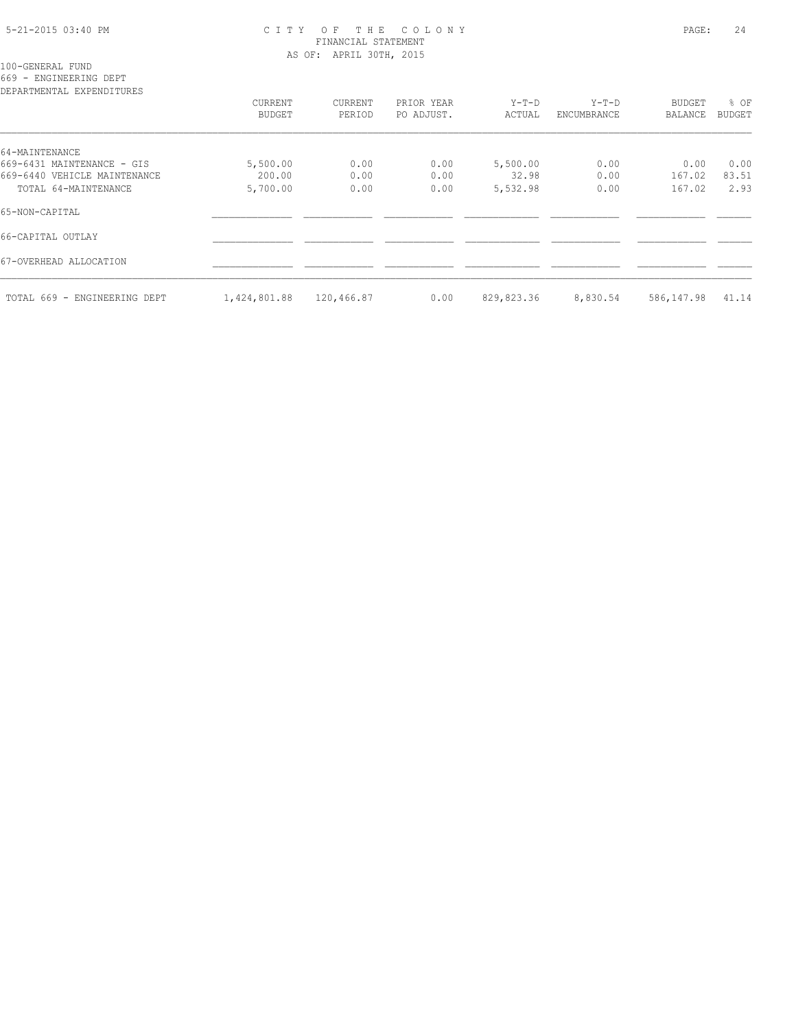# CITY OF THE COLONY

FINANCIAL STATEMENT

AS OF: APRIL 30TH, 2015

100-GENERAL FUND

669 - ENGINEERING DEPT

DEPARTMENTAL EXPENDITURES

| | CURRENT BUDGET | CURRENT PERIOD | PRIOR YEAR PO ADJUST. | Y-T-D ACTUAL | Y-T-D ENCUMBRANCE | BUDGET BALANCE | % OF BUDGET |
|---|---|---|---|---|---|---|---|
| 64-MAINTENANCE | | | | | | | |
| 669-6431 MAINTENANCE - GIS | 5,500.00 | 0.00 | 0.00 | 5,500.00 | 0.00 | 0.00 | 0.00 |
| 669-6440 VEHICLE MAINTENANCE | 200.00 | 0.00 | 0.00 | 32.98 | 0.00 | 167.02 | 83.51 |
| TOTAL 64-MAINTENANCE | 5,700.00 | 0.00 | 0.00 | 5,532.98 | 0.00 | 167.02 | 2.93 |
| 65-NON-CAPITAL | | | | | | | |
| 66-CAPITAL OUTLAY | | | | | | | |
| 67-OVERHEAD ALLOCATION | | | | | | | |
| TOTAL 669 - ENGINEERING DEPT | 1,424,801.88 | 120,466.87 | 0.00 | 829,823.36 | 8,830.54 | 586,147.98 | 41.14 |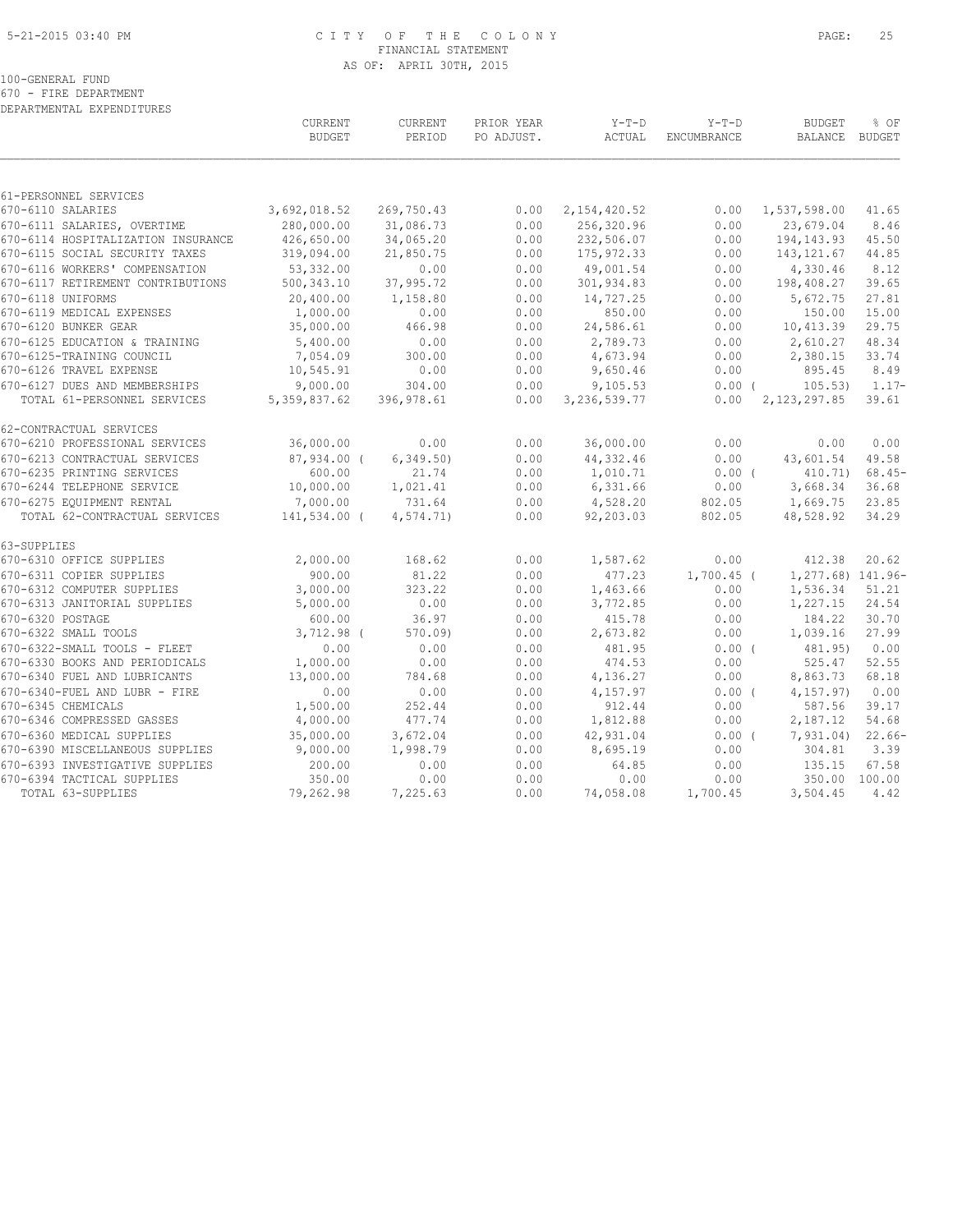CITY OF THE COLONY
FINANCIAL STATEMENT
AS OF: APRIL 30TH, 2015

100-GENERAL FUND
670 - FIRE DEPARTMENT
DEPARTMENTAL EXPENDITURES

| | CURRENT BUDGET | CURRENT PERIOD | PRIOR YEAR PO ADJUST. | Y-T-D ACTUAL | Y-T-D ENCUMBRANCE | BUDGET BALANCE | % OF BUDGET |
|---|---|---|---|---|---|---|---|
| 61-PERSONNEL SERVICES | | | | | | | |
| 670-6110 SALARIES | 3,692,018.52 | 269,750.43 | 0.00 | 2,154,420.52 | 0.00 | 1,537,598.00 | 41.65 |
| 670-6111 SALARIES, OVERTIME | 280,000.00 | 31,086.73 | 0.00 | 256,320.96 | 0.00 | 23,679.04 | 8.46 |
| 670-6114 HOSPITALIZATION INSURANCE | 426,650.00 | 34,065.20 | 0.00 | 232,506.07 | 0.00 | 194,143.93 | 45.50 |
| 670-6115 SOCIAL SECURITY TAXES | 319,094.00 | 21,850.75 | 0.00 | 175,972.33 | 0.00 | 143,121.67 | 44.85 |
| 670-6116 WORKERS' COMPENSATION | 53,332.00 | 0.00 | 0.00 | 49,001.54 | 0.00 | 4,330.46 | 8.12 |
| 670-6117 RETIREMENT CONTRIBUTIONS | 500,343.10 | 37,995.72 | 0.00 | 301,934.83 | 0.00 | 198,408.27 | 39.65 |
| 670-6118 UNIFORMS | 20,400.00 | 1,158.80 | 0.00 | 14,727.25 | 0.00 | 5,672.75 | 27.81 |
| 670-6119 MEDICAL EXPENSES | 1,000.00 | 0.00 | 0.00 | 850.00 | 0.00 | 150.00 | 15.00 |
| 670-6120 BUNKER GEAR | 35,000.00 | 466.98 | 0.00 | 24,586.61 | 0.00 | 10,413.39 | 29.75 |
| 670-6125 EDUCATION & TRAINING | 5,400.00 | 0.00 | 0.00 | 2,789.73 | 0.00 | 2,610.27 | 48.34 |
| 670-6125-TRAINING COUNCIL | 7,054.09 | 300.00 | 0.00 | 4,673.94 | 0.00 | 2,380.15 | 33.74 |
| 670-6126 TRAVEL EXPENSE | 10,545.91 | 0.00 | 0.00 | 9,650.46 | 0.00 | 895.45 | 8.49 |
| 670-6127 DUES AND MEMBERSHIPS | 9,000.00 | 304.00 | 0.00 | 9,105.53 | 0.00 | ( 105.53) | 1.17- |
| TOTAL 61-PERSONNEL SERVICES | 5,359,837.62 | 396,978.61 | 0.00 | 3,236,539.77 | 0.00 | 2,123,297.85 | 39.61 |
| 62-CONTRACTUAL SERVICES | | | | | | | |
| 670-6210 PROFESSIONAL SERVICES | 36,000.00 | 0.00 | 0.00 | 36,000.00 | 0.00 | 0.00 | 0.00 |
| 670-6213 CONTRACTUAL SERVICES | 87,934.00 | ( 6,349.50) | 0.00 | 44,332.46 | 0.00 | 43,601.54 | 49.58 |
| 670-6235 PRINTING SERVICES | 600.00 | 21.74 | 0.00 | 1,010.71 | 0.00 | ( 410.71) | 68.45- |
| 670-6244 TELEPHONE SERVICE | 10,000.00 | 1,021.41 | 0.00 | 6,331.66 | 0.00 | 3,668.34 | 36.68 |
| 670-6275 EQUIPMENT RENTAL | 7,000.00 | 731.64 | 0.00 | 4,528.20 | 802.05 | 1,669.75 | 23.85 |
| TOTAL 62-CONTRACTUAL SERVICES | 141,534.00 | ( 4,574.71) | 0.00 | 92,203.03 | 802.05 | 48,528.92 | 34.29 |
| 63-SUPPLIES | | | | | | | |
| 670-6310 OFFICE SUPPLIES | 2,000.00 | 168.62 | 0.00 | 1,587.62 | 0.00 | 412.38 | 20.62 |
| 670-6311 COPIER SUPPLIES | 900.00 | 81.22 | 0.00 | 477.23 | 1,700.45 | ( 1,277.68) | 141.96- |
| 670-6312 COMPUTER SUPPLIES | 3,000.00 | 323.22 | 0.00 | 1,463.66 | 0.00 | 1,536.34 | 51.21 |
| 670-6313 JANITORIAL SUPPLIES | 5,000.00 | 0.00 | 0.00 | 3,772.85 | 0.00 | 1,227.15 | 24.54 |
| 670-6320 POSTAGE | 600.00 | 36.97 | 0.00 | 415.78 | 0.00 | 184.22 | 30.70 |
| 670-6322 SMALL TOOLS | 3,712.98 | ( 570.09) | 0.00 | 2,673.82 | 0.00 | 1,039.16 | 27.99 |
| 670-6322-SMALL TOOLS - FLEET | 0.00 | 0.00 | 0.00 | 481.95 | 0.00 | ( 481.95) | 0.00 |
| 670-6330 BOOKS AND PERIODICALS | 1,000.00 | 0.00 | 0.00 | 474.53 | 0.00 | 525.47 | 52.55 |
| 670-6340 FUEL AND LUBRICANTS | 13,000.00 | 784.68 | 0.00 | 4,136.27 | 0.00 | 8,863.73 | 68.18 |
| 670-6340-FUEL AND LUBR - FIRE | 0.00 | 0.00 | 0.00 | 4,157.97 | 0.00 | ( 4,157.97) | 0.00 |
| 670-6345 CHEMICALS | 1,500.00 | 252.44 | 0.00 | 912.44 | 0.00 | 587.56 | 39.17 |
| 670-6346 COMPRESSED GASSES | 4,000.00 | 477.74 | 0.00 | 1,812.88 | 0.00 | 2,187.12 | 54.68 |
| 670-6360 MEDICAL SUPPLIES | 35,000.00 | 3,672.04 | 0.00 | 42,931.04 | 0.00 | ( 7,931.04) | 22.66- |
| 670-6390 MISCELLANEOUS SUPPLIES | 9,000.00 | 1,998.79 | 0.00 | 8,695.19 | 0.00 | 304.81 | 3.39 |
| 670-6393 INVESTIGATIVE SUPPLIES | 200.00 | 0.00 | 0.00 | 64.85 | 0.00 | 135.15 | 67.58 |
| 670-6394 TACTICAL SUPPLIES | 350.00 | 0.00 | 0.00 | 0.00 | 0.00 | 350.00 | 100.00 |
| TOTAL 63-SUPPLIES | 79,262.98 | 7,225.63 | 0.00 | 74,058.08 | 1,700.45 | 3,504.45 | 4.42 |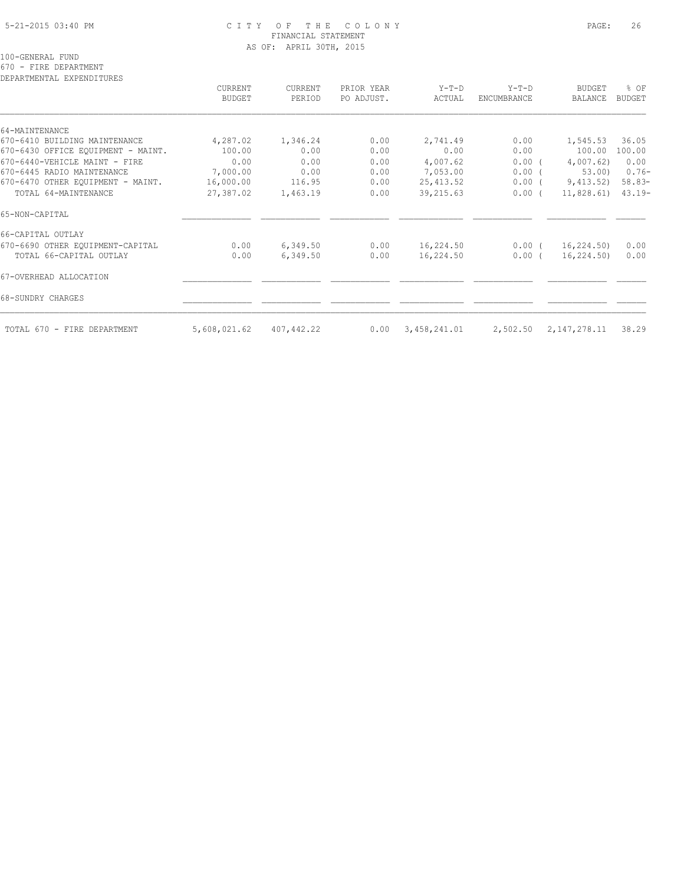# CITY OF THE COLONY
## FINANCIAL STATEMENT
### AS OF: APRIL 30TH, 2015

5-21-2015 03:40 PM

100-GENERAL FUND
670 - FIRE DEPARTMENT
DEPARTMENTAL EXPENDITURES

| | CURRENT BUDGET | CURRENT PERIOD | PRIOR YEAR PO ADJUST. | Y-T-D ACTUAL | Y-T-D ENCUMBRANCE | BUDGET BALANCE | % OF BUDGET |
|---|---|---|---|---|---|---|---|
| 64-MAINTENANCE | | | | | | | |
| 670-6410 BUILDING MAINTENANCE | 4,287.02 | 1,346.24 | 0.00 | 2,741.49 | 0.00 | 1,545.53 | 36.05 |
| 670-6430 OFFICE EQUIPMENT - MAINT. | 100.00 | 0.00 | 0.00 | 0.00 | 0.00 | 100.00 | 100.00 |
| 670-6440-VEHICLE MAINT - FIRE | 0.00 | 0.00 | 0.00 | 4,007.62 | 0.00 | ( 4,007.62) | 0.00 |
| 670-6445 RADIO MAINTENANCE | 7,000.00 | 0.00 | 0.00 | 7,053.00 | 0.00 | ( 53.00) | 0.76- |
| 670-6470 OTHER EQUIPMENT - MAINT. | 16,000.00 | 116.95 | 0.00 | 25,413.52 | 0.00 | ( 9,413.52) | 58.83- |
| TOTAL 64-MAINTENANCE | 27,387.02 | 1,463.19 | 0.00 | 39,215.63 | 0.00 | ( 11,828.61) | 43.19- |
| 65-NON-CAPITAL | | | | | | | |
| 66-CAPITAL OUTLAY | | | | | | | |
| 670-6690 OTHER EQUIPMENT-CAPITAL | 0.00 | 6,349.50 | 0.00 | 16,224.50 | 0.00 | ( 16,224.50) | 0.00 |
| TOTAL 66-CAPITAL OUTLAY | 0.00 | 6,349.50 | 0.00 | 16,224.50 | 0.00 | ( 16,224.50) | 0.00 |
| 67-OVERHEAD ALLOCATION | | | | | | | |
| 68-SUNDRY CHARGES | | | | | | | |
| TOTAL 670 - FIRE DEPARTMENT | 5,608,021.62 | 407,442.22 | 0.00 | 3,458,241.01 | 2,502.50 | 2,147,278.11 | 38.29 |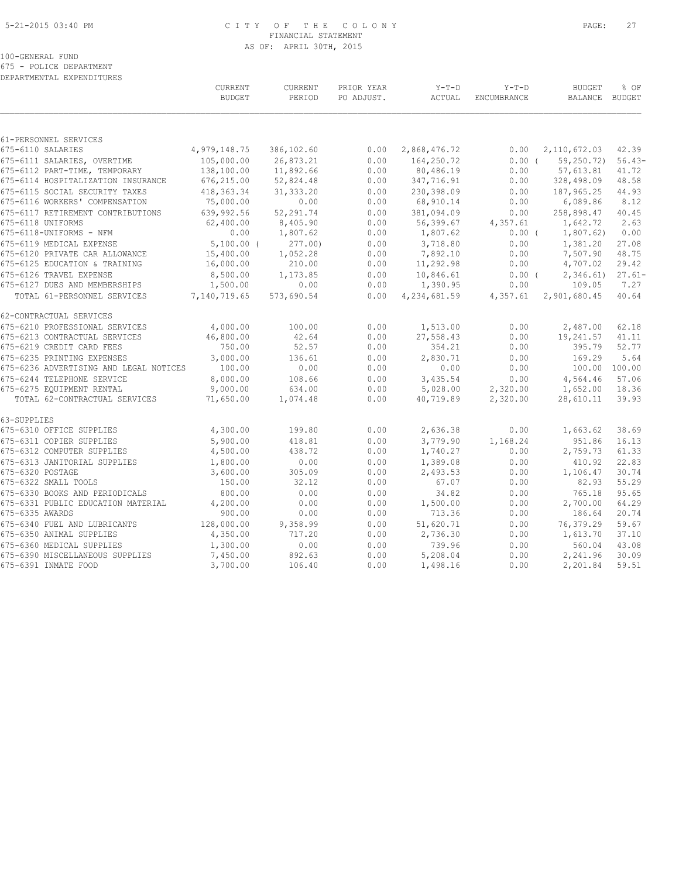5-21-2015 03:40 PM

CITY OF THE COLONY
FINANCIAL STATEMENT
AS OF: APRIL 30TH, 2015

100-GENERAL FUND
675 - POLICE DEPARTMENT
DEPARTMENTAL EXPENDITURES

| | CURRENT BUDGET | CURRENT PERIOD | PRIOR YEAR PO ADJUST. | Y-T-D ACTUAL | Y-T-D ENCUMBRANCE | BUDGET BALANCE | % OF BUDGET |
|---|---|---|---|---|---|---|---|
| 61-PERSONNEL SERVICES | | | | | | | |
| 675-6110 SALARIES | 4,979,148.75 | 386,102.60 | 0.00 | 2,868,476.72 | 0.00 | 2,110,672.03 | 42.39 |
| 675-6111 SALARIES, OVERTIME | 105,000.00 | 26,873.21 | 0.00 | 164,250.72 | 0.00 | ( 59,250.72) | 56.43- |
| 675-6112 PART-TIME, TEMPORARY | 138,100.00 | 11,892.66 | 0.00 | 80,486.19 | 0.00 | 57,613.81 | 41.72 |
| 675-6114 HOSPITALIZATION INSURANCE | 676,215.00 | 52,824.48 | 0.00 | 347,716.91 | 0.00 | 328,498.09 | 48.58 |
| 675-6115 SOCIAL SECURITY TAXES | 418,363.34 | 31,333.20 | 0.00 | 230,398.09 | 0.00 | 187,965.25 | 44.93 |
| 675-6116 WORKERS' COMPENSATION | 75,000.00 | 0.00 | 0.00 | 68,910.14 | 0.00 | 6,089.86 | 8.12 |
| 675-6117 RETIREMENT CONTRIBUTIONS | 639,992.56 | 52,291.74 | 0.00 | 381,094.09 | 0.00 | 258,898.47 | 40.45 |
| 675-6118 UNIFORMS | 62,400.00 | 8,405.90 | 0.00 | 56,399.67 | 4,357.61 | 1,642.72 | 2.63 |
| 675-6118-UNIFORMS - NFM | 0.00 | 1,807.62 | 0.00 | 1,807.62 | 0.00 | ( 1,807.62) | 0.00 |
| 675-6119 MEDICAL EXPENSE | 5,100.00 | ( 277.00) | 0.00 | 3,718.80 | 0.00 | 1,381.20 | 27.08 |
| 675-6120 PRIVATE CAR ALLOWANCE | 15,400.00 | 1,052.28 | 0.00 | 7,892.10 | 0.00 | 7,507.90 | 48.75 |
| 675-6125 EDUCATION & TRAINING | 16,000.00 | 210.00 | 0.00 | 11,292.98 | 0.00 | 4,707.02 | 29.42 |
| 675-6126 TRAVEL EXPENSE | 8,500.00 | 1,173.85 | 0.00 | 10,846.61 | 0.00 | ( 2,346.61) | 27.61- |
| 675-6127 DUES AND MEMBERSHIPS | 1,500.00 | 0.00 | 0.00 | 1,390.95 | 0.00 | 109.05 | 7.27 |
| TOTAL 61-PERSONNEL SERVICES | 7,140,719.65 | 573,690.54 | 0.00 | 4,234,681.59 | 4,357.61 | 2,901,680.45 | 40.64 |
| 62-CONTRACTUAL SERVICES | | | | | | | |
| 675-6210 PROFESSIONAL SERVICES | 4,000.00 | 100.00 | 0.00 | 1,513.00 | 0.00 | 2,487.00 | 62.18 |
| 675-6213 CONTRACTUAL SERVICES | 46,800.00 | 42.64 | 0.00 | 27,558.43 | 0.00 | 19,241.57 | 41.11 |
| 675-6219 CREDIT CARD FEES | 750.00 | 52.57 | 0.00 | 354.21 | 0.00 | 395.79 | 52.77 |
| 675-6235 PRINTING EXPENSES | 3,000.00 | 136.61 | 0.00 | 2,830.71 | 0.00 | 169.29 | 5.64 |
| 675-6236 ADVERTISING AND LEGAL NOTICES | 100.00 | 0.00 | 0.00 | 0.00 | 0.00 | 100.00 | 100.00 |
| 675-6244 TELEPHONE SERVICE | 8,000.00 | 108.66 | 0.00 | 3,435.54 | 0.00 | 4,564.46 | 57.06 |
| 675-6275 EQUIPMENT RENTAL | 9,000.00 | 634.00 | 0.00 | 5,028.00 | 2,320.00 | 1,652.00 | 18.36 |
| TOTAL 62-CONTRACTUAL SERVICES | 71,650.00 | 1,074.48 | 0.00 | 40,719.89 | 2,320.00 | 28,610.11 | 39.93 |
| 63-SUPPLIES | | | | | | | |
| 675-6310 OFFICE SUPPLIES | 4,300.00 | 199.80 | 0.00 | 2,636.38 | 0.00 | 1,663.62 | 38.69 |
| 675-6311 COPIER SUPPLIES | 5,900.00 | 418.81 | 0.00 | 3,779.90 | 1,168.24 | 951.86 | 16.13 |
| 675-6312 COMPUTER SUPPLIES | 4,500.00 | 438.72 | 0.00 | 1,740.27 | 0.00 | 2,759.73 | 61.33 |
| 675-6313 JANITORIAL SUPPLIES | 1,800.00 | 0.00 | 0.00 | 1,389.08 | 0.00 | 410.92 | 22.83 |
| 675-6320 POSTAGE | 3,600.00 | 305.09 | 0.00 | 2,493.53 | 0.00 | 1,106.47 | 30.74 |
| 675-6322 SMALL TOOLS | 150.00 | 32.12 | 0.00 | 67.07 | 0.00 | 82.93 | 55.29 |
| 675-6330 BOOKS AND PERIODICALS | 800.00 | 0.00 | 0.00 | 34.82 | 0.00 | 765.18 | 95.65 |
| 675-6331 PUBLIC EDUCATION MATERIAL | 4,200.00 | 0.00 | 0.00 | 1,500.00 | 0.00 | 2,700.00 | 64.29 |
| 675-6335 AWARDS | 900.00 | 0.00 | 0.00 | 713.36 | 0.00 | 186.64 | 20.74 |
| 675-6340 FUEL AND LUBRICANTS | 128,000.00 | 9,358.99 | 0.00 | 51,620.71 | 0.00 | 76,379.29 | 59.67 |
| 675-6350 ANIMAL SUPPLIES | 4,350.00 | 717.20 | 0.00 | 2,736.30 | 0.00 | 1,613.70 | 37.10 |
| 675-6360 MEDICAL SUPPLIES | 1,300.00 | 0.00 | 0.00 | 739.96 | 0.00 | 560.04 | 43.08 |
| 675-6390 MISCELLANEOUS SUPPLIES | 7,450.00 | 892.63 | 0.00 | 5,208.04 | 0.00 | 2,241.96 | 30.09 |
| 675-6391 INMATE FOOD | 3,700.00 | 106.40 | 0.00 | 1,498.16 | 0.00 | 2,201.84 | 59.51 |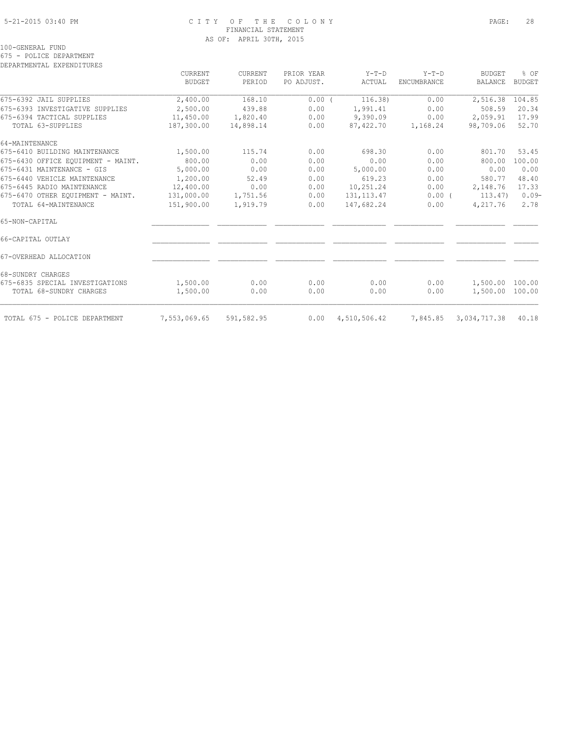5-21-2015 03:40 PM

# CITY OF THE COLONY
## FINANCIAL STATEMENT
### AS OF: APRIL 30TH, 2015

100-GENERAL FUND
675 - POLICE DEPARTMENT
DEPARTMENTAL EXPENDITURES

| | CURRENT BUDGET | CURRENT PERIOD | PRIOR YEAR PO ADJUST. | Y-T-D ACTUAL | Y-T-D ENCUMBRANCE | BUDGET BALANCE | % OF BUDGET |
|---|---|---|---|---|---|---|---|
| 675-6392 JAIL SUPPLIES | 2,400.00 | 168.10 | 0.00 | ( 116.38) | 0.00 | 2,516.38 | 104.85 |
| 675-6393 INVESTIGATIVE SUPPLIES | 2,500.00 | 439.88 | 0.00 | 1,991.41 | 0.00 | 508.59 | 20.34 |
| 675-6394 TACTICAL SUPPLIES | 11,450.00 | 1,820.40 | 0.00 | 9,390.09 | 0.00 | 2,059.91 | 17.99 |
| TOTAL 63-SUPPLIES | 187,300.00 | 14,898.14 | 0.00 | 87,422.70 | 1,168.24 | 98,709.06 | 52.70 |
| 64-MAINTENANCE | | | | | | | |
| 675-6410 BUILDING MAINTENANCE | 1,500.00 | 115.74 | 0.00 | 698.30 | 0.00 | 801.70 | 53.45 |
| 675-6430 OFFICE EQUIPMENT - MAINT. | 800.00 | 0.00 | 0.00 | 0.00 | 0.00 | 800.00 | 100.00 |
| 675-6431 MAINTENANCE - GIS | 5,000.00 | 0.00 | 0.00 | 5,000.00 | 0.00 | 0.00 | 0.00 |
| 675-6440 VEHICLE MAINTENANCE | 1,200.00 | 52.49 | 0.00 | 619.23 | 0.00 | 580.77 | 48.40 |
| 675-6445 RADIO MAINTENANCE | 12,400.00 | 0.00 | 0.00 | 10,251.24 | 0.00 | 2,148.76 | 17.33 |
| 675-6470 OTHER EQUIPMENT - MAINT. | 131,000.00 | 1,751.56 | 0.00 | 131,113.47 | 0.00 | ( 113.47) | 0.09- |
| TOTAL 64-MAINTENANCE | 151,900.00 | 1,919.79 | 0.00 | 147,682.24 | 0.00 | 4,217.76 | 2.78 |
| 65-NON-CAPITAL | | | | | | | |
| 66-CAPITAL OUTLAY | | | | | | | |
| 67-OVERHEAD ALLOCATION | | | | | | | |
| 68-SUNDRY CHARGES | | | | | | | |
| 675-6835 SPECIAL INVESTIGATIONS | 1,500.00 | 0.00 | 0.00 | 0.00 | 0.00 | 1,500.00 | 100.00 |
| TOTAL 68-SUNDRY CHARGES | 1,500.00 | 0.00 | 0.00 | 0.00 | 0.00 | 1,500.00 | 100.00 |
| TOTAL 675 - POLICE DEPARTMENT | 7,553,069.65 | 591,582.95 | 0.00 | 4,510,506.42 | 7,845.85 | 3,034,717.38 | 40.18 |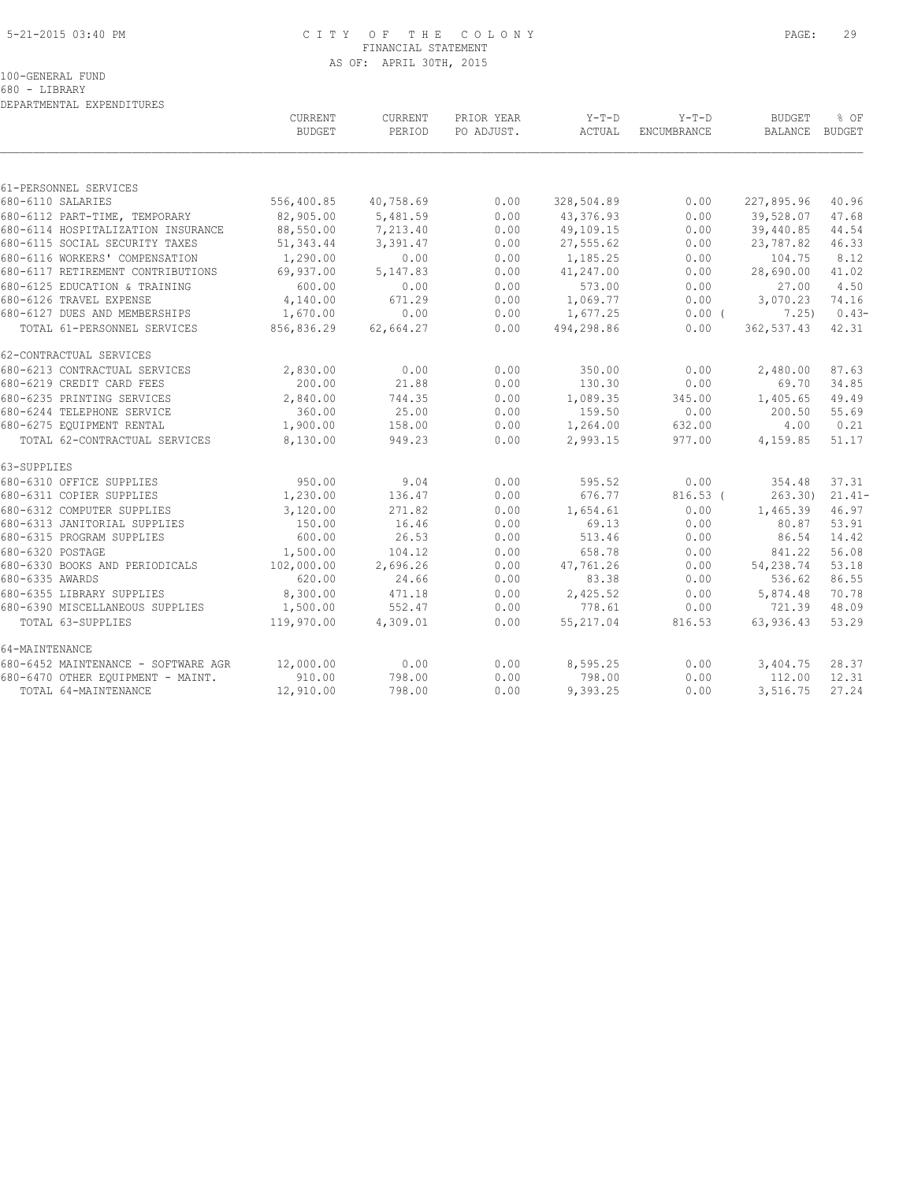# CITY OF THE COLONY
## FINANCIAL STATEMENT
### AS OF: APRIL 30TH, 2015

100-GENERAL FUND
680 - LIBRARY
DEPARTMENTAL EXPENDITURES

| | CURRENT BUDGET | CURRENT PERIOD | PRIOR YEAR PO ADJUST. | Y-T-D ACTUAL | Y-T-D ENCUMBRANCE | BUDGET BALANCE | % OF BUDGET |
|---|---|---|---|---|---|---|---|
| 61-PERSONNEL SERVICES | | | | | | | |
| 680-6110 SALARIES | 556,400.85 | 40,758.69 | 0.00 | 328,504.89 | 0.00 | 227,895.96 | 40.96 |
| 680-6112 PART-TIME, TEMPORARY | 82,905.00 | 5,481.59 | 0.00 | 43,376.93 | 0.00 | 39,528.07 | 47.68 |
| 680-6114 HOSPITALIZATION INSURANCE | 88,550.00 | 7,213.40 | 0.00 | 49,109.15 | 0.00 | 39,440.85 | 44.54 |
| 680-6115 SOCIAL SECURITY TAXES | 51,343.44 | 3,391.47 | 0.00 | 27,555.62 | 0.00 | 23,787.82 | 46.33 |
| 680-6116 WORKERS' COMPENSATION | 1,290.00 | 0.00 | 0.00 | 1,185.25 | 0.00 | 104.75 | 8.12 |
| 680-6117 RETIREMENT CONTRIBUTIONS | 69,937.00 | 5,147.83 | 0.00 | 41,247.00 | 0.00 | 28,690.00 | 41.02 |
| 680-6125 EDUCATION & TRAINING | 600.00 | 0.00 | 0.00 | 573.00 | 0.00 | 27.00 | 4.50 |
| 680-6126 TRAVEL EXPENSE | 4,140.00 | 671.29 | 0.00 | 1,069.77 | 0.00 | 3,070.23 | 74.16 |
| 680-6127 DUES AND MEMBERSHIPS | 1,670.00 | 0.00 | 0.00 | 1,677.25 | 0.00 | ( 7.25) | 0.43- |
| TOTAL 61-PERSONNEL SERVICES | 856,836.29 | 62,664.27 | 0.00 | 494,298.86 | 0.00 | 362,537.43 | 42.31 |
| 62-CONTRACTUAL SERVICES | | | | | | | |
| 680-6213 CONTRACTUAL SERVICES | 2,830.00 | 0.00 | 0.00 | 350.00 | 0.00 | 2,480.00 | 87.63 |
| 680-6219 CREDIT CARD FEES | 200.00 | 21.88 | 0.00 | 130.30 | 0.00 | 69.70 | 34.85 |
| 680-6235 PRINTING SERVICES | 2,840.00 | 744.35 | 0.00 | 1,089.35 | 345.00 | 1,405.65 | 49.49 |
| 680-6244 TELEPHONE SERVICE | 360.00 | 25.00 | 0.00 | 159.50 | 0.00 | 200.50 | 55.69 |
| 680-6275 EQUIPMENT RENTAL | 1,900.00 | 158.00 | 0.00 | 1,264.00 | 632.00 | 4.00 | 0.21 |
| TOTAL 62-CONTRACTUAL SERVICES | 8,130.00 | 949.23 | 0.00 | 2,993.15 | 977.00 | 4,159.85 | 51.17 |
| 63-SUPPLIES | | | | | | | |
| 680-6310 OFFICE SUPPLIES | 950.00 | 9.04 | 0.00 | 595.52 | 0.00 | 354.48 | 37.31 |
| 680-6311 COPIER SUPPLIES | 1,230.00 | 136.47 | 0.00 | 676.77 | 816.53 | ( 263.30) | 21.41- |
| 680-6312 COMPUTER SUPPLIES | 3,120.00 | 271.82 | 0.00 | 1,654.61 | 0.00 | 1,465.39 | 46.97 |
| 680-6313 JANITORIAL SUPPLIES | 150.00 | 16.46 | 0.00 | 69.13 | 0.00 | 80.87 | 53.91 |
| 680-6315 PROGRAM SUPPLIES | 600.00 | 26.53 | 0.00 | 513.46 | 0.00 | 86.54 | 14.42 |
| 680-6320 POSTAGE | 1,500.00 | 104.12 | 0.00 | 658.78 | 0.00 | 841.22 | 56.08 |
| 680-6330 BOOKS AND PERIODICALS | 102,000.00 | 2,696.26 | 0.00 | 47,761.26 | 0.00 | 54,238.74 | 53.18 |
| 680-6335 AWARDS | 620.00 | 24.66 | 0.00 | 83.38 | 0.00 | 536.62 | 86.55 |
| 680-6355 LIBRARY SUPPLIES | 8,300.00 | 471.18 | 0.00 | 2,425.52 | 0.00 | 5,874.48 | 70.78 |
| 680-6390 MISCELLANEOUS SUPPLIES | 1,500.00 | 552.47 | 0.00 | 778.61 | 0.00 | 721.39 | 48.09 |
| TOTAL 63-SUPPLIES | 119,970.00 | 4,309.01 | 0.00 | 55,217.04 | 816.53 | 63,936.43 | 53.29 |
| 64-MAINTENANCE | | | | | | | |
| 680-6452 MAINTENANCE - SOFTWARE AGR | 12,000.00 | 0.00 | 0.00 | 8,595.25 | 0.00 | 3,404.75 | 28.37 |
| 680-6470 OTHER EQUIPMENT - MAINT. | 910.00 | 798.00 | 0.00 | 798.00 | 0.00 | 112.00 | 12.31 |
| TOTAL 64-MAINTENANCE | 12,910.00 | 798.00 | 0.00 | 9,393.25 | 0.00 | 3,516.75 | 27.24 |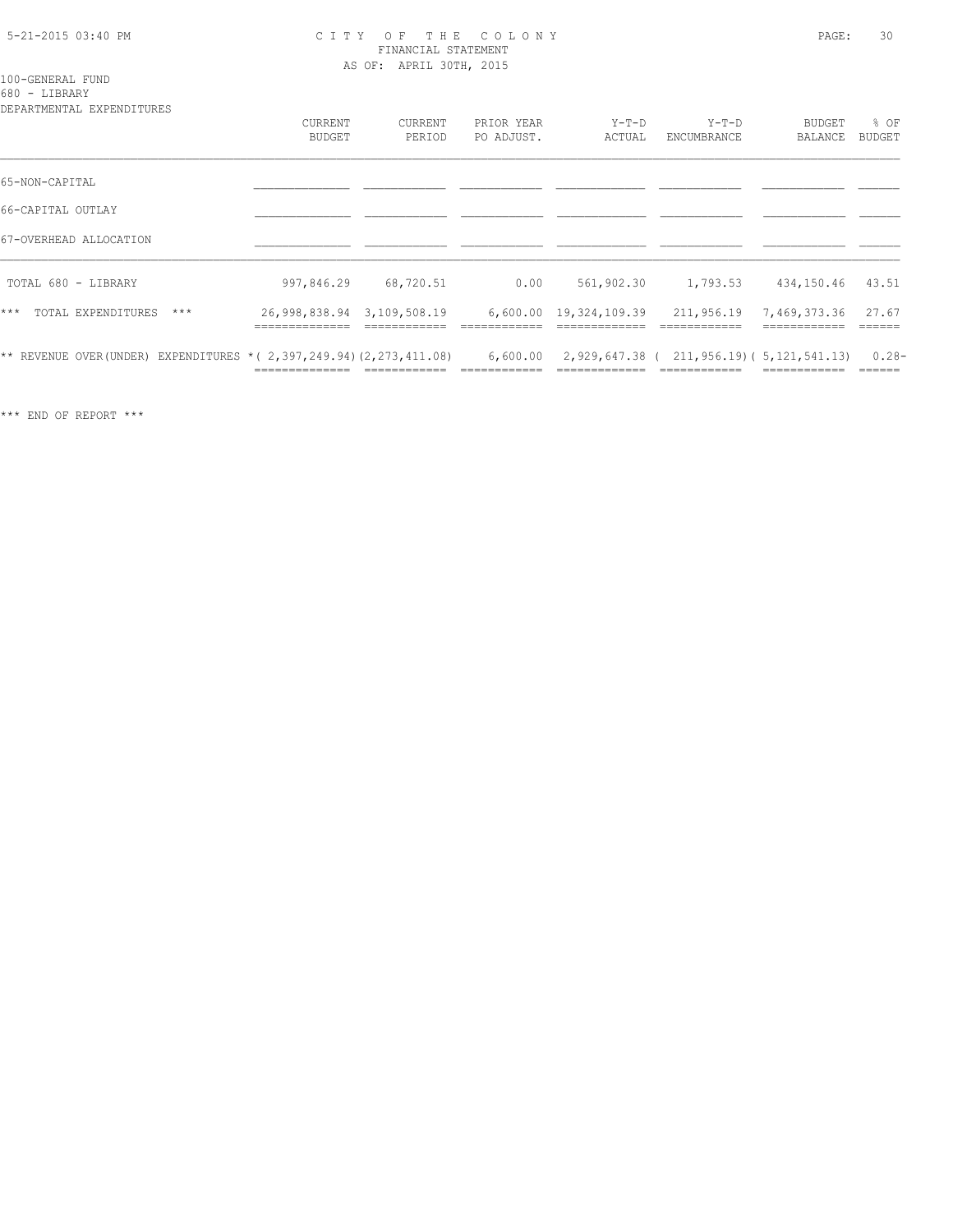CITY OF THE COLONY
FINANCIAL STATEMENT
AS OF: APRIL 30TH, 2015

100-GENERAL FUND
680 - LIBRARY
DEPARTMENTAL EXPENDITURES

| | CURRENT BUDGET | CURRENT PERIOD | PRIOR YEAR PO ADJUST. | Y-T-D ACTUAL | Y-T-D ENCUMBRANCE | BUDGET BALANCE | % OF BUDGET |
|---|---|---|---|---|---|---|---|
| 65-NON-CAPITAL | | | | | | | |
| 66-CAPITAL OUTLAY | | | | | | | |
| 67-OVERHEAD ALLOCATION | | | | | | | |
| TOTAL 680 - LIBRARY | 997,846.29 | 68,720.51 | 0.00 | 561,902.30 | 1,793.53 | 434,150.46 | 43.51 |
| *** TOTAL EXPENDITURES *** | 26,998,838.94 | 3,109,508.19 | 6,600.00 | 19,324,109.39 | 211,956.19 | 7,469,373.36 | 27.67 |
| ** REVENUE OVER(UNDER) EXPENDITURES * | ( 2,397,249.94) | (2,273,411.08) | 6,600.00 | 2,929,647.38 | ( 211,956.19) | ( 5,121,541.13) | 0.28- |

*** END OF REPORT ***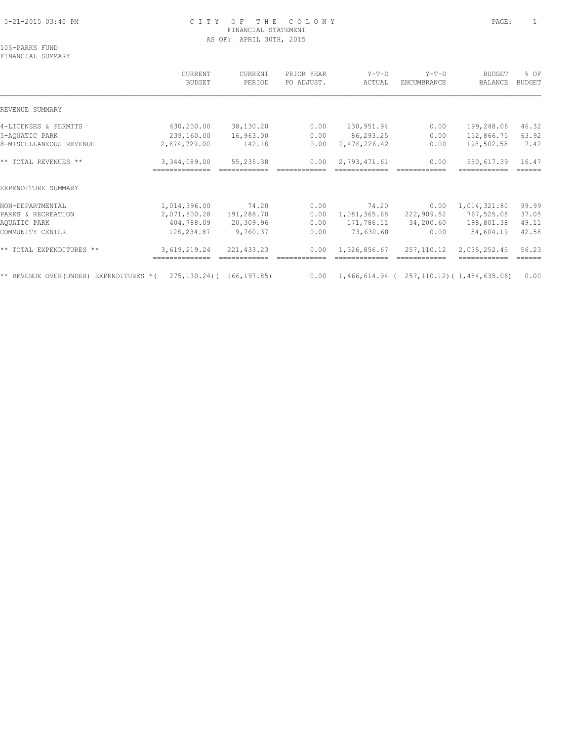# CITY OF THE COLONY
FINANCIAL STATEMENT
AS OF: APRIL 30TH, 2015

105-PARKS FUND
FINANCIAL SUMMARY

| | CURRENT BUDGET | CURRENT PERIOD | PRIOR YEAR PO ADJUST. | Y-T-D ACTUAL | Y-T-D ENCUMBRANCE | BUDGET BALANCE | % OF BUDGET |
|---|---|---|---|---|---|---|---|
| REVENUE SUMMARY | | | | | | | |
| 4-LICENSES & PERMITS | 430,200.00 | 38,130.20 | 0.00 | 230,951.94 | 0.00 | 199,248.06 | 46.32 |
| 5-AQUATIC PARK | 239,160.00 | 16,963.00 | 0.00 | 86,293.25 | 0.00 | 152,866.75 | 63.92 |
| 8-MISCELLANEOUS REVENUE | 2,674,729.00 | 142.18 | 0.00 | 2,476,226.42 | 0.00 | 198,502.58 | 7.42 |
| ** TOTAL REVENUES ** | 3,344,089.00 | 55,235.38 | 0.00 | 2,793,471.61 | 0.00 | 550,617.39 | 16.47 |
| EXPENDITURE SUMMARY | | | | | | | |
| NON-DEPARTMENTAL | 1,014,396.00 | 74.20 | 0.00 | 74.20 | 0.00 | 1,014,321.80 | 99.99 |
| PARKS & RECREATION | 2,071,800.28 | 191,288.70 | 0.00 | 1,081,365.68 | 222,909.52 | 767,525.08 | 37.05 |
| AQUATIC PARK | 404,788.09 | 20,309.96 | 0.00 | 171,786.11 | 34,200.60 | 198,801.38 | 49.11 |
| COMMUNITY CENTER | 128,234.87 | 9,760.37 | 0.00 | 73,630.68 | 0.00 | 54,604.19 | 42.58 |
| ** TOTAL EXPENDITURES ** | 3,619,219.24 | 221,433.23 | 0.00 | 1,326,856.67 | 257,110.12 | 2,035,252.45 | 56.23 |
| ** REVENUE OVER(UNDER) EXPENDITURES * | ( 275,130.24) | ( 166,197.85) | 0.00 | 1,466,614.94 | ( 257,110.12) | ( 1,484,635.06) | 0.00 |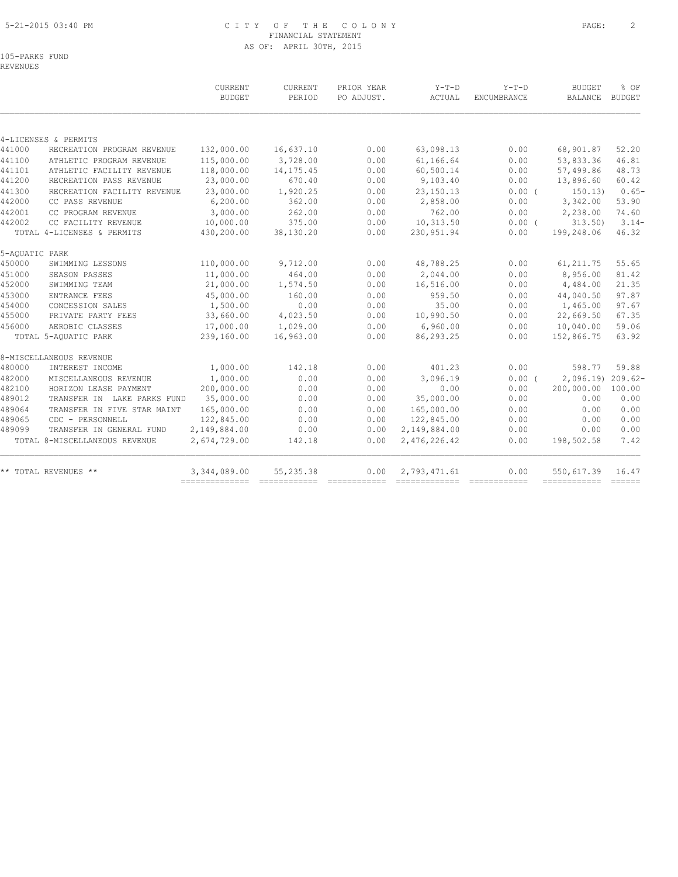CITY OF THE COLONY
FINANCIAL STATEMENT
AS OF: APRIL 30TH, 2015

105-PARKS FUND
REVENUES

| | | CURRENT BUDGET | CURRENT PERIOD | PRIOR YEAR PO ADJUST. | Y-T-D ACTUAL | Y-T-D ENCUMBRANCE | BUDGET BALANCE | % OF BUDGET |
|---|---|---|---|---|---|---|---|---|
| 4-LICENSES & PERMITS | | | | | | | | |
| 441000 | RECREATION PROGRAM REVENUE | 132,000.00 | 16,637.10 | 0.00 | 63,098.13 | 0.00 | 68,901.87 | 52.20 |
| 441100 | ATHLETIC PROGRAM REVENUE | 115,000.00 | 3,728.00 | 0.00 | 61,166.64 | 0.00 | 53,833.36 | 46.81 |
| 441101 | ATHLETIC FACILITY REVENUE | 118,000.00 | 14,175.45 | 0.00 | 60,500.14 | 0.00 | 57,499.86 | 48.73 |
| 441200 | RECREATION PASS REVENUE | 23,000.00 | 670.40 | 0.00 | 9,103.40 | 0.00 | 13,896.60 | 60.42 |
| 441300 | RECREATION FACILITY REVENUE | 23,000.00 | 1,920.25 | 0.00 | 23,150.13 | 0.00 ( | 150.13) | 0.65- |
| 442000 | CC PASS REVENUE | 6,200.00 | 362.00 | 0.00 | 2,858.00 | 0.00 | 3,342.00 | 53.90 |
| 442001 | CC PROGRAM REVENUE | 3,000.00 | 262.00 | 0.00 | 762.00 | 0.00 | 2,238.00 | 74.60 |
| 442002 | CC FACILITY REVENUE | 10,000.00 | 375.00 | 0.00 | 10,313.50 | 0.00 ( | 313.50) | 3.14- |
| | TOTAL 4-LICENSES & PERMITS | 430,200.00 | 38,130.20 | 0.00 | 230,951.94 | 0.00 | 199,248.06 | 46.32 |
| 5-AQUATIC PARK | | | | | | | | |
| 450000 | SWIMMING LESSONS | 110,000.00 | 9,712.00 | 0.00 | 48,788.25 | 0.00 | 61,211.75 | 55.65 |
| 451000 | SEASON PASSES | 11,000.00 | 464.00 | 0.00 | 2,044.00 | 0.00 | 8,956.00 | 81.42 |
| 452000 | SWIMMING TEAM | 21,000.00 | 1,574.50 | 0.00 | 16,516.00 | 0.00 | 4,484.00 | 21.35 |
| 453000 | ENTRANCE FEES | 45,000.00 | 160.00 | 0.00 | 959.50 | 0.00 | 44,040.50 | 97.87 |
| 454000 | CONCESSION SALES | 1,500.00 | 0.00 | 0.00 | 35.00 | 0.00 | 1,465.00 | 97.67 |
| 455000 | PRIVATE PARTY FEES | 33,660.00 | 4,023.50 | 0.00 | 10,990.50 | 0.00 | 22,669.50 | 67.35 |
| 456000 | AEROBIC CLASSES | 17,000.00 | 1,029.00 | 0.00 | 6,960.00 | 0.00 | 10,040.00 | 59.06 |
| | TOTAL 5-AQUATIC PARK | 239,160.00 | 16,963.00 | 0.00 | 86,293.25 | 0.00 | 152,866.75 | 63.92 |
| 8-MISCELLANEOUS REVENUE | | | | | | | | |
| 480000 | INTEREST INCOME | 1,000.00 | 142.18 | 0.00 | 401.23 | 0.00 | 598.77 | 59.88 |
| 482000 | MISCELLANEOUS REVENUE | 1,000.00 | 0.00 | 0.00 | 3,096.19 | 0.00 ( | 2,096.19) | 209.62- |
| 482100 | HORIZON LEASE PAYMENT | 200,000.00 | 0.00 | 0.00 | 0.00 | 0.00 | 200,000.00 | 100.00 |
| 489012 | TRANSFER IN LAKE PARKS FUND | 35,000.00 | 0.00 | 0.00 | 35,000.00 | 0.00 | 0.00 | 0.00 |
| 489064 | TRANSFER IN FIVE STAR MAINT | 165,000.00 | 0.00 | 0.00 | 165,000.00 | 0.00 | 0.00 | 0.00 |
| 489065 | CDC - PERSONNELL | 122,845.00 | 0.00 | 0.00 | 122,845.00 | 0.00 | 0.00 | 0.00 |
| 489099 | TRANSFER IN GENERAL FUND | 2,149,884.00 | 0.00 | 0.00 | 2,149,884.00 | 0.00 | 0.00 | 0.00 |
| | TOTAL 8-MISCELLANEOUS REVENUE | 2,674,729.00 | 142.18 | 0.00 | 2,476,226.42 | 0.00 | 198,502.58 | 7.42 |
| ** TOTAL REVENUES ** | | 3,344,089.00 | 55,235.38 | 0.00 | 2,793,471.61 | 0.00 | 550,617.39 | 16.47 |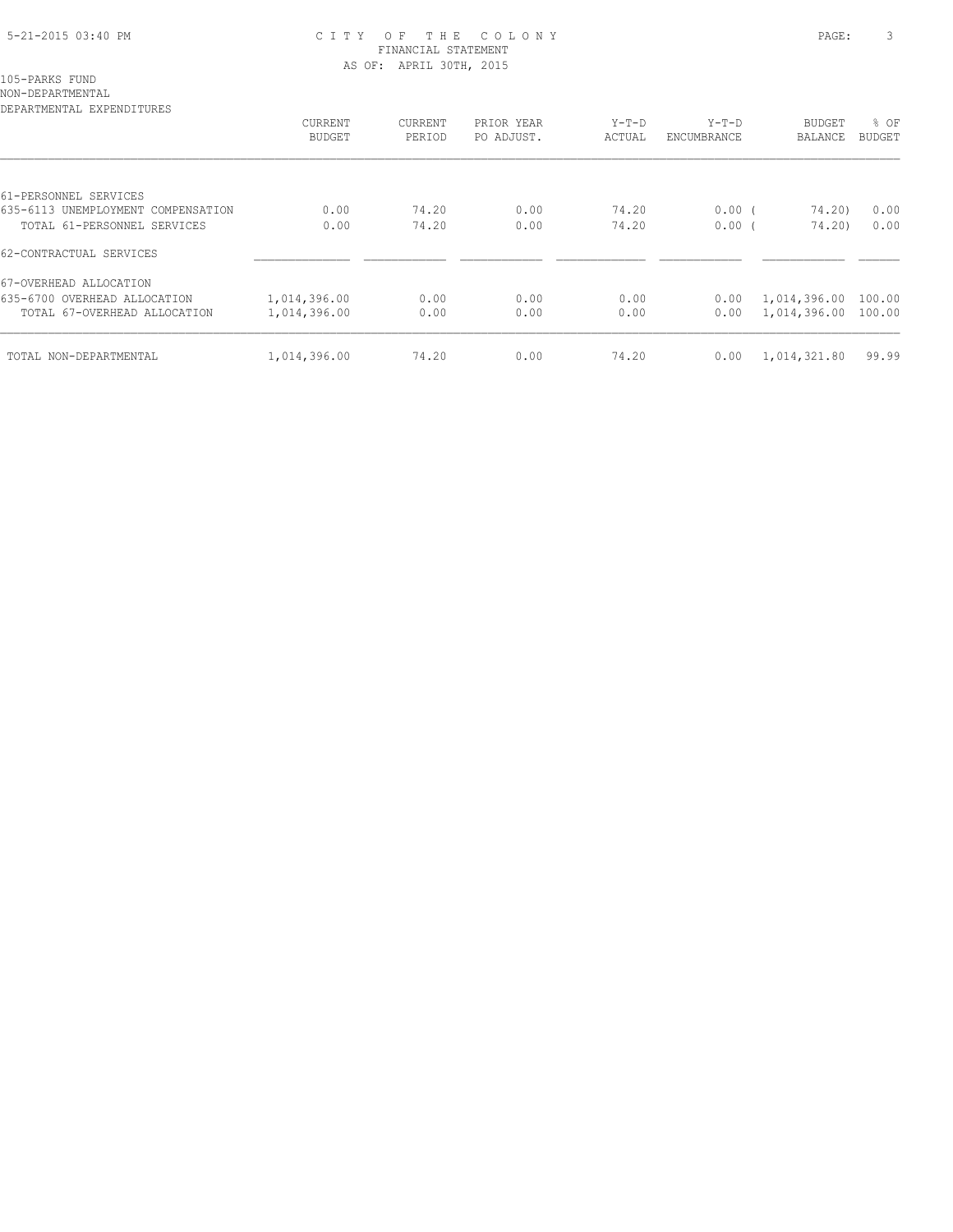# CITY OF THE COLONY
## FINANCIAL STATEMENT
### AS OF: APRIL 30TH, 2015

105-PARKS FUND
NON-DEPARTMENTAL
DEPARTMENTAL EXPENDITURES

| | CURRENT BUDGET | CURRENT PERIOD | PRIOR YEAR PO ADJUST. | Y-T-D ACTUAL | Y-T-D ENCUMBRANCE | BUDGET BALANCE | % OF BUDGET |
|---|---|---|---|---|---|---|---|
| 61-PERSONNEL SERVICES | | | | | | | |
| 635-6113 UNEMPLOYMENT COMPENSATION | 0.00 | 74.20 | 0.00 | 74.20 | 0.00 | ( 74.20) | 0.00 |
| TOTAL 61-PERSONNEL SERVICES | 0.00 | 74.20 | 0.00 | 74.20 | 0.00 | ( 74.20) | 0.00 |
| 62-CONTRACTUAL SERVICES | | | | | | | |
| 67-OVERHEAD ALLOCATION | | | | | | | |
| 635-6700 OVERHEAD ALLOCATION | 1,014,396.00 | 0.00 | 0.00 | 0.00 | 0.00 | 1,014,396.00 | 100.00 |
| TOTAL 67-OVERHEAD ALLOCATION | 1,014,396.00 | 0.00 | 0.00 | 0.00 | 0.00 | 1,014,396.00 | 100.00 |
| TOTAL NON-DEPARTMENTAL | 1,014,396.00 | 74.20 | 0.00 | 74.20 | 0.00 | 1,014,321.80 | 99.99 |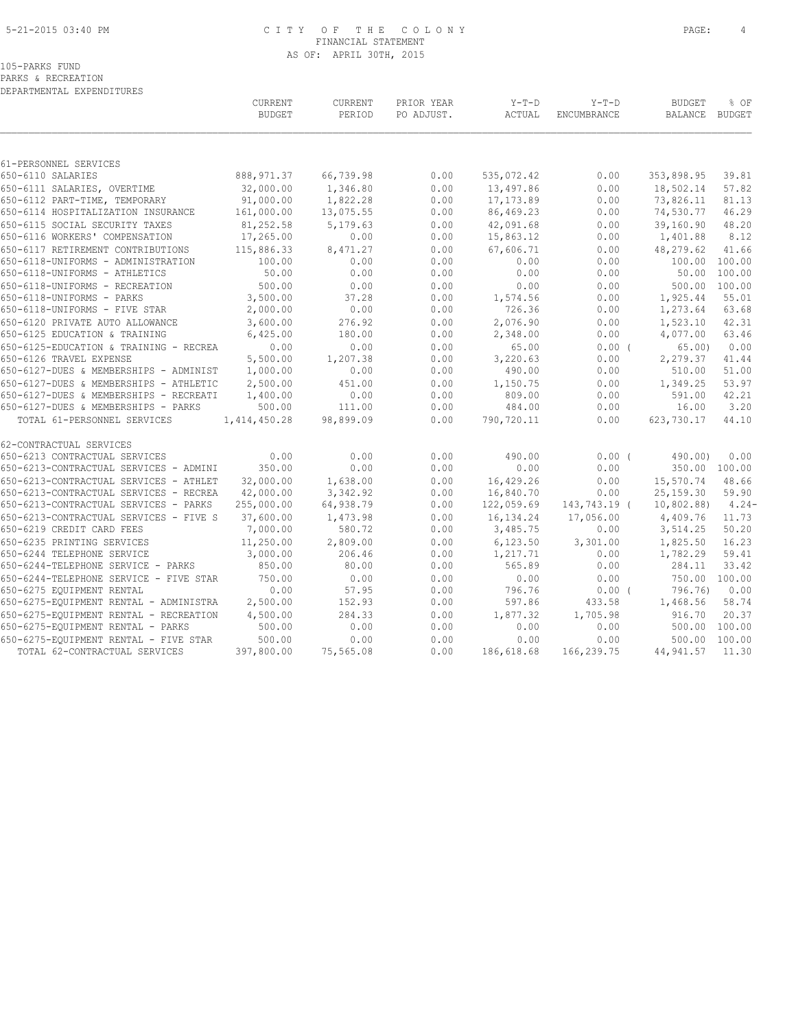# CITY OF THE COLONY
## FINANCIAL STATEMENT
### AS OF: APRIL 30TH, 2015

105-PARKS FUND
PARKS & RECREATION
DEPARTMENTAL EXPENDITURES

| | CURRENT BUDGET | CURRENT PERIOD | PRIOR YEAR PO ADJUST. | Y-T-D ACTUAL | Y-T-D ENCUMBRANCE | BUDGET BALANCE | % OF BUDGET |
|---|---|---|---|---|---|---|---|
| 61-PERSONNEL SERVICES | | | | | | | |
| 650-6110 SALARIES | 888,971.37 | 66,739.98 | 0.00 | 535,072.42 | 0.00 | 353,898.95 | 39.81 |
| 650-6111 SALARIES, OVERTIME | 32,000.00 | 1,346.80 | 0.00 | 13,497.86 | 0.00 | 18,502.14 | 57.82 |
| 650-6112 PART-TIME, TEMPORARY | 91,000.00 | 1,822.28 | 0.00 | 17,173.89 | 0.00 | 73,826.11 | 81.13 |
| 650-6114 HOSPITALIZATION INSURANCE | 161,000.00 | 13,075.55 | 0.00 | 86,469.23 | 0.00 | 74,530.77 | 46.29 |
| 650-6115 SOCIAL SECURITY TAXES | 81,252.58 | 5,179.63 | 0.00 | 42,091.68 | 0.00 | 39,160.90 | 48.20 |
| 650-6116 WORKERS' COMPENSATION | 17,265.00 | 0.00 | 0.00 | 15,863.12 | 0.00 | 1,401.88 | 8.12 |
| 650-6117 RETIREMENT CONTRIBUTIONS | 115,886.33 | 8,471.27 | 0.00 | 67,606.71 | 0.00 | 48,279.62 | 41.66 |
| 650-6118-UNIFORMS - ADMINISTRATION | 100.00 | 0.00 | 0.00 | 0.00 | 0.00 | 100.00 | 100.00 |
| 650-6118-UNIFORMS - ATHLETICS | 50.00 | 0.00 | 0.00 | 0.00 | 0.00 | 50.00 | 100.00 |
| 650-6118-UNIFORMS - RECREATION | 500.00 | 0.00 | 0.00 | 0.00 | 0.00 | 500.00 | 100.00 |
| 650-6118-UNIFORMS - PARKS | 3,500.00 | 37.28 | 0.00 | 1,574.56 | 0.00 | 1,925.44 | 55.01 |
| 650-6118-UNIFORMS - FIVE STAR | 2,000.00 | 0.00 | 0.00 | 726.36 | 0.00 | 1,273.64 | 63.68 |
| 650-6120 PRIVATE AUTO ALLOWANCE | 3,600.00 | 276.92 | 0.00 | 2,076.90 | 0.00 | 1,523.10 | 42.31 |
| 650-6125 EDUCATION & TRAINING | 6,425.00 | 180.00 | 0.00 | 2,348.00 | 0.00 | 4,077.00 | 63.46 |
| 650-6125-EDUCATION & TRAINING - RECREA | 0.00 | 0.00 | 0.00 | 65.00 | 0.00 | ( 65.00) | 0.00 |
| 650-6126 TRAVEL EXPENSE | 5,500.00 | 1,207.38 | 0.00 | 3,220.63 | 0.00 | 2,279.37 | 41.44 |
| 650-6127-DUES & MEMBERSHIPS - ADMINIST | 1,000.00 | 0.00 | 0.00 | 490.00 | 0.00 | 510.00 | 51.00 |
| 650-6127-DUES & MEMBERSHIPS - ATHLETIC | 2,500.00 | 451.00 | 0.00 | 1,150.75 | 0.00 | 1,349.25 | 53.97 |
| 650-6127-DUES & MEMBERSHIPS - RECREATI | 1,400.00 | 0.00 | 0.00 | 809.00 | 0.00 | 591.00 | 42.21 |
| 650-6127-DUES & MEMBERSHIPS - PARKS | 500.00 | 111.00 | 0.00 | 484.00 | 0.00 | 16.00 | 3.20 |
| TOTAL 61-PERSONNEL SERVICES | 1,414,450.28 | 98,899.09 | 0.00 | 790,720.11 | 0.00 | 623,730.17 | 44.10 |
| 62-CONTRACTUAL SERVICES | | | | | | | |
| 650-6213 CONTRACTUAL SERVICES | 0.00 | 0.00 | 0.00 | 490.00 | 0.00 | ( 490.00) | 0.00 |
| 650-6213-CONTRACTUAL SERVICES - ADMINI | 350.00 | 0.00 | 0.00 | 0.00 | 0.00 | 350.00 | 100.00 |
| 650-6213-CONTRACTUAL SERVICES - ATHLET | 32,000.00 | 1,638.00 | 0.00 | 16,429.26 | 0.00 | 15,570.74 | 48.66 |
| 650-6213-CONTRACTUAL SERVICES - RECREA | 42,000.00 | 3,342.92 | 0.00 | 16,840.70 | 0.00 | 25,159.30 | 59.90 |
| 650-6213-CONTRACTUAL SERVICES - PARKS | 255,000.00 | 64,938.79 | 0.00 | 122,059.69 | 143,743.19 | ( 10,802.88) | 4.24- |
| 650-6213-CONTRACTUAL SERVICES - FIVE S | 37,600.00 | 1,473.98 | 0.00 | 16,134.24 | 17,056.00 | 4,409.76 | 11.73 |
| 650-6219 CREDIT CARD FEES | 7,000.00 | 580.72 | 0.00 | 3,485.75 | 0.00 | 3,514.25 | 50.20 |
| 650-6235 PRINTING SERVICES | 11,250.00 | 2,809.00 | 0.00 | 6,123.50 | 3,301.00 | 1,825.50 | 16.23 |
| 650-6244 TELEPHONE SERVICE | 3,000.00 | 206.46 | 0.00 | 1,217.71 | 0.00 | 1,782.29 | 59.41 |
| 650-6244-TELEPHONE SERVICE - PARKS | 850.00 | 80.00 | 0.00 | 565.89 | 0.00 | 284.11 | 33.42 |
| 650-6244-TELEPHONE SERVICE - FIVE STAR | 750.00 | 0.00 | 0.00 | 0.00 | 0.00 | 750.00 | 100.00 |
| 650-6275 EQUIPMENT RENTAL | 0.00 | 57.95 | 0.00 | 796.76 | 0.00 | ( 796.76) | 0.00 |
| 650-6275-EQUIPMENT RENTAL - ADMINISTRA | 2,500.00 | 152.93 | 0.00 | 597.86 | 433.58 | 1,468.56 | 58.74 |
| 650-6275-EQUIPMENT RENTAL - RECREATION | 4,500.00 | 284.33 | 0.00 | 1,877.32 | 1,705.98 | 916.70 | 20.37 |
| 650-6275-EQUIPMENT RENTAL - PARKS | 500.00 | 0.00 | 0.00 | 0.00 | 0.00 | 500.00 | 100.00 |
| 650-6275-EQUIPMENT RENTAL - FIVE STAR | 500.00 | 0.00 | 0.00 | 0.00 | 0.00 | 500.00 | 100.00 |
| TOTAL 62-CONTRACTUAL SERVICES | 397,800.00 | 75,565.08 | 0.00 | 186,618.68 | 166,239.75 | 44,941.57 | 11.30 |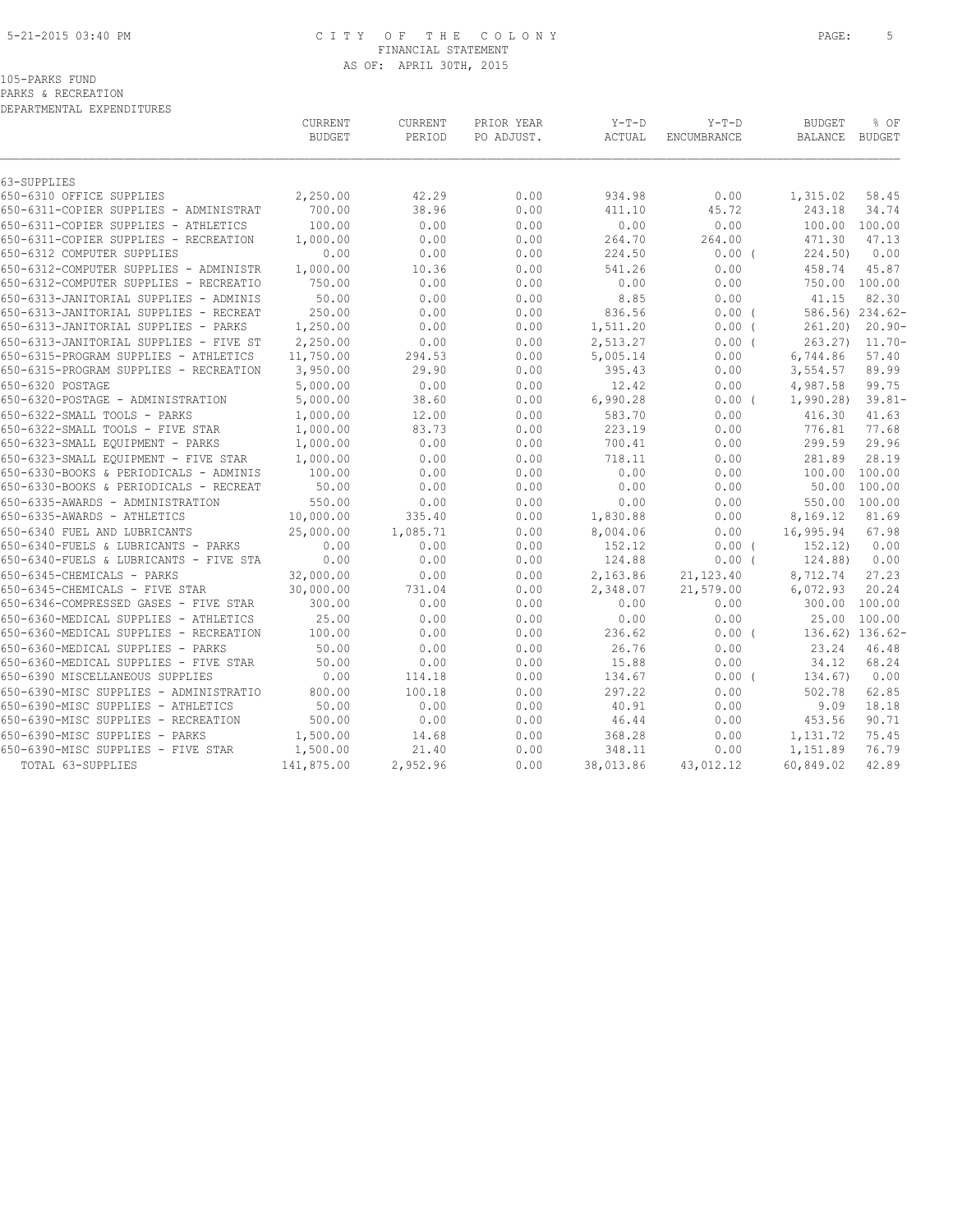# CITY OF THE COLONY

FINANCIAL STATEMENT

AS OF: APRIL 30TH, 2015

105-PARKS FUND

PARKS & RECREATION

DEPARTMENTAL EXPENDITURES

| | CURRENT BUDGET | CURRENT PERIOD | PRIOR YEAR PO ADJUST. | Y-T-D ACTUAL | Y-T-D ENCUMBRANCE | BUDGET BALANCE | % OF BUDGET |
|---|---|---|---|---|---|---|---|
| 63-SUPPLIES | | | | | | | |
| 650-6310 OFFICE SUPPLIES | 2,250.00 | 42.29 | 0.00 | 934.98 | 0.00 | 1,315.02 | 58.45 |
| 650-6311-COPIER SUPPLIES - ADMINISTRAT | 700.00 | 38.96 | 0.00 | 411.10 | 45.72 | 243.18 | 34.74 |
| 650-6311-COPIER SUPPLIES - ATHLETICS | 100.00 | 0.00 | 0.00 | 0.00 | 0.00 | 100.00 | 100.00 |
| 650-6311-COPIER SUPPLIES - RECREATION | 1,000.00 | 0.00 | 0.00 | 264.70 | 264.00 | 471.30 | 47.13 |
| 650-6312 COMPUTER SUPPLIES | 0.00 | 0.00 | 0.00 | 224.50 | 0.00 | ( 224.50) | 0.00 |
| 650-6312-COMPUTER SUPPLIES - ADMINISTR | 1,000.00 | 10.36 | 0.00 | 541.26 | 0.00 | 458.74 | 45.87 |
| 650-6312-COMPUTER SUPPLIES - RECREATIO | 750.00 | 0.00 | 0.00 | 0.00 | 0.00 | 750.00 | 100.00 |
| 650-6313-JANITORIAL SUPPLIES - ADMINIS | 50.00 | 0.00 | 0.00 | 8.85 | 0.00 | 41.15 | 82.30 |
| 650-6313-JANITORIAL SUPPLIES - RECREAT | 250.00 | 0.00 | 0.00 | 836.56 | 0.00 | ( 586.56) | 234.62- |
| 650-6313-JANITORIAL SUPPLIES - PARKS | 1,250.00 | 0.00 | 0.00 | 1,511.20 | 0.00 | ( 261.20) | 20.90- |
| 650-6313-JANITORIAL SUPPLIES - FIVE ST | 2,250.00 | 0.00 | 0.00 | 2,513.27 | 0.00 | ( 263.27) | 11.70- |
| 650-6315-PROGRAM SUPPLIES - ATHLETICS | 11,750.00 | 294.53 | 0.00 | 5,005.14 | 0.00 | 6,744.86 | 57.40 |
| 650-6315-PROGRAM SUPPLIES - RECREATION | 3,950.00 | 29.90 | 0.00 | 395.43 | 0.00 | 3,554.57 | 89.99 |
| 650-6320 POSTAGE | 5,000.00 | 0.00 | 0.00 | 12.42 | 0.00 | 4,987.58 | 99.75 |
| 650-6320-POSTAGE - ADMINISTRATION | 5,000.00 | 38.60 | 0.00 | 6,990.28 | 0.00 | ( 1,990.28) | 39.81- |
| 650-6322-SMALL TOOLS - PARKS | 1,000.00 | 12.00 | 0.00 | 583.70 | 0.00 | 416.30 | 41.63 |
| 650-6322-SMALL TOOLS - FIVE STAR | 1,000.00 | 83.73 | 0.00 | 223.19 | 0.00 | 776.81 | 77.68 |
| 650-6323-SMALL EQUIPMENT - PARKS | 1,000.00 | 0.00 | 0.00 | 700.41 | 0.00 | 299.59 | 29.96 |
| 650-6323-SMALL EQUIPMENT - FIVE STAR | 1,000.00 | 0.00 | 0.00 | 718.11 | 0.00 | 281.89 | 28.19 |
| 650-6330-BOOKS & PERIODICALS - ADMINIS | 100.00 | 0.00 | 0.00 | 0.00 | 0.00 | 100.00 | 100.00 |
| 650-6330-BOOKS & PERIODICALS - RECREAT | 50.00 | 0.00 | 0.00 | 0.00 | 0.00 | 50.00 | 100.00 |
| 650-6335-AWARDS - ADMINISTRATION | 550.00 | 0.00 | 0.00 | 0.00 | 0.00 | 550.00 | 100.00 |
| 650-6335-AWARDS - ATHLETICS | 10,000.00 | 335.40 | 0.00 | 1,830.88 | 0.00 | 8,169.12 | 81.69 |
| 650-6340 FUEL AND LUBRICANTS | 25,000.00 | 1,085.71 | 0.00 | 8,004.06 | 0.00 | 16,995.94 | 67.98 |
| 650-6340-FUELS & LUBRICANTS - PARKS | 0.00 | 0.00 | 0.00 | 152.12 | 0.00 | ( 152.12) | 0.00 |
| 650-6340-FUELS & LUBRICANTS - FIVE STA | 0.00 | 0.00 | 0.00 | 124.88 | 0.00 | ( 124.88) | 0.00 |
| 650-6345-CHEMICALS - PARKS | 32,000.00 | 0.00 | 0.00 | 2,163.86 | 21,123.40 | 8,712.74 | 27.23 |
| 650-6345-CHEMICALS - FIVE STAR | 30,000.00 | 731.04 | 0.00 | 2,348.07 | 21,579.00 | 6,072.93 | 20.24 |
| 650-6346-COMPRESSED GASES - FIVE STAR | 300.00 | 0.00 | 0.00 | 0.00 | 0.00 | 300.00 | 100.00 |
| 650-6360-MEDICAL SUPPLIES - ATHLETICS | 25.00 | 0.00 | 0.00 | 0.00 | 0.00 | 25.00 | 100.00 |
| 650-6360-MEDICAL SUPPLIES - RECREATION | 100.00 | 0.00 | 0.00 | 236.62 | 0.00 | ( 136.62) | 136.62- |
| 650-6360-MEDICAL SUPPLIES - PARKS | 50.00 | 0.00 | 0.00 | 26.76 | 0.00 | 23.24 | 46.48 |
| 650-6360-MEDICAL SUPPLIES - FIVE STAR | 50.00 | 0.00 | 0.00 | 15.88 | 0.00 | 34.12 | 68.24 |
| 650-6390 MISCELLANEOUS SUPPLIES | 0.00 | 114.18 | 0.00 | 134.67 | 0.00 | ( 134.67) | 0.00 |
| 650-6390-MISC SUPPLIES - ADMINISTRATIO | 800.00 | 100.18 | 0.00 | 297.22 | 0.00 | 502.78 | 62.85 |
| 650-6390-MISC SUPPLIES - ATHLETICS | 50.00 | 0.00 | 0.00 | 40.91 | 0.00 | 9.09 | 18.18 |
| 650-6390-MISC SUPPLIES - RECREATION | 500.00 | 0.00 | 0.00 | 46.44 | 0.00 | 453.56 | 90.71 |
| 650-6390-MISC SUPPLIES - PARKS | 1,500.00 | 14.68 | 0.00 | 368.28 | 0.00 | 1,131.72 | 75.45 |
| 650-6390-MISC SUPPLIES - FIVE STAR | 1,500.00 | 21.40 | 0.00 | 348.11 | 0.00 | 1,151.89 | 76.79 |
| TOTAL 63-SUPPLIES | 141,875.00 | 2,952.96 | 0.00 | 38,013.86 | 43,012.12 | 60,849.02 | 42.89 |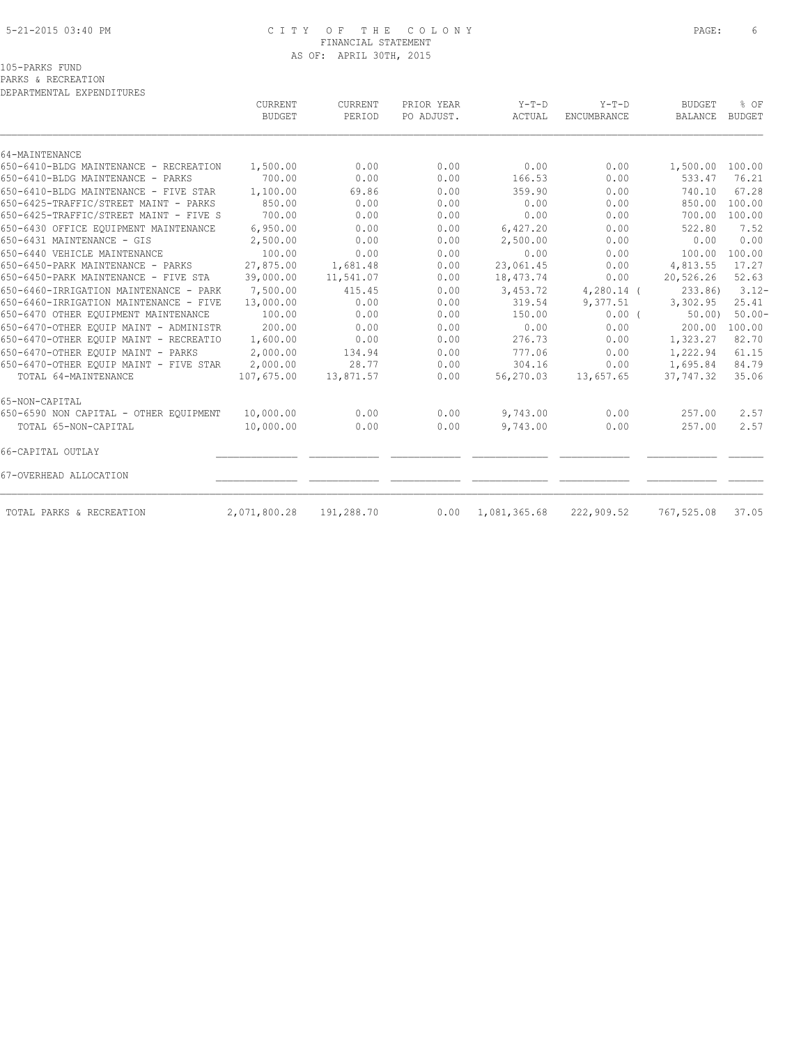# CITY OF THE COLONY

FINANCIAL STATEMENT

AS OF: APRIL 30TH, 2015

105-PARKS FUND

PARKS & RECREATION

DEPARTMENTAL EXPENDITURES

| | CURRENT BUDGET | CURRENT PERIOD | PRIOR YEAR PO ADJUST. | Y-T-D ACTUAL | Y-T-D ENCUMBRANCE | BUDGET BALANCE | % OF BUDGET |
|---|---|---|---|---|---|---|---|
| 64-MAINTENANCE | | | | | | | |
| 650-6410-BLDG MAINTENANCE - RECREATION | 1,500.00 | 0.00 | 0.00 | 0.00 | 0.00 | 1,500.00 | 100.00 |
| 650-6410-BLDG MAINTENANCE - PARKS | 700.00 | 0.00 | 0.00 | 166.53 | 0.00 | 533.47 | 76.21 |
| 650-6410-BLDG MAINTENANCE - FIVE STAR | 1,100.00 | 69.86 | 0.00 | 359.90 | 0.00 | 740.10 | 67.28 |
| 650-6425-TRAFFIC/STREET MAINT - PARKS | 850.00 | 0.00 | 0.00 | 0.00 | 0.00 | 850.00 | 100.00 |
| 650-6425-TRAFFIC/STREET MAINT - FIVE S | 700.00 | 0.00 | 0.00 | 0.00 | 0.00 | 700.00 | 100.00 |
| 650-6430 OFFICE EQUIPMENT MAINTENANCE | 6,950.00 | 0.00 | 0.00 | 6,427.20 | 0.00 | 522.80 | 7.52 |
| 650-6431 MAINTENANCE - GIS | 2,500.00 | 0.00 | 0.00 | 2,500.00 | 0.00 | 0.00 | 0.00 |
| 650-6440 VEHICLE MAINTENANCE | 100.00 | 0.00 | 0.00 | 0.00 | 0.00 | 100.00 | 100.00 |
| 650-6450-PARK MAINTENANCE - PARKS | 27,875.00 | 1,681.48 | 0.00 | 23,061.45 | 0.00 | 4,813.55 | 17.27 |
| 650-6450-PARK MAINTENANCE - FIVE STA | 39,000.00 | 11,541.07 | 0.00 | 18,473.74 | 0.00 | 20,526.26 | 52.63 |
| 650-6460-IRRIGATION MAINTENANCE - PARK | 7,500.00 | 415.45 | 0.00 | 3,453.72 | 4,280.14 | ( 233.86) | 3.12- |
| 650-6460-IRRIGATION MAINTENANCE - FIVE | 13,000.00 | 0.00 | 0.00 | 319.54 | 9,377.51 | 3,302.95 | 25.41 |
| 650-6470 OTHER EQUIPMENT MAINTENANCE | 100.00 | 0.00 | 0.00 | 150.00 | 0.00 | ( 50.00) | 50.00- |
| 650-6470-OTHER EQUIP MAINT - ADMINISTR | 200.00 | 0.00 | 0.00 | 0.00 | 0.00 | 200.00 | 100.00 |
| 650-6470-OTHER EQUIP MAINT - RECREATIO | 1,600.00 | 0.00 | 0.00 | 276.73 | 0.00 | 1,323.27 | 82.70 |
| 650-6470-OTHER EQUIP MAINT - PARKS | 2,000.00 | 134.94 | 0.00 | 777.06 | 0.00 | 1,222.94 | 61.15 |
| 650-6470-OTHER EQUIP MAINT - FIVE STAR | 2,000.00 | 28.77 | 0.00 | 304.16 | 0.00 | 1,695.84 | 84.79 |
| TOTAL 64-MAINTENANCE | 107,675.00 | 13,871.57 | 0.00 | 56,270.03 | 13,657.65 | 37,747.32 | 35.06 |
| 65-NON-CAPITAL | | | | | | | |
| 650-6590 NON CAPITAL - OTHER EQUIPMENT | 10,000.00 | 0.00 | 0.00 | 9,743.00 | 0.00 | 257.00 | 2.57 |
| TOTAL 65-NON-CAPITAL | 10,000.00 | 0.00 | 0.00 | 9,743.00 | 0.00 | 257.00 | 2.57 |
| 66-CAPITAL OUTLAY | | | | | | | |
| 67-OVERHEAD ALLOCATION | | | | | | | |
| TOTAL PARKS & RECREATION | 2,071,800.28 | 191,288.70 | 0.00 | 1,081,365.68 | 222,909.52 | 767,525.08 | 37.05 |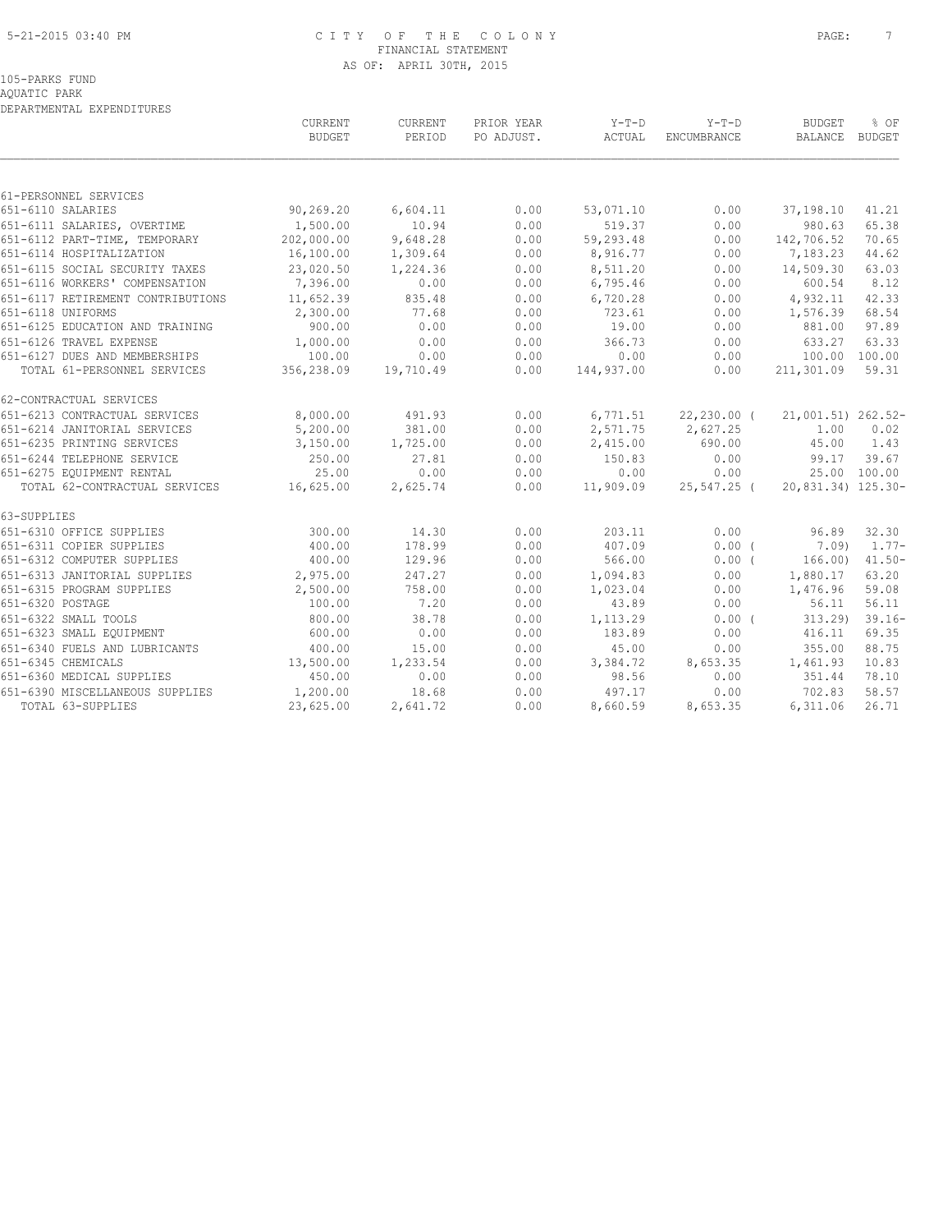# CITY OF THE COLONY

FINANCIAL STATEMENT

AS OF: APRIL 30TH, 2015

105-PARKS FUND

AQUATIC PARK

DEPARTMENTAL EXPENDITURES

| | CURRENT BUDGET | CURRENT PERIOD | PRIOR YEAR PO ADJUST. | Y-T-D ACTUAL | Y-T-D ENCUMBRANCE | BUDGET BALANCE | % OF BUDGET |
|---|---|---|---|---|---|---|---|
| 61-PERSONNEL SERVICES | | | | | | | |
| 651-6110 SALARIES | 90,269.20 | 6,604.11 | 0.00 | 53,071.10 | 0.00 | 37,198.10 | 41.21 |
| 651-6111 SALARIES, OVERTIME | 1,500.00 | 10.94 | 0.00 | 519.37 | 0.00 | 980.63 | 65.38 |
| 651-6112 PART-TIME, TEMPORARY | 202,000.00 | 9,648.28 | 0.00 | 59,293.48 | 0.00 | 142,706.52 | 70.65 |
| 651-6114 HOSPITALIZATION | 16,100.00 | 1,309.64 | 0.00 | 8,916.77 | 0.00 | 7,183.23 | 44.62 |
| 651-6115 SOCIAL SECURITY TAXES | 23,020.50 | 1,224.36 | 0.00 | 8,511.20 | 0.00 | 14,509.30 | 63.03 |
| 651-6116 WORKERS' COMPENSATION | 7,396.00 | 0.00 | 0.00 | 6,795.46 | 0.00 | 600.54 | 8.12 |
| 651-6117 RETIREMENT CONTRIBUTIONS | 11,652.39 | 835.48 | 0.00 | 6,720.28 | 0.00 | 4,932.11 | 42.33 |
| 651-6118 UNIFORMS | 2,300.00 | 77.68 | 0.00 | 723.61 | 0.00 | 1,576.39 | 68.54 |
| 651-6125 EDUCATION AND TRAINING | 900.00 | 0.00 | 0.00 | 19.00 | 0.00 | 881.00 | 97.89 |
| 651-6126 TRAVEL EXPENSE | 1,000.00 | 0.00 | 0.00 | 366.73 | 0.00 | 633.27 | 63.33 |
| 651-6127 DUES AND MEMBERSHIPS | 100.00 | 0.00 | 0.00 | 0.00 | 0.00 | 100.00 | 100.00 |
| TOTAL 61-PERSONNEL SERVICES | 356,238.09 | 19,710.49 | 0.00 | 144,937.00 | 0.00 | 211,301.09 | 59.31 |
| 62-CONTRACTUAL SERVICES | | | | | | | |
| 651-6213 CONTRACTUAL SERVICES | 8,000.00 | 491.93 | 0.00 | 6,771.51 | 22,230.00 | ( 21,001.51) | 262.52- |
| 651-6214 JANITORIAL SERVICES | 5,200.00 | 381.00 | 0.00 | 2,571.75 | 2,627.25 | 1.00 | 0.02 |
| 651-6235 PRINTING SERVICES | 3,150.00 | 1,725.00 | 0.00 | 2,415.00 | 690.00 | 45.00 | 1.43 |
| 651-6244 TELEPHONE SERVICE | 250.00 | 27.81 | 0.00 | 150.83 | 0.00 | 99.17 | 39.67 |
| 651-6275 EQUIPMENT RENTAL | 25.00 | 0.00 | 0.00 | 0.00 | 0.00 | 25.00 | 100.00 |
| TOTAL 62-CONTRACTUAL SERVICES | 16,625.00 | 2,625.74 | 0.00 | 11,909.09 | 25,547.25 | ( 20,831.34) | 125.30- |
| 63-SUPPLIES | | | | | | | |
| 651-6310 OFFICE SUPPLIES | 300.00 | 14.30 | 0.00 | 203.11 | 0.00 | 96.89 | 32.30 |
| 651-6311 COPIER SUPPLIES | 400.00 | 178.99 | 0.00 | 407.09 | 0.00 | ( 7.09) | 1.77- |
| 651-6312 COMPUTER SUPPLIES | 400.00 | 129.96 | 0.00 | 566.00 | 0.00 | ( 166.00) | 41.50- |
| 651-6313 JANITORIAL SUPPLIES | 2,975.00 | 247.27 | 0.00 | 1,094.83 | 0.00 | 1,880.17 | 63.20 |
| 651-6315 PROGRAM SUPPLIES | 2,500.00 | 758.00 | 0.00 | 1,023.04 | 0.00 | 1,476.96 | 59.08 |
| 651-6320 POSTAGE | 100.00 | 7.20 | 0.00 | 43.89 | 0.00 | 56.11 | 56.11 |
| 651-6322 SMALL TOOLS | 800.00 | 38.78 | 0.00 | 1,113.29 | 0.00 | ( 313.29) | 39.16- |
| 651-6323 SMALL EQUIPMENT | 600.00 | 0.00 | 0.00 | 183.89 | 0.00 | 416.11 | 69.35 |
| 651-6340 FUELS AND LUBRICANTS | 400.00 | 15.00 | 0.00 | 45.00 | 0.00 | 355.00 | 88.75 |
| 651-6345 CHEMICALS | 13,500.00 | 1,233.54 | 0.00 | 3,384.72 | 8,653.35 | 1,461.93 | 10.83 |
| 651-6360 MEDICAL SUPPLIES | 450.00 | 0.00 | 0.00 | 98.56 | 0.00 | 351.44 | 78.10 |
| 651-6390 MISCELLANEOUS SUPPLIES | 1,200.00 | 18.68 | 0.00 | 497.17 | 0.00 | 702.83 | 58.57 |
| TOTAL 63-SUPPLIES | 23,625.00 | 2,641.72 | 0.00 | 8,660.59 | 8,653.35 | 6,311.06 | 26.71 |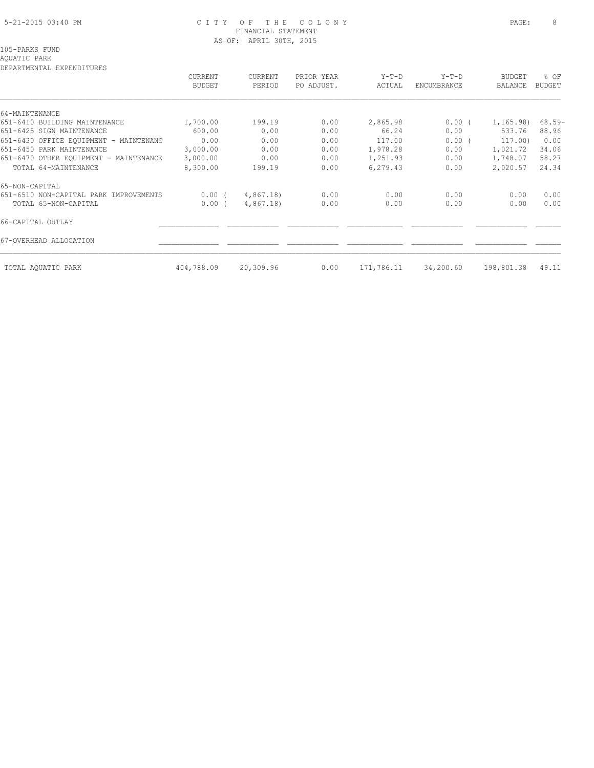CITY OF THE COLONY
FINANCIAL STATEMENT
AS OF: APRIL 30TH, 2015

105-PARKS FUND
AQUATIC PARK
DEPARTMENTAL EXPENDITURES

| | CURRENT BUDGET | CURRENT PERIOD | PRIOR YEAR PO ADJUST. | Y-T-D ACTUAL | Y-T-D ENCUMBRANCE | BUDGET BALANCE | % OF BUDGET |
|---|---|---|---|---|---|---|---|
| 64-MAINTENANCE | | | | | | | |
| 651-6410 BUILDING MAINTENANCE | 1,700.00 | 199.19 | 0.00 | 2,865.98 | 0.00 | ( 1,165.98) | 68.59- |
| 651-6425 SIGN MAINTENANCE | 600.00 | 0.00 | 0.00 | 66.24 | 0.00 | 533.76 | 88.96 |
| 651-6430 OFFICE EQUIPMENT - MAINTENANC | 0.00 | 0.00 | 0.00 | 117.00 | 0.00 | ( 117.00) | 0.00 |
| 651-6450 PARK MAINTENANCE | 3,000.00 | 0.00 | 0.00 | 1,978.28 | 0.00 | 1,021.72 | 34.06 |
| 651-6470 OTHER EQUIPMENT - MAINTENANCE | 3,000.00 | 0.00 | 0.00 | 1,251.93 | 0.00 | 1,748.07 | 58.27 |
| TOTAL 64-MAINTENANCE | 8,300.00 | 199.19 | 0.00 | 6,279.43 | 0.00 | 2,020.57 | 24.34 |
| 65-NON-CAPITAL | | | | | | | |
| 651-6510 NON-CAPITAL PARK IMPROVEMENTS | 0.00 | ( 4,867.18) | 0.00 | 0.00 | 0.00 | 0.00 | 0.00 |
| TOTAL 65-NON-CAPITAL | 0.00 | ( 4,867.18) | 0.00 | 0.00 | 0.00 | 0.00 | 0.00 |
| 66-CAPITAL OUTLAY | | | | | | | |
| 67-OVERHEAD ALLOCATION | | | | | | | |
| TOTAL AQUATIC PARK | 404,788.09 | 20,309.96 | 0.00 | 171,786.11 | 34,200.60 | 198,801.38 | 49.11 |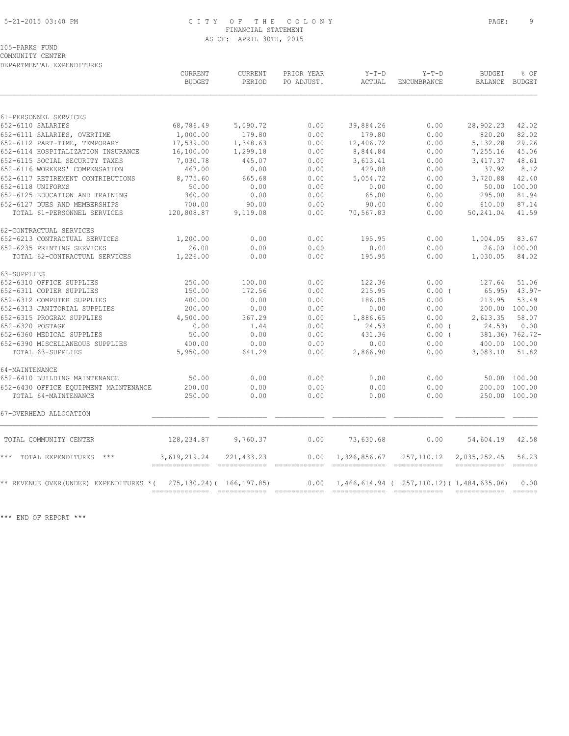CITY OF THE COLONY
FINANCIAL STATEMENT
AS OF: APRIL 30TH, 2015

105-PARKS FUND
COMMUNITY CENTER
DEPARTMENTAL EXPENDITURES

| | CURRENT BUDGET | CURRENT PERIOD | PRIOR YEAR PO ADJUST. | Y-T-D ACTUAL | Y-T-D ENCUMBRANCE | BUDGET BALANCE | % OF BUDGET |
|---|---|---|---|---|---|---|---|
| 61-PERSONNEL SERVICES | | | | | | | |
| 652-6110 SALARIES | 68,786.49 | 5,090.72 | 0.00 | 39,884.26 | 0.00 | 28,902.23 | 42.02 |
| 652-6111 SALARIES, OVERTIME | 1,000.00 | 179.80 | 0.00 | 179.80 | 0.00 | 820.20 | 82.02 |
| 652-6112 PART-TIME, TEMPORARY | 17,539.00 | 1,348.63 | 0.00 | 12,406.72 | 0.00 | 5,132.28 | 29.26 |
| 652-6114 HOSPITALIZATION INSURANCE | 16,100.00 | 1,299.18 | 0.00 | 8,844.84 | 0.00 | 7,255.16 | 45.06 |
| 652-6115 SOCIAL SECURITY TAXES | 7,030.78 | 445.07 | 0.00 | 3,613.41 | 0.00 | 3,417.37 | 48.61 |
| 652-6116 WORKERS' COMPENSATION | 467.00 | 0.00 | 0.00 | 429.08 | 0.00 | 37.92 | 8.12 |
| 652-6117 RETIREMENT CONTRIBUTIONS | 8,775.60 | 665.68 | 0.00 | 5,054.72 | 0.00 | 3,720.88 | 42.40 |
| 652-6118 UNIFORMS | 50.00 | 0.00 | 0.00 | 0.00 | 0.00 | 50.00 | 100.00 |
| 652-6125 EDUCATION AND TRAINING | 360.00 | 0.00 | 0.00 | 65.00 | 0.00 | 295.00 | 81.94 |
| 652-6127 DUES AND MEMBERSHIPS | 700.00 | 90.00 | 0.00 | 90.00 | 0.00 | 610.00 | 87.14 |
| TOTAL 61-PERSONNEL SERVICES | 120,808.87 | 9,119.08 | 0.00 | 70,567.83 | 0.00 | 50,241.04 | 41.59 |
| 62-CONTRACTUAL SERVICES | | | | | | | |
| 652-6213 CONTRACTUAL SERVICES | 1,200.00 | 0.00 | 0.00 | 195.95 | 0.00 | 1,004.05 | 83.67 |
| 652-6235 PRINTING SERVICES | 26.00 | 0.00 | 0.00 | 0.00 | 0.00 | 26.00 | 100.00 |
| TOTAL 62-CONTRACTUAL SERVICES | 1,226.00 | 0.00 | 0.00 | 195.95 | 0.00 | 1,030.05 | 84.02 |
| 63-SUPPLIES | | | | | | | |
| 652-6310 OFFICE SUPPLIES | 250.00 | 100.00 | 0.00 | 122.36 | 0.00 | 127.64 | 51.06 |
| 652-6311 COPIER SUPPLIES | 150.00 | 172.56 | 0.00 | 215.95 | 0.00 | ( 65.95) | 43.97- |
| 652-6312 COMPUTER SUPPLIES | 400.00 | 0.00 | 0.00 | 186.05 | 0.00 | 213.95 | 53.49 |
| 652-6313 JANITORIAL SUPPLIES | 200.00 | 0.00 | 0.00 | 0.00 | 0.00 | 200.00 | 100.00 |
| 652-6315 PROGRAM SUPPLIES | 4,500.00 | 367.29 | 0.00 | 1,886.65 | 0.00 | 2,613.35 | 58.07 |
| 652-6320 POSTAGE | 0.00 | 1.44 | 0.00 | 24.53 | 0.00 | ( 24.53) | 0.00 |
| 652-6360 MEDICAL SUPPLIES | 50.00 | 0.00 | 0.00 | 431.36 | 0.00 | ( 381.36) | 762.72- |
| 652-6390 MISCELLANEOUS SUPPLIES | 400.00 | 0.00 | 0.00 | 0.00 | 0.00 | 400.00 | 100.00 |
| TOTAL 63-SUPPLIES | 5,950.00 | 641.29 | 0.00 | 2,866.90 | 0.00 | 3,083.10 | 51.82 |
| 64-MAINTENANCE | | | | | | | |
| 652-6410 BUILDING MAINTENANCE | 50.00 | 0.00 | 0.00 | 0.00 | 0.00 | 50.00 | 100.00 |
| 652-6430 OFFICE EQUIPMENT MAINTENANCE | 200.00 | 0.00 | 0.00 | 0.00 | 0.00 | 200.00 | 100.00 |
| TOTAL 64-MAINTENANCE | 250.00 | 0.00 | 0.00 | 0.00 | 0.00 | 250.00 | 100.00 |
| 67-OVERHEAD ALLOCATION | | | | | | | |
| TOTAL COMMUNITY CENTER | 128,234.87 | 9,760.37 | 0.00 | 73,630.68 | 0.00 | 54,604.19 | 42.58 |
| *** TOTAL EXPENDITURES *** | 3,619,219.24 | 221,433.23 | 0.00 | 1,326,856.67 | 257,110.12 | 2,035,252.45 | 56.23 |
| ** REVENUE OVER(UNDER) EXPENDITURES * | ( 275,130.24) | ( 166,197.85) | 0.00 | 1,466,614.94 | ( 257,110.12) | ( 1,484,635.06) | 0.00 |

*** END OF REPORT ***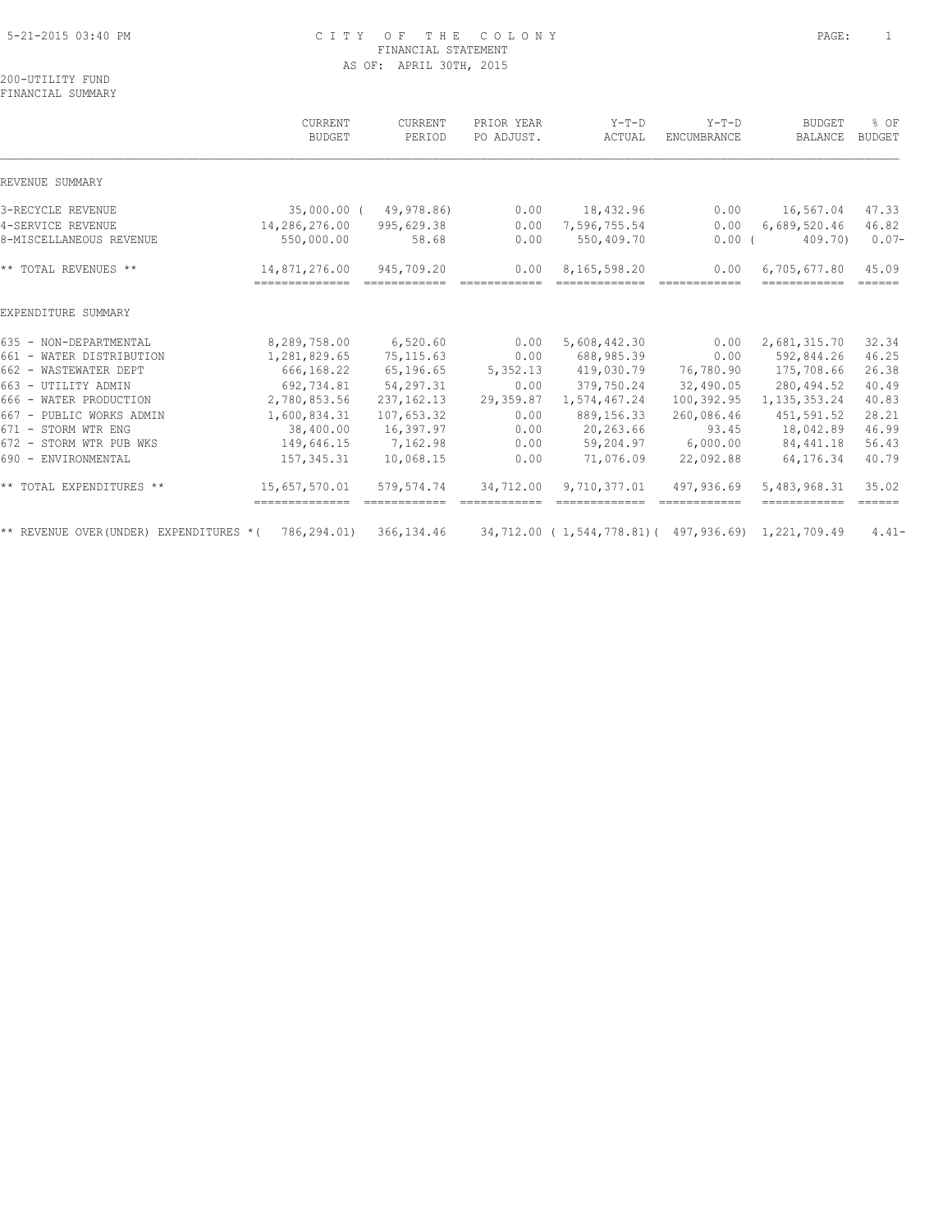CITY OF THE COLONY
FINANCIAL STATEMENT
AS OF: APRIL 30TH, 2015

200-UTILITY FUND
FINANCIAL SUMMARY

| | CURRENT BUDGET | CURRENT PERIOD | PRIOR YEAR PO ADJUST. | Y-T-D ACTUAL | Y-T-D ENCUMBRANCE | BUDGET BALANCE | % OF BUDGET |
|---|---|---|---|---|---|---|---|
| REVENUE SUMMARY | | | | | | | |
| 3-RECYCLE REVENUE | 35,000.00 | ( 49,978.86) | 0.00 | 18,432.96 | 0.00 | 16,567.04 | 47.33 |
| 4-SERVICE REVENUE | 14,286,276.00 | 995,629.38 | 0.00 | 7,596,755.54 | 0.00 | 6,689,520.46 | 46.82 |
| 8-MISCELLANEOUS REVENUE | 550,000.00 | 58.68 | 0.00 | 550,409.70 | 0.00 | ( 409.70) | 0.07- |
| ** TOTAL REVENUES ** | 14,871,276.00 | 945,709.20 | 0.00 | 8,165,598.20 | 0.00 | 6,705,677.80 | 45.09 |
| EXPENDITURE SUMMARY | | | | | | | |
| 635 - NON-DEPARTMENTAL | 8,289,758.00 | 6,520.60 | 0.00 | 5,608,442.30 | 0.00 | 2,681,315.70 | 32.34 |
| 661 - WATER DISTRIBUTION | 1,281,829.65 | 75,115.63 | 0.00 | 688,985.39 | 0.00 | 592,844.26 | 46.25 |
| 662 - WASTEWATER DEPT | 666,168.22 | 65,196.65 | 5,352.13 | 419,030.79 | 76,780.90 | 175,708.66 | 26.38 |
| 663 - UTILITY ADMIN | 692,734.81 | 54,297.31 | 0.00 | 379,750.24 | 32,490.05 | 280,494.52 | 40.49 |
| 666 - WATER PRODUCTION | 2,780,853.56 | 237,162.13 | 29,359.87 | 1,574,467.24 | 100,392.95 | 1,135,353.24 | 40.83 |
| 667 - PUBLIC WORKS ADMIN | 1,600,834.31 | 107,653.32 | 0.00 | 889,156.33 | 260,086.46 | 451,591.52 | 28.21 |
| 671 - STORM WTR ENG | 38,400.00 | 16,397.97 | 0.00 | 20,263.66 | 93.45 | 18,042.89 | 46.99 |
| 672 - STORM WTR PUB WKS | 149,646.15 | 7,162.98 | 0.00 | 59,204.97 | 6,000.00 | 84,441.18 | 56.43 |
| 690 - ENVIRONMENTAL | 157,345.31 | 10,068.15 | 0.00 | 71,076.09 | 22,092.88 | 64,176.34 | 40.79 |
| ** TOTAL EXPENDITURES ** | 15,657,570.01 | 579,574.74 | 34,712.00 | 9,710,377.01 | 497,936.69 | 5,483,968.31 | 35.02 |
| ** REVENUE OVER(UNDER) EXPENDITURES * | ( 786,294.01) | 366,134.46 | 34,712.00 | ( 1,544,778.81) | ( 497,936.69) | 1,221,709.49 | 4.41- |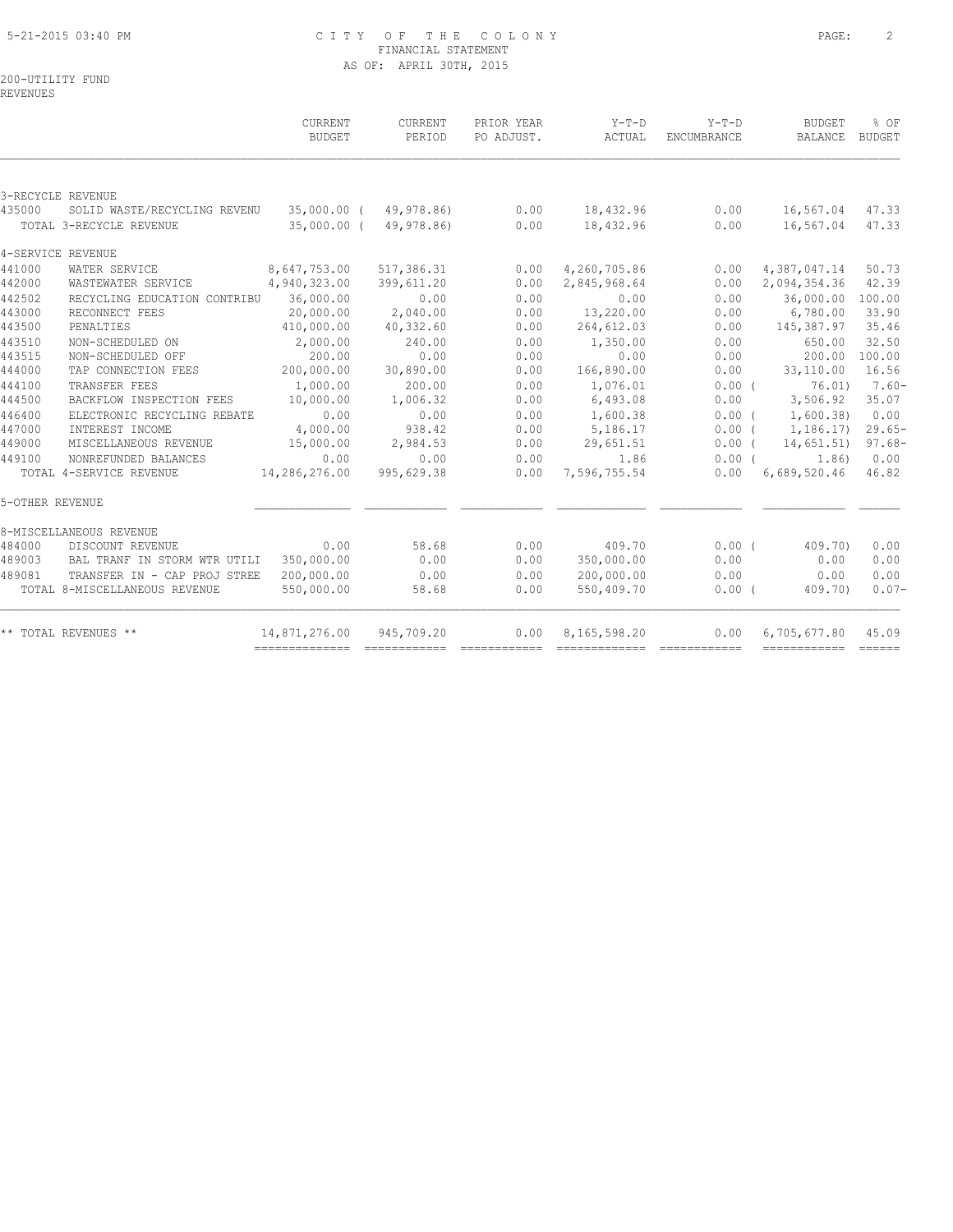# CITY OF THE COLONY
## FINANCIAL STATEMENT
### AS OF: APRIL 30TH, 2015

200-UTILITY FUND
REVENUES

| | | CURRENT BUDGET | CURRENT PERIOD | PRIOR YEAR PO ADJUST. | Y-T-D ACTUAL | Y-T-D ENCUMBRANCE | BUDGET BALANCE | % OF BUDGET |
|---|---|---|---|---|---|---|---|---|
| **3-RECYCLE REVENUE** | | | | | | | | |
| 435000 | SOLID WASTE/RECYCLING REVENU | 35,000.00 | ( 49,978.86) | 0.00 | 18,432.96 | 0.00 | 16,567.04 | 47.33 |
| | TOTAL 3-RECYCLE REVENUE | 35,000.00 | ( 49,978.86) | 0.00 | 18,432.96 | 0.00 | 16,567.04 | 47.33 |
| **4-SERVICE REVENUE** | | | | | | | | |
| 441000 | WATER SERVICE | 8,647,753.00 | 517,386.31 | 0.00 | 4,260,705.86 | 0.00 | 4,387,047.14 | 50.73 |
| 442000 | WASTEWATER SERVICE | 4,940,323.00 | 399,611.20 | 0.00 | 2,845,968.64 | 0.00 | 2,094,354.36 | 42.39 |
| 442502 | RECYCLING EDUCATION CONTRIBU | 36,000.00 | 0.00 | 0.00 | 0.00 | 0.00 | 36,000.00 | 100.00 |
| 443000 | RECONNECT FEES | 20,000.00 | 2,040.00 | 0.00 | 13,220.00 | 0.00 | 6,780.00 | 33.90 |
| 443500 | PENALTIES | 410,000.00 | 40,332.60 | 0.00 | 264,612.03 | 0.00 | 145,387.97 | 35.46 |
| 443510 | NON-SCHEDULED ON | 2,000.00 | 240.00 | 0.00 | 1,350.00 | 0.00 | 650.00 | 32.50 |
| 443515 | NON-SCHEDULED OFF | 200.00 | 0.00 | 0.00 | 0.00 | 0.00 | 200.00 | 100.00 |
| 444000 | TAP CONNECTION FEES | 200,000.00 | 30,890.00 | 0.00 | 166,890.00 | 0.00 | 33,110.00 | 16.56 |
| 444100 | TRANSFER FEES | 1,000.00 | 200.00 | 0.00 | 1,076.01 | 0.00 | ( 76.01) | 7.60- |
| 444500 | BACKFLOW INSPECTION FEES | 10,000.00 | 1,006.32 | 0.00 | 6,493.08 | 0.00 | 3,506.92 | 35.07 |
| 446400 | ELECTRONIC RECYCLING REBATE | 0.00 | 0.00 | 0.00 | 1,600.38 | 0.00 | ( 1,600.38) | 0.00 |
| 447000 | INTEREST INCOME | 4,000.00 | 938.42 | 0.00 | 5,186.17 | 0.00 | ( 1,186.17) | 29.65- |
| 449000 | MISCELLANEOUS REVENUE | 15,000.00 | 2,984.53 | 0.00 | 29,651.51 | 0.00 | ( 14,651.51) | 97.68- |
| 449100 | NONREFUNDED BALANCES | 0.00 | 0.00 | 0.00 | 1.86 | 0.00 | ( 1.86) | 0.00 |
| | TOTAL 4-SERVICE REVENUE | 14,286,276.00 | 995,629.38 | 0.00 | 7,596,755.54 | 0.00 | 6,689,520.46 | 46.82 |
| **5-OTHER REVENUE** | | | | | | | | |
| **8-MISCELLANEOUS REVENUE** | | | | | | | | |
| 484000 | DISCOUNT REVENUE | 0.00 | 58.68 | 0.00 | 409.70 | 0.00 | ( 409.70) | 0.00 |
| 489003 | BAL TRANF IN STORM WTR UTILI | 350,000.00 | 0.00 | 0.00 | 350,000.00 | 0.00 | 0.00 | 0.00 |
| 489081 | TRANSFER IN - CAP PROJ STREE | 200,000.00 | 0.00 | 0.00 | 200,000.00 | 0.00 | 0.00 | 0.00 |
| | TOTAL 8-MISCELLANEOUS REVENUE | 550,000.00 | 58.68 | 0.00 | 550,409.70 | 0.00 | ( 409.70) | 0.07- |
| | ** TOTAL REVENUES ** | 14,871,276.00 | 945,709.20 | 0.00 | 8,165,598.20 | 0.00 | 6,705,677.80 | 45.09 |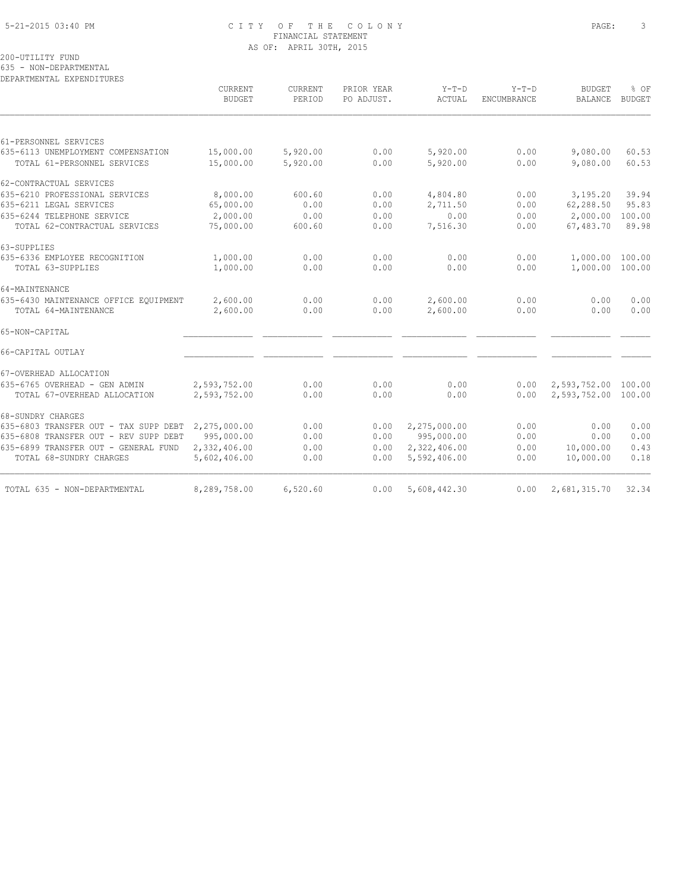# CITY OF THE COLONY
## FINANCIAL STATEMENT
### AS OF: APRIL 30TH, 2015

200-UTILITY FUND
635 - NON-DEPARTMENTAL
DEPARTMENTAL EXPENDITURES

| | CURRENT BUDGET | CURRENT PERIOD | PRIOR YEAR PO ADJUST. | Y-T-D ACTUAL | Y-T-D ENCUMBRANCE | BUDGET BALANCE | % OF BUDGET |
|---|---|---|---|---|---|---|---|
| 61-PERSONNEL SERVICES | | | | | | | |
| 635-6113 UNEMPLOYMENT COMPENSATION | 15,000.00 | 5,920.00 | 0.00 | 5,920.00 | 0.00 | 9,080.00 | 60.53 |
| TOTAL 61-PERSONNEL SERVICES | 15,000.00 | 5,920.00 | 0.00 | 5,920.00 | 0.00 | 9,080.00 | 60.53 |
| 62-CONTRACTUAL SERVICES | | | | | | | |
| 635-6210 PROFESSIONAL SERVICES | 8,000.00 | 600.60 | 0.00 | 4,804.80 | 0.00 | 3,195.20 | 39.94 |
| 635-6211 LEGAL SERVICES | 65,000.00 | 0.00 | 0.00 | 2,711.50 | 0.00 | 62,288.50 | 95.83 |
| 635-6244 TELEPHONE SERVICE | 2,000.00 | 0.00 | 0.00 | 0.00 | 0.00 | 2,000.00 | 100.00 |
| TOTAL 62-CONTRACTUAL SERVICES | 75,000.00 | 600.60 | 0.00 | 7,516.30 | 0.00 | 67,483.70 | 89.98 |
| 63-SUPPLIES | | | | | | | |
| 635-6336 EMPLOYEE RECOGNITION | 1,000.00 | 0.00 | 0.00 | 0.00 | 0.00 | 1,000.00 | 100.00 |
| TOTAL 63-SUPPLIES | 1,000.00 | 0.00 | 0.00 | 0.00 | 0.00 | 1,000.00 | 100.00 |
| 64-MAINTENANCE | | | | | | | |
| 635-6430 MAINTENANCE OFFICE EQUIPMENT | 2,600.00 | 0.00 | 0.00 | 2,600.00 | 0.00 | 0.00 | 0.00 |
| TOTAL 64-MAINTENANCE | 2,600.00 | 0.00 | 0.00 | 2,600.00 | 0.00 | 0.00 | 0.00 |
| 65-NON-CAPITAL | | | | | | | |
| 66-CAPITAL OUTLAY | | | | | | | |
| 67-OVERHEAD ALLOCATION | | | | | | | |
| 635-6765 OVERHEAD - GEN ADMIN | 2,593,752.00 | 0.00 | 0.00 | 0.00 | 0.00 | 2,593,752.00 | 100.00 |
| TOTAL 67-OVERHEAD ALLOCATION | 2,593,752.00 | 0.00 | 0.00 | 0.00 | 0.00 | 2,593,752.00 | 100.00 |
| 68-SUNDRY CHARGES | | | | | | | |
| 635-6803 TRANSFER OUT - TAX SUPP DEBT | 2,275,000.00 | 0.00 | 0.00 | 2,275,000.00 | 0.00 | 0.00 | 0.00 |
| 635-6808 TRANSFER OUT - REV SUPP DEBT | 995,000.00 | 0.00 | 0.00 | 995,000.00 | 0.00 | 0.00 | 0.00 |
| 635-6899 TRANSFER OUT - GENERAL FUND | 2,332,406.00 | 0.00 | 0.00 | 2,322,406.00 | 0.00 | 10,000.00 | 0.43 |
| TOTAL 68-SUNDRY CHARGES | 5,602,406.00 | 0.00 | 0.00 | 5,592,406.00 | 0.00 | 10,000.00 | 0.18 |
| TOTAL 635 - NON-DEPARTMENTAL | 8,289,758.00 | 6,520.60 | 0.00 | 5,608,442.30 | 0.00 | 2,681,315.70 | 32.34 |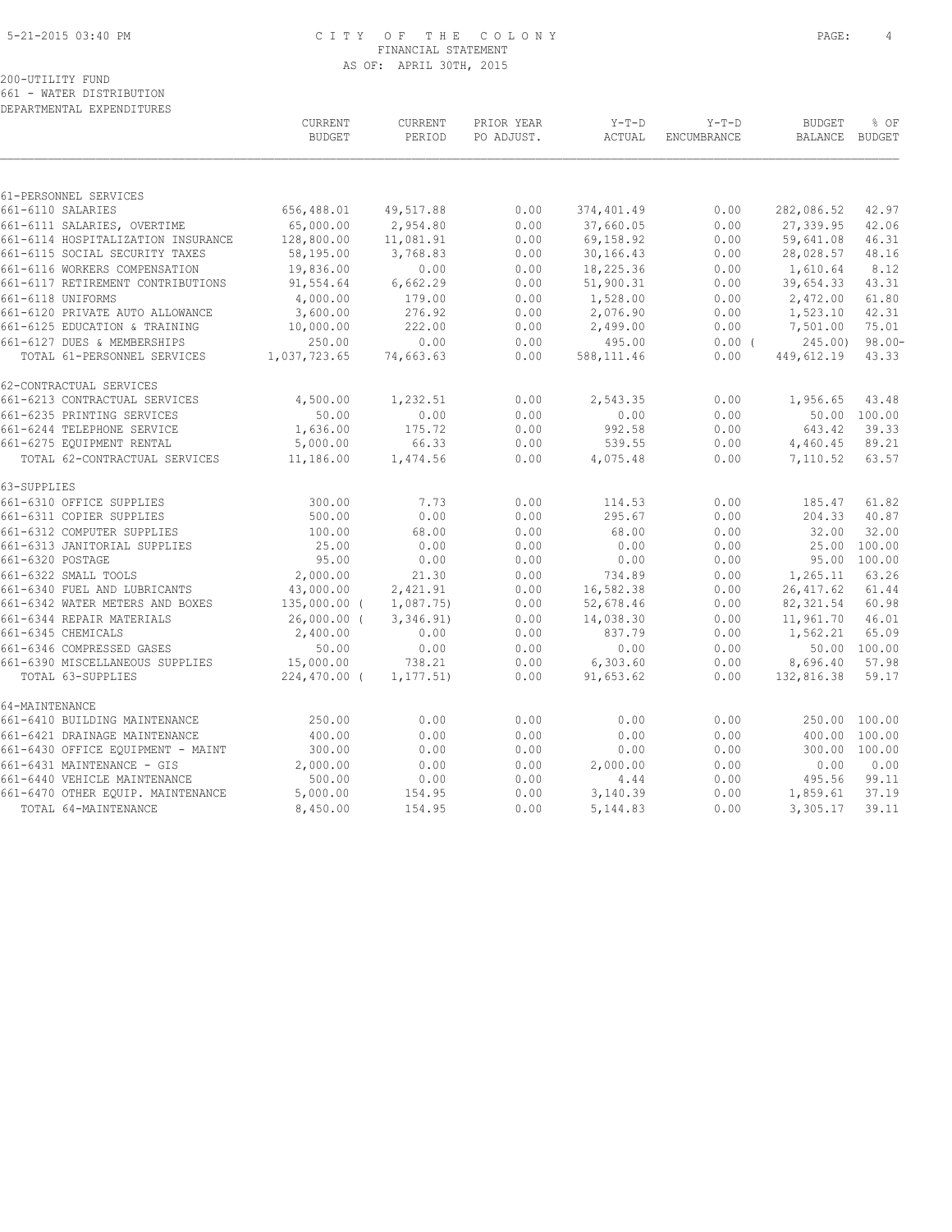CITY OF THE COLONY
FINANCIAL STATEMENT
AS OF: APRIL 30TH, 2015

200-UTILITY FUND
661 - WATER DISTRIBUTION
DEPARTMENTAL EXPENDITURES

| | CURRENT BUDGET | CURRENT PERIOD | PRIOR YEAR PO ADJUST. | Y-T-D ACTUAL | Y-T-D ENCUMBRANCE | BUDGET BALANCE | % OF BUDGET |
|---|---|---|---|---|---|---|---|
| 61-PERSONNEL SERVICES | | | | | | | |
| 661-6110 SALARIES | 656,488.01 | 49,517.88 | 0.00 | 374,401.49 | 0.00 | 282,086.52 | 42.97 |
| 661-6111 SALARIES, OVERTIME | 65,000.00 | 2,954.80 | 0.00 | 37,660.05 | 0.00 | 27,339.95 | 42.06 |
| 661-6114 HOSPITALIZATION INSURANCE | 128,800.00 | 11,081.91 | 0.00 | 69,158.92 | 0.00 | 59,641.08 | 46.31 |
| 661-6115 SOCIAL SECURITY TAXES | 58,195.00 | 3,768.83 | 0.00 | 30,166.43 | 0.00 | 28,028.57 | 48.16 |
| 661-6116 WORKERS COMPENSATION | 19,836.00 | 0.00 | 0.00 | 18,225.36 | 0.00 | 1,610.64 | 8.12 |
| 661-6117 RETIREMENT CONTRIBUTIONS | 91,554.64 | 6,662.29 | 0.00 | 51,900.31 | 0.00 | 39,654.33 | 43.31 |
| 661-6118 UNIFORMS | 4,000.00 | 179.00 | 0.00 | 1,528.00 | 0.00 | 2,472.00 | 61.80 |
| 661-6120 PRIVATE AUTO ALLOWANCE | 3,600.00 | 276.92 | 0.00 | 2,076.90 | 0.00 | 1,523.10 | 42.31 |
| 661-6125 EDUCATION & TRAINING | 10,000.00 | 222.00 | 0.00 | 2,499.00 | 0.00 | 7,501.00 | 75.01 |
| 661-6127 DUES & MEMBERSHIPS | 250.00 | 0.00 | 0.00 | 495.00 | 0.00 | ( 245.00) | 98.00- |
| TOTAL 61-PERSONNEL SERVICES | 1,037,723.65 | 74,663.63 | 0.00 | 588,111.46 | 0.00 | 449,612.19 | 43.33 |
| 62-CONTRACTUAL SERVICES | | | | | | | |
| 661-6213 CONTRACTUAL SERVICES | 4,500.00 | 1,232.51 | 0.00 | 2,543.35 | 0.00 | 1,956.65 | 43.48 |
| 661-6235 PRINTING SERVICES | 50.00 | 0.00 | 0.00 | 0.00 | 0.00 | 50.00 | 100.00 |
| 661-6244 TELEPHONE SERVICE | 1,636.00 | 175.72 | 0.00 | 992.58 | 0.00 | 643.42 | 39.33 |
| 661-6275 EQUIPMENT RENTAL | 5,000.00 | 66.33 | 0.00 | 539.55 | 0.00 | 4,460.45 | 89.21 |
| TOTAL 62-CONTRACTUAL SERVICES | 11,186.00 | 1,474.56 | 0.00 | 4,075.48 | 0.00 | 7,110.52 | 63.57 |
| 63-SUPPLIES | | | | | | | |
| 661-6310 OFFICE SUPPLIES | 300.00 | 7.73 | 0.00 | 114.53 | 0.00 | 185.47 | 61.82 |
| 661-6311 COPIER SUPPLIES | 500.00 | 0.00 | 0.00 | 295.67 | 0.00 | 204.33 | 40.87 |
| 661-6312 COMPUTER SUPPLIES | 100.00 | 68.00 | 0.00 | 68.00 | 0.00 | 32.00 | 32.00 |
| 661-6313 JANITORIAL SUPPLIES | 25.00 | 0.00 | 0.00 | 0.00 | 0.00 | 25.00 | 100.00 |
| 661-6320 POSTAGE | 95.00 | 0.00 | 0.00 | 0.00 | 0.00 | 95.00 | 100.00 |
| 661-6322 SMALL TOOLS | 2,000.00 | 21.30 | 0.00 | 734.89 | 0.00 | 1,265.11 | 63.26 |
| 661-6340 FUEL AND LUBRICANTS | 43,000.00 | 2,421.91 | 0.00 | 16,582.38 | 0.00 | 26,417.62 | 61.44 |
| 661-6342 WATER METERS AND BOXES | 135,000.00 | ( 1,087.75) | 0.00 | 52,678.46 | 0.00 | 82,321.54 | 60.98 |
| 661-6344 REPAIR MATERIALS | 26,000.00 | ( 3,346.91) | 0.00 | 14,038.30 | 0.00 | 11,961.70 | 46.01 |
| 661-6345 CHEMICALS | 2,400.00 | 0.00 | 0.00 | 837.79 | 0.00 | 1,562.21 | 65.09 |
| 661-6346 COMPRESSED GASES | 50.00 | 0.00 | 0.00 | 0.00 | 0.00 | 50.00 | 100.00 |
| 661-6390 MISCELLANEOUS SUPPLIES | 15,000.00 | 738.21 | 0.00 | 6,303.60 | 0.00 | 8,696.40 | 57.98 |
| TOTAL 63-SUPPLIES | 224,470.00 | ( 1,177.51) | 0.00 | 91,653.62 | 0.00 | 132,816.38 | 59.17 |
| 64-MAINTENANCE | | | | | | | |
| 661-6410 BUILDING MAINTENANCE | 250.00 | 0.00 | 0.00 | 0.00 | 0.00 | 250.00 | 100.00 |
| 661-6421 DRAINAGE MAINTENANCE | 400.00 | 0.00 | 0.00 | 0.00 | 0.00 | 400.00 | 100.00 |
| 661-6430 OFFICE EQUIPMENT - MAINT | 300.00 | 0.00 | 0.00 | 0.00 | 0.00 | 300.00 | 100.00 |
| 661-6431 MAINTENANCE - GIS | 2,000.00 | 0.00 | 0.00 | 2,000.00 | 0.00 | 0.00 | 0.00 |
| 661-6440 VEHICLE MAINTENANCE | 500.00 | 0.00 | 0.00 | 4.44 | 0.00 | 495.56 | 99.11 |
| 661-6470 OTHER EQUIP. MAINTENANCE | 5,000.00 | 154.95 | 0.00 | 3,140.39 | 0.00 | 1,859.61 | 37.19 |
| TOTAL 64-MAINTENANCE | 8,450.00 | 154.95 | 0.00 | 5,144.83 | 0.00 | 3,305.17 | 39.11 |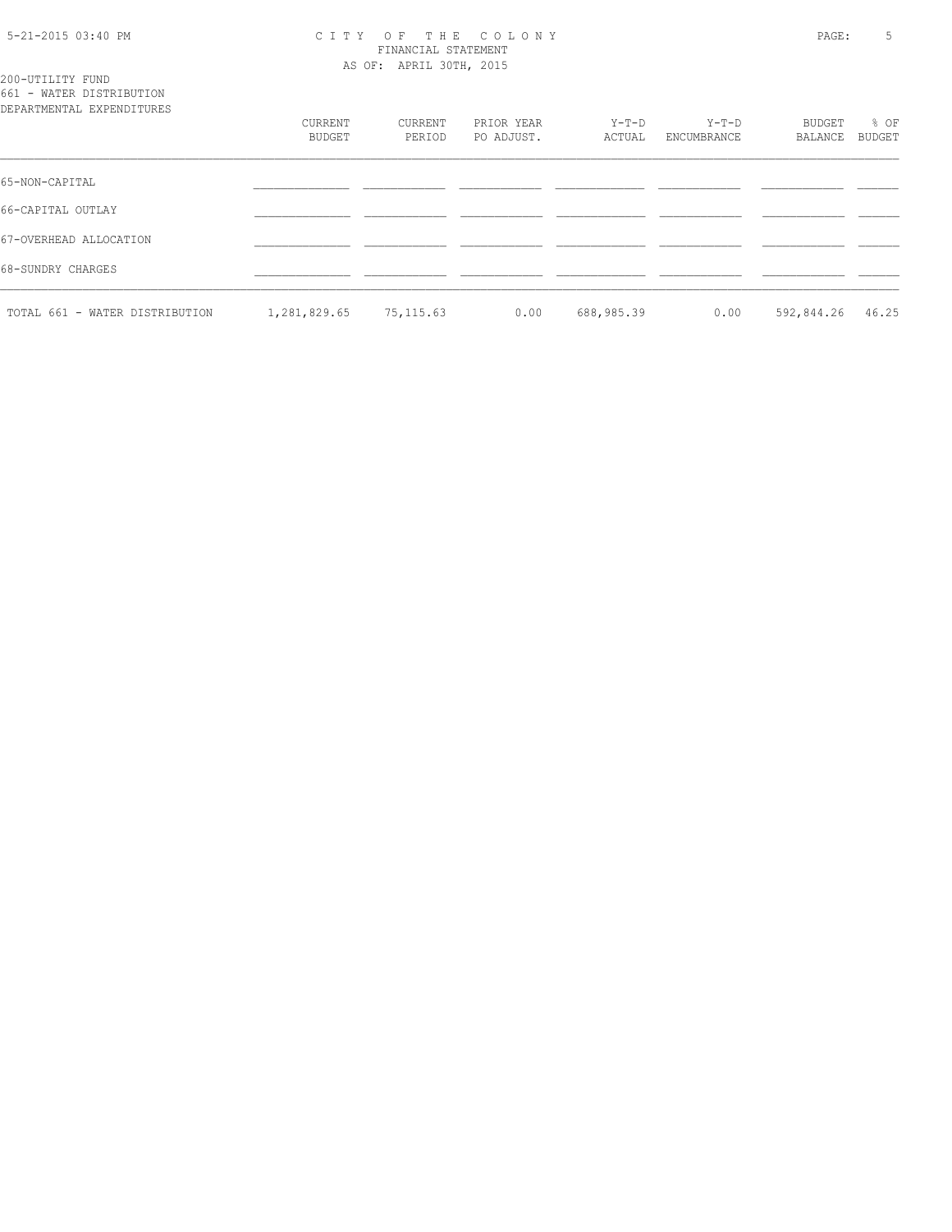200-UTILITY FUND
661 - WATER DISTRIBUTION
DEPARTMENTAL EXPENDITURES

| | CURRENT BUDGET | CURRENT PERIOD | PRIOR YEAR PO ADJUST. | Y-T-D ACTUAL | Y-T-D ENCUMBRANCE | BUDGET BALANCE | % OF BUDGET |
|---|---|---|---|---|---|---|---|
| 65-NON-CAPITAL | | | | | | | |
| 66-CAPITAL OUTLAY | | | | | | | |
| 67-OVERHEAD ALLOCATION | | | | | | | |
| 68-SUNDRY CHARGES | | | | | | | |
| TOTAL 661 - WATER DISTRIBUTION | 1,281,829.65 | 75,115.63 | 0.00 | 688,985.39 | 0.00 | 592,844.26 | 46.25 |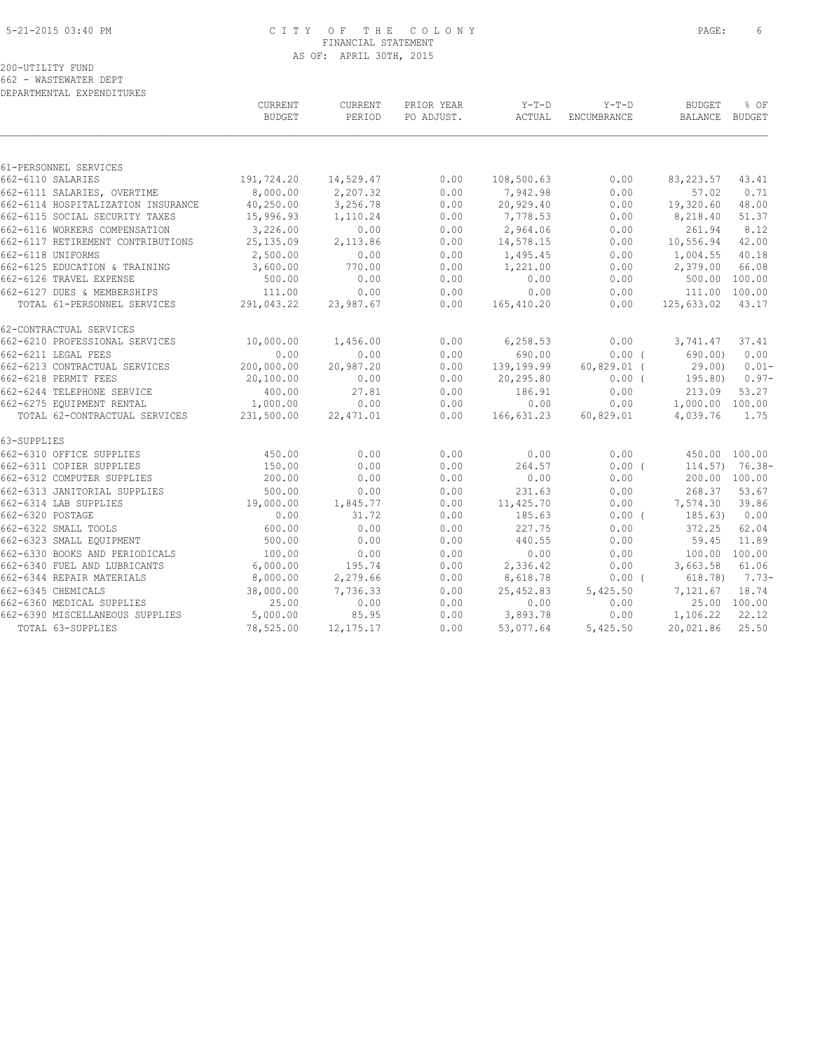# CITY OF THE COLONY
## FINANCIAL STATEMENT
### AS OF: APRIL 30TH, 2015

200-UTILITY FUND
662 - WASTEWATER DEPT
DEPARTMENTAL EXPENDITURES

| | CURRENT BUDGET | CURRENT PERIOD | PRIOR YEAR PO ADJUST. | Y-T-D ACTUAL | Y-T-D ENCUMBRANCE | BUDGET BALANCE | % OF BUDGET |
|---|---|---|---|---|---|---|---|
| **61-PERSONNEL SERVICES** | | | | | | | |
| 662-6110 SALARIES | 191,724.20 | 14,529.47 | 0.00 | 108,500.63 | 0.00 | 83,223.57 | 43.41 |
| 662-6111 SALARIES, OVERTIME | 8,000.00 | 2,207.32 | 0.00 | 7,942.98 | 0.00 | 57.02 | 0.71 |
| 662-6114 HOSPITALIZATION INSURANCE | 40,250.00 | 3,256.78 | 0.00 | 20,929.40 | 0.00 | 19,320.60 | 48.00 |
| 662-6115 SOCIAL SECURITY TAXES | 15,996.93 | 1,110.24 | 0.00 | 7,778.53 | 0.00 | 8,218.40 | 51.37 |
| 662-6116 WORKERS COMPENSATION | 3,226.00 | 0.00 | 0.00 | 2,964.06 | 0.00 | 261.94 | 8.12 |
| 662-6117 RETIREMENT CONTRIBUTIONS | 25,135.09 | 2,113.86 | 0.00 | 14,578.15 | 0.00 | 10,556.94 | 42.00 |
| 662-6118 UNIFORMS | 2,500.00 | 0.00 | 0.00 | 1,495.45 | 0.00 | 1,004.55 | 40.18 |
| 662-6125 EDUCATION & TRAINING | 3,600.00 | 770.00 | 0.00 | 1,221.00 | 0.00 | 2,379.00 | 66.08 |
| 662-6126 TRAVEL EXPENSE | 500.00 | 0.00 | 0.00 | 0.00 | 0.00 | 500.00 | 100.00 |
| 662-6127 DUES & MEMBERSHIPS | 111.00 | 0.00 | 0.00 | 0.00 | 0.00 | 111.00 | 100.00 |
| TOTAL 61-PERSONNEL SERVICES | 291,043.22 | 23,987.67 | 0.00 | 165,410.20 | 0.00 | 125,633.02 | 43.17 |
| **62-CONTRACTUAL SERVICES** | | | | | | | |
| 662-6210 PROFESSIONAL SERVICES | 10,000.00 | 1,456.00 | 0.00 | 6,258.53 | 0.00 | 3,741.47 | 37.41 |
| 662-6211 LEGAL FEES | 0.00 | 0.00 | 0.00 | 690.00 | 0.00 | ( 690.00) | 0.00 |
| 662-6213 CONTRACTUAL SERVICES | 200,000.00 | 20,987.20 | 0.00 | 139,199.99 | 60,829.01 | ( 29.00) | 0.01- |
| 662-6218 PERMIT FEES | 20,100.00 | 0.00 | 0.00 | 20,295.80 | 0.00 | ( 195.80) | 0.97- |
| 662-6244 TELEPHONE SERVICE | 400.00 | 27.81 | 0.00 | 186.91 | 0.00 | 213.09 | 53.27 |
| 662-6275 EQUIPMENT RENTAL | 1,000.00 | 0.00 | 0.00 | 0.00 | 0.00 | 1,000.00 | 100.00 |
| TOTAL 62-CONTRACTUAL SERVICES | 231,500.00 | 22,471.01 | 0.00 | 166,631.23 | 60,829.01 | 4,039.76 | 1.75 |
| **63-SUPPLIES** | | | | | | | |
| 662-6310 OFFICE SUPPLIES | 450.00 | 0.00 | 0.00 | 0.00 | 0.00 | 450.00 | 100.00 |
| 662-6311 COPIER SUPPLIES | 150.00 | 0.00 | 0.00 | 264.57 | 0.00 | ( 114.57) | 76.38- |
| 662-6312 COMPUTER SUPPLIES | 200.00 | 0.00 | 0.00 | 0.00 | 0.00 | 200.00 | 100.00 |
| 662-6313 JANITORIAL SUPPLIES | 500.00 | 0.00 | 0.00 | 231.63 | 0.00 | 268.37 | 53.67 |
| 662-6314 LAB SUPPLIES | 19,000.00 | 1,845.77 | 0.00 | 11,425.70 | 0.00 | 7,574.30 | 39.86 |
| 662-6320 POSTAGE | 0.00 | 31.72 | 0.00 | 185.63 | 0.00 | ( 185.63) | 0.00 |
| 662-6322 SMALL TOOLS | 600.00 | 0.00 | 0.00 | 227.75 | 0.00 | 372.25 | 62.04 |
| 662-6323 SMALL EQUIPMENT | 500.00 | 0.00 | 0.00 | 440.55 | 0.00 | 59.45 | 11.89 |
| 662-6330 BOOKS AND PERIODICALS | 100.00 | 0.00 | 0.00 | 0.00 | 0.00 | 100.00 | 100.00 |
| 662-6340 FUEL AND LUBRICANTS | 6,000.00 | 195.74 | 0.00 | 2,336.42 | 0.00 | 3,663.58 | 61.06 |
| 662-6344 REPAIR MATERIALS | 8,000.00 | 2,279.66 | 0.00 | 8,618.78 | 0.00 | ( 618.78) | 7.73- |
| 662-6345 CHEMICALS | 38,000.00 | 7,736.33 | 0.00 | 25,452.83 | 5,425.50 | 7,121.67 | 18.74 |
| 662-6360 MEDICAL SUPPLIES | 25.00 | 0.00 | 0.00 | 0.00 | 0.00 | 25.00 | 100.00 |
| 662-6390 MISCELLANEOUS SUPPLIES | 5,000.00 | 85.95 | 0.00 | 3,893.78 | 0.00 | 1,106.22 | 22.12 |
| TOTAL 63-SUPPLIES | 78,525.00 | 12,175.17 | 0.00 | 53,077.64 | 5,425.50 | 20,021.86 | 25.50 |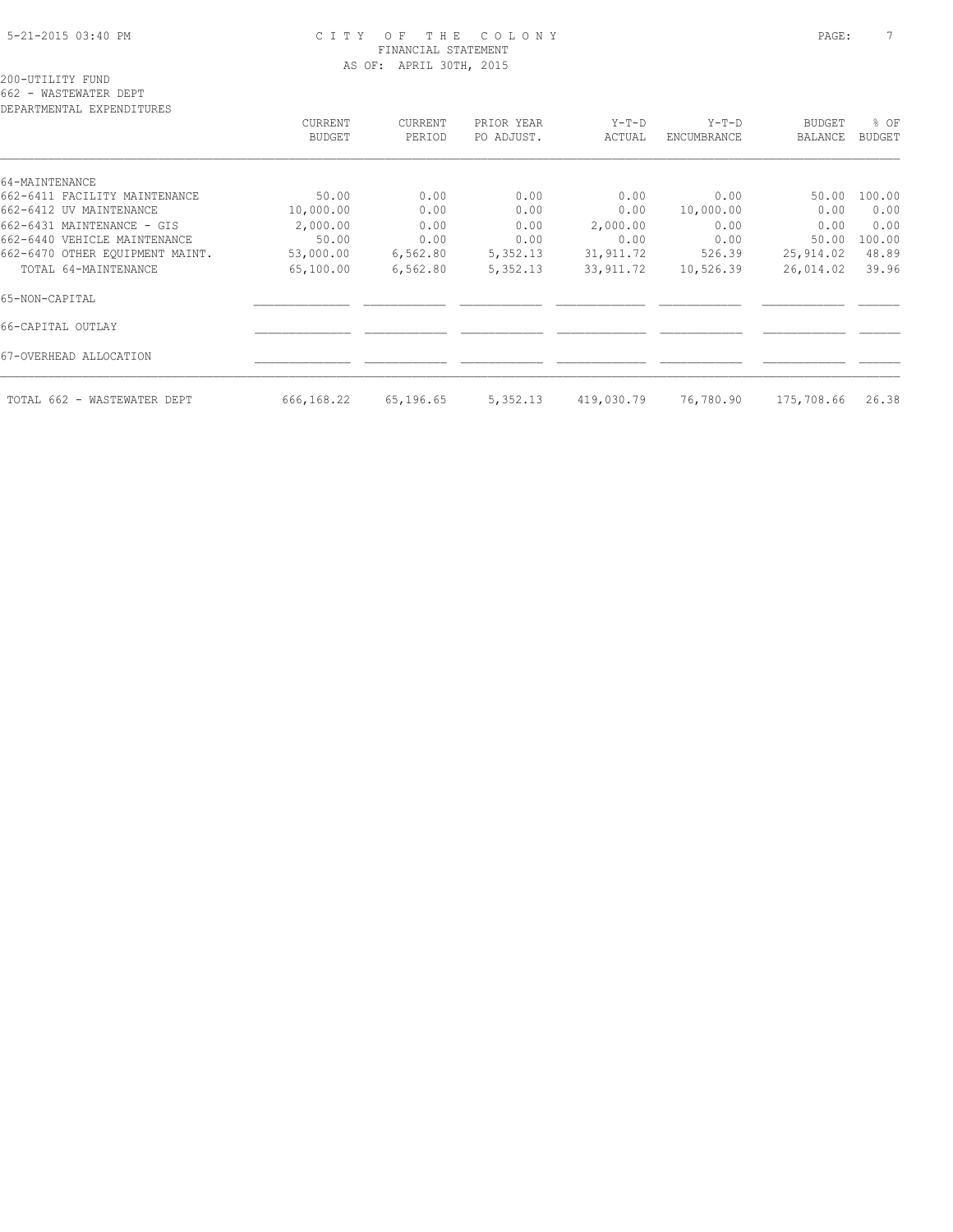200-UTILITY FUND
662 - WASTEWATER DEPT
DEPARTMENTAL EXPENDITURES

| | CURRENT BUDGET | CURRENT PERIOD | PRIOR YEAR PO ADJUST. | Y-T-D ACTUAL | Y-T-D ENCUMBRANCE | BUDGET BALANCE | % OF BUDGET |
|---|---|---|---|---|---|---|---|
| 64-MAINTENANCE | | | | | | | |
| 662-6411 FACILITY MAINTENANCE | 50.00 | 0.00 | 0.00 | 0.00 | 0.00 | 50.00 | 100.00 |
| 662-6412 UV MAINTENANCE | 10,000.00 | 0.00 | 0.00 | 0.00 | 10,000.00 | 0.00 | 0.00 |
| 662-6431 MAINTENANCE - GIS | 2,000.00 | 0.00 | 0.00 | 2,000.00 | 0.00 | 0.00 | 0.00 |
| 662-6440 VEHICLE MAINTENANCE | 50.00 | 0.00 | 0.00 | 0.00 | 0.00 | 50.00 | 100.00 |
| 662-6470 OTHER EQUIPMENT MAINT. | 53,000.00 | 6,562.80 | 5,352.13 | 31,911.72 | 526.39 | 25,914.02 | 48.89 |
| TOTAL 64-MAINTENANCE | 65,100.00 | 6,562.80 | 5,352.13 | 33,911.72 | 10,526.39 | 26,014.02 | 39.96 |
| 65-NON-CAPITAL | | | | | | | |
| 66-CAPITAL OUTLAY | | | | | | | |
| 67-OVERHEAD ALLOCATION | | | | | | | |
| TOTAL 662 - WASTEWATER DEPT | 666,168.22 | 65,196.65 | 5,352.13 | 419,030.79 | 76,780.90 | 175,708.66 | 26.38 |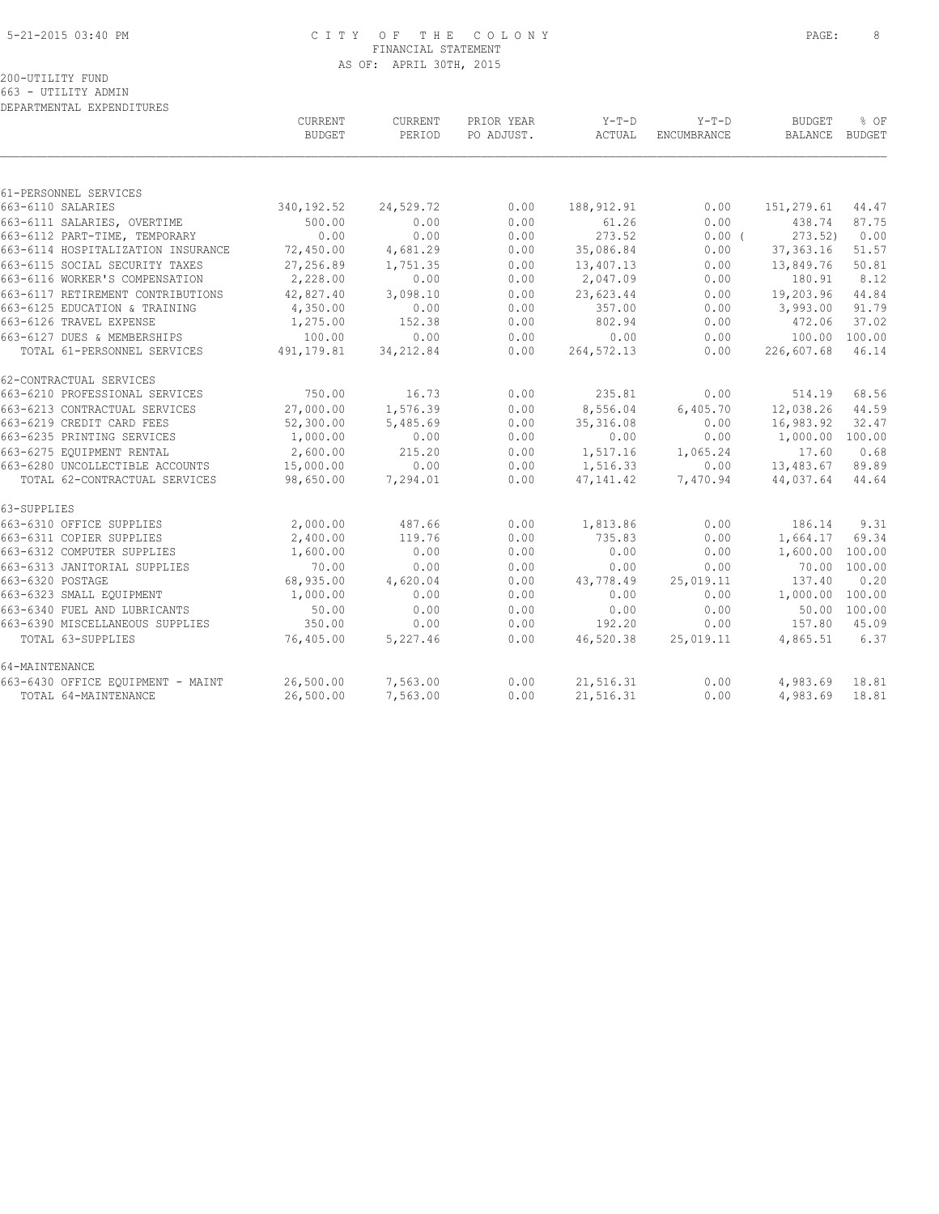CITY OF THE COLONY
FINANCIAL STATEMENT
AS OF: APRIL 30TH, 2015

200-UTILITY FUND
663 - UTILITY ADMIN
DEPARTMENTAL EXPENDITURES

| | CURRENT BUDGET | CURRENT PERIOD | PRIOR YEAR PO ADJUST. | Y-T-D ACTUAL | Y-T-D ENCUMBRANCE | BUDGET BALANCE | % OF BUDGET |
|---|---|---|---|---|---|---|---|
| 61-PERSONNEL SERVICES | | | | | | | |
| 663-6110 SALARIES | 340,192.52 | 24,529.72 | 0.00 | 188,912.91 | 0.00 | 151,279.61 | 44.47 |
| 663-6111 SALARIES, OVERTIME | 500.00 | 0.00 | 0.00 | 61.26 | 0.00 | 438.74 | 87.75 |
| 663-6112 PART-TIME, TEMPORARY | 0.00 | 0.00 | 0.00 | 273.52 | 0.00 ( | 273.52) | 0.00 |
| 663-6114 HOSPITALIZATION INSURANCE | 72,450.00 | 4,681.29 | 0.00 | 35,086.84 | 0.00 | 37,363.16 | 51.57 |
| 663-6115 SOCIAL SECURITY TAXES | 27,256.89 | 1,751.35 | 0.00 | 13,407.13 | 0.00 | 13,849.76 | 50.81 |
| 663-6116 WORKER'S COMPENSATION | 2,228.00 | 0.00 | 0.00 | 2,047.09 | 0.00 | 180.91 | 8.12 |
| 663-6117 RETIREMENT CONTRIBUTIONS | 42,827.40 | 3,098.10 | 0.00 | 23,623.44 | 0.00 | 19,203.96 | 44.84 |
| 663-6125 EDUCATION & TRAINING | 4,350.00 | 0.00 | 0.00 | 357.00 | 0.00 | 3,993.00 | 91.79 |
| 663-6126 TRAVEL EXPENSE | 1,275.00 | 152.38 | 0.00 | 802.94 | 0.00 | 472.06 | 37.02 |
| 663-6127 DUES & MEMBERSHIPS | 100.00 | 0.00 | 0.00 | 0.00 | 0.00 | 100.00 | 100.00 |
| TOTAL 61-PERSONNEL SERVICES | 491,179.81 | 34,212.84 | 0.00 | 264,572.13 | 0.00 | 226,607.68 | 46.14 |
| 62-CONTRACTUAL SERVICES | | | | | | | |
| 663-6210 PROFESSIONAL SERVICES | 750.00 | 16.73 | 0.00 | 235.81 | 0.00 | 514.19 | 68.56 |
| 663-6213 CONTRACTUAL SERVICES | 27,000.00 | 1,576.39 | 0.00 | 8,556.04 | 6,405.70 | 12,038.26 | 44.59 |
| 663-6219 CREDIT CARD FEES | 52,300.00 | 5,485.69 | 0.00 | 35,316.08 | 0.00 | 16,983.92 | 32.47 |
| 663-6235 PRINTING SERVICES | 1,000.00 | 0.00 | 0.00 | 0.00 | 0.00 | 1,000.00 | 100.00 |
| 663-6275 EQUIPMENT RENTAL | 2,600.00 | 215.20 | 0.00 | 1,517.16 | 1,065.24 | 17.60 | 0.68 |
| 663-6280 UNCOLLECTIBLE ACCOUNTS | 15,000.00 | 0.00 | 0.00 | 1,516.33 | 0.00 | 13,483.67 | 89.89 |
| TOTAL 62-CONTRACTUAL SERVICES | 98,650.00 | 7,294.01 | 0.00 | 47,141.42 | 7,470.94 | 44,037.64 | 44.64 |
| 63-SUPPLIES | | | | | | | |
| 663-6310 OFFICE SUPPLIES | 2,000.00 | 487.66 | 0.00 | 1,813.86 | 0.00 | 186.14 | 9.31 |
| 663-6311 COPIER SUPPLIES | 2,400.00 | 119.76 | 0.00 | 735.83 | 0.00 | 1,664.17 | 69.34 |
| 663-6312 COMPUTER SUPPLIES | 1,600.00 | 0.00 | 0.00 | 0.00 | 0.00 | 1,600.00 | 100.00 |
| 663-6313 JANITORIAL SUPPLIES | 70.00 | 0.00 | 0.00 | 0.00 | 0.00 | 70.00 | 100.00 |
| 663-6320 POSTAGE | 68,935.00 | 4,620.04 | 0.00 | 43,778.49 | 25,019.11 | 137.40 | 0.20 |
| 663-6323 SMALL EQUIPMENT | 1,000.00 | 0.00 | 0.00 | 0.00 | 0.00 | 1,000.00 | 100.00 |
| 663-6340 FUEL AND LUBRICANTS | 50.00 | 0.00 | 0.00 | 0.00 | 0.00 | 50.00 | 100.00 |
| 663-6390 MISCELLANEOUS SUPPLIES | 350.00 | 0.00 | 0.00 | 192.20 | 0.00 | 157.80 | 45.09 |
| TOTAL 63-SUPPLIES | 76,405.00 | 5,227.46 | 0.00 | 46,520.38 | 25,019.11 | 4,865.51 | 6.37 |
| 64-MAINTENANCE | | | | | | | |
| 663-6430 OFFICE EQUIPMENT - MAINT | 26,500.00 | 7,563.00 | 0.00 | 21,516.31 | 0.00 | 4,983.69 | 18.81 |
| TOTAL 64-MAINTENANCE | 26,500.00 | 7,563.00 | 0.00 | 21,516.31 | 0.00 | 4,983.69 | 18.81 |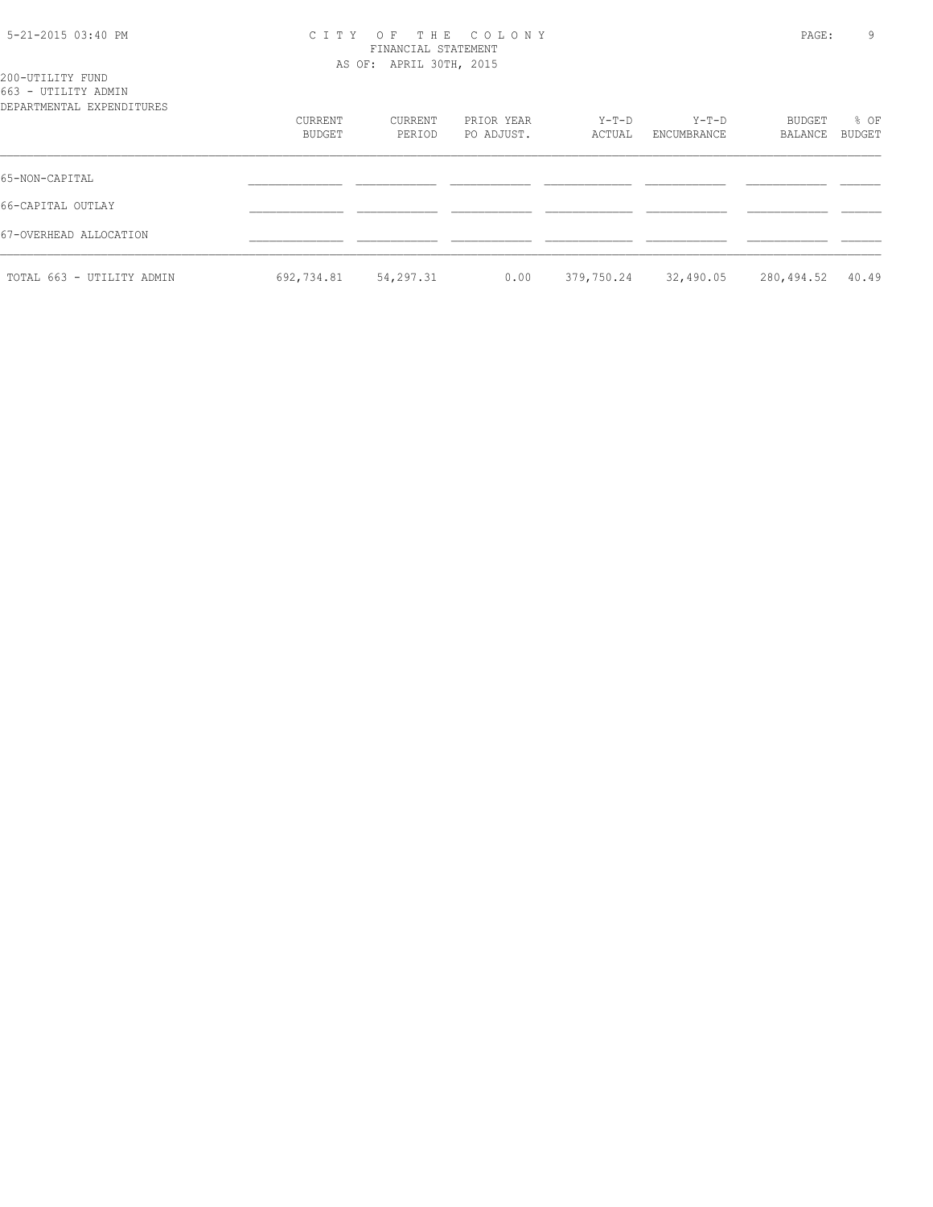CITY OF THE COLONY
FINANCIAL STATEMENT
AS OF: APRIL 30TH, 2015

200-UTILITY FUND
663 - UTILITY ADMIN
DEPARTMENTAL EXPENDITURES

| | CURRENT BUDGET | CURRENT PERIOD | PRIOR YEAR PO ADJUST. | Y-T-D ACTUAL | Y-T-D ENCUMBRANCE | BUDGET BALANCE | % OF BUDGET |
|---|---|---|---|---|---|---|---|
| 65-NON-CAPITAL | | | | | | | |
| 66-CAPITAL OUTLAY | | | | | | | |
| 67-OVERHEAD ALLOCATION | | | | | | | |
| TOTAL 663 - UTILITY ADMIN | 692,734.81 | 54,297.31 | 0.00 | 379,750.24 | 32,490.05 | 280,494.52 | 40.49 |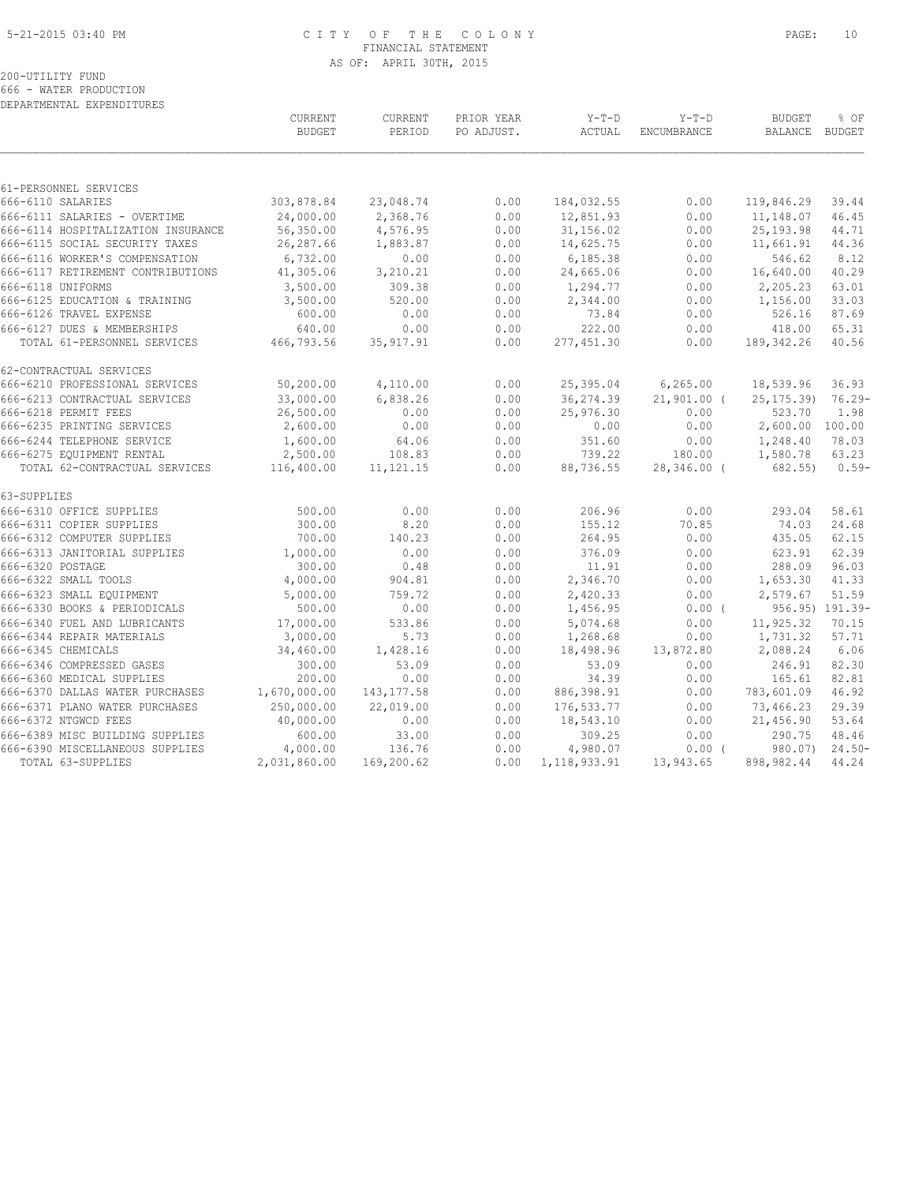CITY OF THE COLONY
FINANCIAL STATEMENT
AS OF: APRIL 30TH, 2015

200-UTILITY FUND
666 - WATER PRODUCTION
DEPARTMENTAL EXPENDITURES

| | CURRENT BUDGET | CURRENT PERIOD | PRIOR YEAR PO ADJUST. | Y-T-D ACTUAL | Y-T-D ENCUMBRANCE | BUDGET BALANCE | % OF BUDGET |
|---|---|---|---|---|---|---|---|
| 61-PERSONNEL SERVICES | | | | | | | |
| 666-6110 SALARIES | 303,878.84 | 23,048.74 | 0.00 | 184,032.55 | 0.00 | 119,846.29 | 39.44 |
| 666-6111 SALARIES - OVERTIME | 24,000.00 | 2,368.76 | 0.00 | 12,851.93 | 0.00 | 11,148.07 | 46.45 |
| 666-6114 HOSPITALIZATION INSURANCE | 56,350.00 | 4,576.95 | 0.00 | 31,156.02 | 0.00 | 25,193.98 | 44.71 |
| 666-6115 SOCIAL SECURITY TAXES | 26,287.66 | 1,883.87 | 0.00 | 14,625.75 | 0.00 | 11,661.91 | 44.36 |
| 666-6116 WORKER'S COMPENSATION | 6,732.00 | 0.00 | 0.00 | 6,185.38 | 0.00 | 546.62 | 8.12 |
| 666-6117 RETIREMENT CONTRIBUTIONS | 41,305.06 | 3,210.21 | 0.00 | 24,665.06 | 0.00 | 16,640.00 | 40.29 |
| 666-6118 UNIFORMS | 3,500.00 | 309.38 | 0.00 | 1,294.77 | 0.00 | 2,205.23 | 63.01 |
| 666-6125 EDUCATION & TRAINING | 3,500.00 | 520.00 | 0.00 | 2,344.00 | 0.00 | 1,156.00 | 33.03 |
| 666-6126 TRAVEL EXPENSE | 600.00 | 0.00 | 0.00 | 73.84 | 0.00 | 526.16 | 87.69 |
| 666-6127 DUES & MEMBERSHIPS | 640.00 | 0.00 | 0.00 | 222.00 | 0.00 | 418.00 | 65.31 |
| TOTAL 61-PERSONNEL SERVICES | 466,793.56 | 35,917.91 | 0.00 | 277,451.30 | 0.00 | 189,342.26 | 40.56 |
| 62-CONTRACTUAL SERVICES | | | | | | | |
| 666-6210 PROFESSIONAL SERVICES | 50,200.00 | 4,110.00 | 0.00 | 25,395.04 | 6,265.00 | 18,539.96 | 36.93 |
| 666-6213 CONTRACTUAL SERVICES | 33,000.00 | 6,838.26 | 0.00 | 36,274.39 | 21,901.00 | ( 25,175.39) | 76.29- |
| 666-6218 PERMIT FEES | 26,500.00 | 0.00 | 0.00 | 25,976.30 | 0.00 | 523.70 | 1.98 |
| 666-6235 PRINTING SERVICES | 2,600.00 | 0.00 | 0.00 | 0.00 | 0.00 | 2,600.00 | 100.00 |
| 666-6244 TELEPHONE SERVICE | 1,600.00 | 64.06 | 0.00 | 351.60 | 0.00 | 1,248.40 | 78.03 |
| 666-6275 EQUIPMENT RENTAL | 2,500.00 | 108.83 | 0.00 | 739.22 | 180.00 | 1,580.78 | 63.23 |
| TOTAL 62-CONTRACTUAL SERVICES | 116,400.00 | 11,121.15 | 0.00 | 88,736.55 | 28,346.00 | ( 682.55) | 0.59- |
| 63-SUPPLIES | | | | | | | |
| 666-6310 OFFICE SUPPLIES | 500.00 | 0.00 | 0.00 | 206.96 | 0.00 | 293.04 | 58.61 |
| 666-6311 COPIER SUPPLIES | 300.00 | 8.20 | 0.00 | 155.12 | 70.85 | 74.03 | 24.68 |
| 666-6312 COMPUTER SUPPLIES | 700.00 | 140.23 | 0.00 | 264.95 | 0.00 | 435.05 | 62.15 |
| 666-6313 JANITORIAL SUPPLIES | 1,000.00 | 0.00 | 0.00 | 376.09 | 0.00 | 623.91 | 62.39 |
| 666-6320 POSTAGE | 300.00 | 0.48 | 0.00 | 11.91 | 0.00 | 288.09 | 96.03 |
| 666-6322 SMALL TOOLS | 4,000.00 | 904.81 | 0.00 | 2,346.70 | 0.00 | 1,653.30 | 41.33 |
| 666-6323 SMALL EQUIPMENT | 5,000.00 | 759.72 | 0.00 | 2,420.33 | 0.00 | 2,579.67 | 51.59 |
| 666-6330 BOOKS & PERIODICALS | 500.00 | 0.00 | 0.00 | 1,456.95 | 0.00 | ( 956.95) | 191.39- |
| 666-6340 FUEL AND LUBRICANTS | 17,000.00 | 533.86 | 0.00 | 5,074.68 | 0.00 | 11,925.32 | 70.15 |
| 666-6344 REPAIR MATERIALS | 3,000.00 | 5.73 | 0.00 | 1,268.68 | 0.00 | 1,731.32 | 57.71 |
| 666-6345 CHEMICALS | 34,460.00 | 1,428.16 | 0.00 | 18,498.96 | 13,872.80 | 2,088.24 | 6.06 |
| 666-6346 COMPRESSED GASES | 300.00 | 53.09 | 0.00 | 53.09 | 0.00 | 246.91 | 82.30 |
| 666-6360 MEDICAL SUPPLIES | 200.00 | 0.00 | 0.00 | 34.39 | 0.00 | 165.61 | 82.81 |
| 666-6370 DALLAS WATER PURCHASES | 1,670,000.00 | 143,177.58 | 0.00 | 886,398.91 | 0.00 | 783,601.09 | 46.92 |
| 666-6371 PLANO WATER PURCHASES | 250,000.00 | 22,019.00 | 0.00 | 176,533.77 | 0.00 | 73,466.23 | 29.39 |
| 666-6372 NTGWCD FEES | 40,000.00 | 0.00 | 0.00 | 18,543.10 | 0.00 | 21,456.90 | 53.64 |
| 666-6389 MISC BUILDING SUPPLIES | 600.00 | 33.00 | 0.00 | 309.25 | 0.00 | 290.75 | 48.46 |
| 666-6390 MISCELLANEOUS SUPPLIES | 4,000.00 | 136.76 | 0.00 | 4,980.07 | 0.00 | ( 980.07) | 24.50- |
| TOTAL 63-SUPPLIES | 2,031,860.00 | 169,200.62 | 0.00 | 1,118,933.91 | 13,943.65 | 898,982.44 | 44.24 |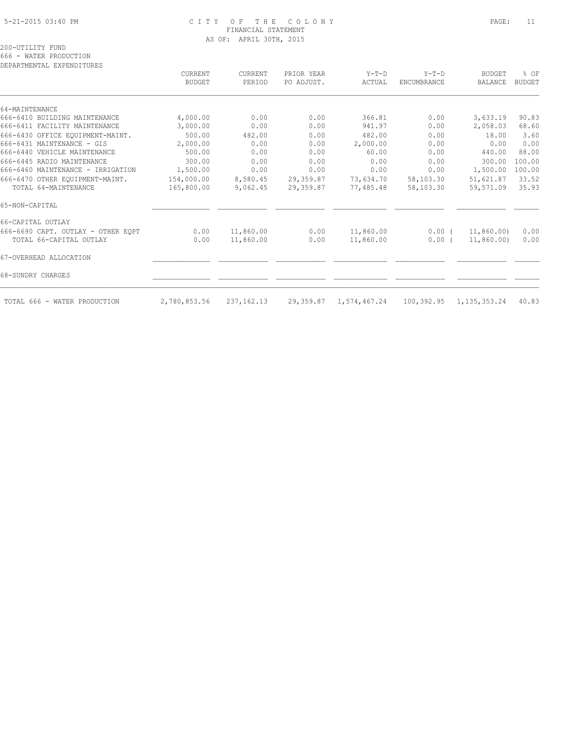CITY OF THE COLONY
FINANCIAL STATEMENT
AS OF: APRIL 30TH, 2015

200-UTILITY FUND
666 - WATER PRODUCTION
DEPARTMENTAL EXPENDITURES

| | CURRENT BUDGET | CURRENT PERIOD | PRIOR YEAR PO ADJUST. | Y-T-D ACTUAL | Y-T-D ENCUMBRANCE | BUDGET BALANCE | % OF BUDGET |
|---|---|---|---|---|---|---|---|
| 64-MAINTENANCE | | | | | | | |
| 666-6410 BUILDING MAINTENANCE | 4,000.00 | 0.00 | 0.00 | 366.81 | 0.00 | 3,633.19 | 90.83 |
| 666-6411 FACILITY MAINTENANCE | 3,000.00 | 0.00 | 0.00 | 941.97 | 0.00 | 2,058.03 | 68.60 |
| 666-6430 OFFICE EQUIPMENT-MAINT. | 500.00 | 482.00 | 0.00 | 482.00 | 0.00 | 18.00 | 3.60 |
| 666-6431 MAINTENANCE - GIS | 2,000.00 | 0.00 | 0.00 | 2,000.00 | 0.00 | 0.00 | 0.00 |
| 666-6440 VEHICLE MAINTENANCE | 500.00 | 0.00 | 0.00 | 60.00 | 0.00 | 440.00 | 88.00 |
| 666-6445 RADIO MAINTENANCE | 300.00 | 0.00 | 0.00 | 0.00 | 0.00 | 300.00 | 100.00 |
| 666-6460 MAINTENANCE - IRRIGATION | 1,500.00 | 0.00 | 0.00 | 0.00 | 0.00 | 1,500.00 | 100.00 |
| 666-6470 OTHER EQUIPMENT-MAINT. | 154,000.00 | 8,580.45 | 29,359.87 | 73,634.70 | 58,103.30 | 51,621.87 | 33.52 |
| TOTAL 64-MAINTENANCE | 165,800.00 | 9,062.45 | 29,359.87 | 77,485.48 | 58,103.30 | 59,571.09 | 35.93 |
| 65-NON-CAPITAL | | | | | | | |
| 66-CAPITAL OUTLAY | | | | | | | |
| 666-6690 CAPT. OUTLAY - OTHER EQPT | 0.00 | 11,860.00 | 0.00 | 11,860.00 | 0.00 | ( 11,860.00) | 0.00 |
| TOTAL 66-CAPITAL OUTLAY | 0.00 | 11,860.00 | 0.00 | 11,860.00 | 0.00 | ( 11,860.00) | 0.00 |
| 67-OVERHEAD ALLOCATION | | | | | | | |
| 68-SUNDRY CHARGES | | | | | | | |
| TOTAL 666 - WATER PRODUCTION | 2,780,853.56 | 237,162.13 | 29,359.87 | 1,574,467.24 | 100,392.95 | 1,135,353.24 | 40.83 |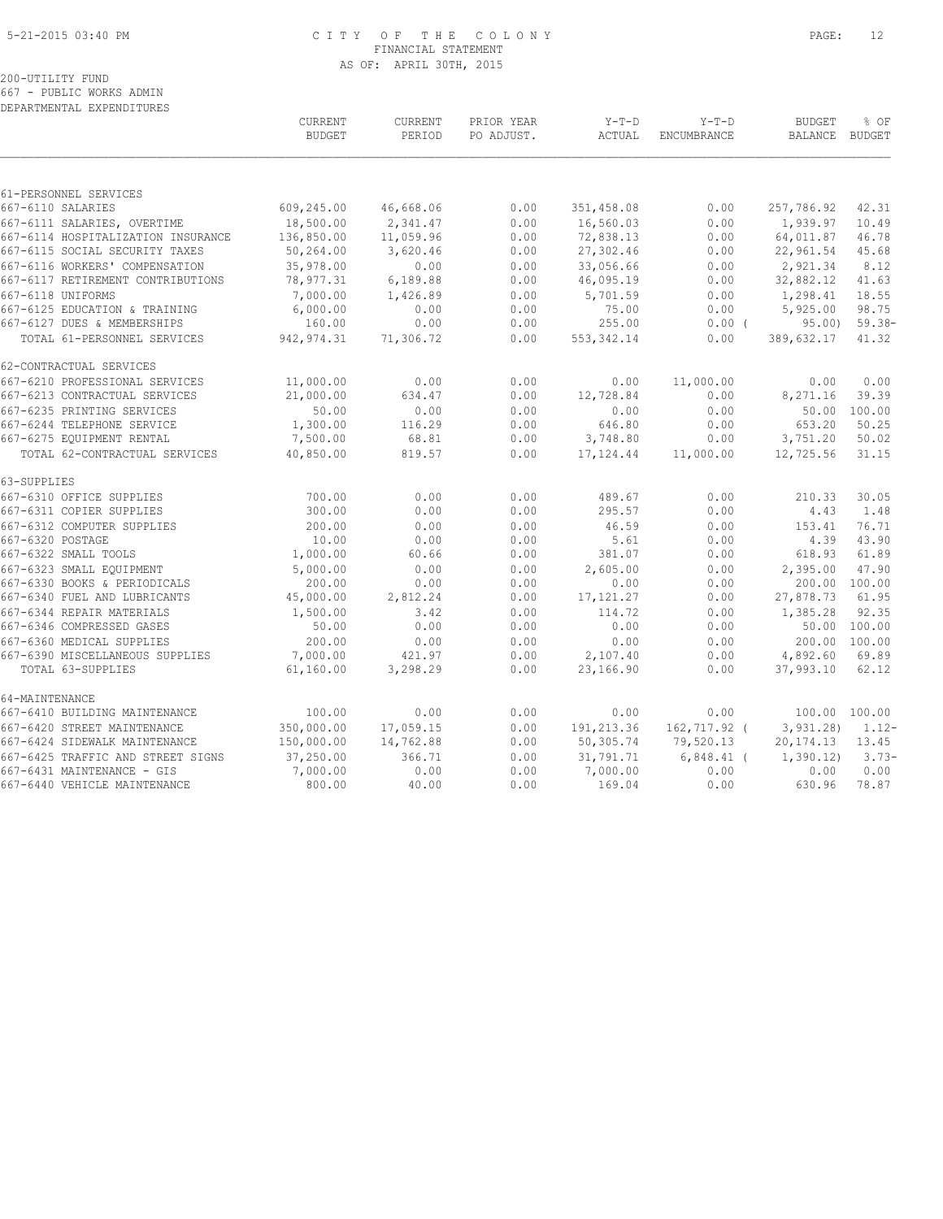CITY OF THE COLONY
FINANCIAL STATEMENT
AS OF: APRIL 30TH, 2015

200-UTILITY FUND
667 - PUBLIC WORKS ADMIN
DEPARTMENTAL EXPENDITURES

| | CURRENT BUDGET | CURRENT PERIOD | PRIOR YEAR PO ADJUST. | Y-T-D ACTUAL | Y-T-D ENCUMBRANCE | BUDGET BALANCE | % OF BUDGET |
|---|---|---|---|---|---|---|---|
| 61-PERSONNEL SERVICES | | | | | | | |
| 667-6110 SALARIES | 609,245.00 | 46,668.06 | 0.00 | 351,458.08 | 0.00 | 257,786.92 | 42.31 |
| 667-6111 SALARIES, OVERTIME | 18,500.00 | 2,341.47 | 0.00 | 16,560.03 | 0.00 | 1,939.97 | 10.49 |
| 667-6114 HOSPITALIZATION INSURANCE | 136,850.00 | 11,059.96 | 0.00 | 72,838.13 | 0.00 | 64,011.87 | 46.78 |
| 667-6115 SOCIAL SECURITY TAXES | 50,264.00 | 3,620.46 | 0.00 | 27,302.46 | 0.00 | 22,961.54 | 45.68 |
| 667-6116 WORKERS' COMPENSATION | 35,978.00 | 0.00 | 0.00 | 33,056.66 | 0.00 | 2,921.34 | 8.12 |
| 667-6117 RETIREMENT CONTRIBUTIONS | 78,977.31 | 6,189.88 | 0.00 | 46,095.19 | 0.00 | 32,882.12 | 41.63 |
| 667-6118 UNIFORMS | 7,000.00 | 1,426.89 | 0.00 | 5,701.59 | 0.00 | 1,298.41 | 18.55 |
| 667-6125 EDUCATION & TRAINING | 6,000.00 | 0.00 | 0.00 | 75.00 | 0.00 | 5,925.00 | 98.75 |
| 667-6127 DUES & MEMBERSHIPS | 160.00 | 0.00 | 0.00 | 255.00 | 0.00 | ( 95.00) | 59.38- |
| TOTAL 61-PERSONNEL SERVICES | 942,974.31 | 71,306.72 | 0.00 | 553,342.14 | 0.00 | 389,632.17 | 41.32 |
| 62-CONTRACTUAL SERVICES | | | | | | | |
| 667-6210 PROFESSIONAL SERVICES | 11,000.00 | 0.00 | 0.00 | 0.00 | 11,000.00 | 0.00 | 0.00 |
| 667-6213 CONTRACTUAL SERVICES | 21,000.00 | 634.47 | 0.00 | 12,728.84 | 0.00 | 8,271.16 | 39.39 |
| 667-6235 PRINTING SERVICES | 50.00 | 0.00 | 0.00 | 0.00 | 0.00 | 50.00 | 100.00 |
| 667-6244 TELEPHONE SERVICE | 1,300.00 | 116.29 | 0.00 | 646.80 | 0.00 | 653.20 | 50.25 |
| 667-6275 EQUIPMENT RENTAL | 7,500.00 | 68.81 | 0.00 | 3,748.80 | 0.00 | 3,751.20 | 50.02 |
| TOTAL 62-CONTRACTUAL SERVICES | 40,850.00 | 819.57 | 0.00 | 17,124.44 | 11,000.00 | 12,725.56 | 31.15 |
| 63-SUPPLIES | | | | | | | |
| 667-6310 OFFICE SUPPLIES | 700.00 | 0.00 | 0.00 | 489.67 | 0.00 | 210.33 | 30.05 |
| 667-6311 COPIER SUPPLIES | 300.00 | 0.00 | 0.00 | 295.57 | 0.00 | 4.43 | 1.48 |
| 667-6312 COMPUTER SUPPLIES | 200.00 | 0.00 | 0.00 | 46.59 | 0.00 | 153.41 | 76.71 |
| 667-6320 POSTAGE | 10.00 | 0.00 | 0.00 | 5.61 | 0.00 | 4.39 | 43.90 |
| 667-6322 SMALL TOOLS | 1,000.00 | 60.66 | 0.00 | 381.07 | 0.00 | 618.93 | 61.89 |
| 667-6323 SMALL EQUIPMENT | 5,000.00 | 0.00 | 0.00 | 2,605.00 | 0.00 | 2,395.00 | 47.90 |
| 667-6330 BOOKS & PERIODICALS | 200.00 | 0.00 | 0.00 | 0.00 | 0.00 | 200.00 | 100.00 |
| 667-6340 FUEL AND LUBRICANTS | 45,000.00 | 2,812.24 | 0.00 | 17,121.27 | 0.00 | 27,878.73 | 61.95 |
| 667-6344 REPAIR MATERIALS | 1,500.00 | 3.42 | 0.00 | 114.72 | 0.00 | 1,385.28 | 92.35 |
| 667-6346 COMPRESSED GASES | 50.00 | 0.00 | 0.00 | 0.00 | 0.00 | 50.00 | 100.00 |
| 667-6360 MEDICAL SUPPLIES | 200.00 | 0.00 | 0.00 | 0.00 | 0.00 | 200.00 | 100.00 |
| 667-6390 MISCELLANEOUS SUPPLIES | 7,000.00 | 421.97 | 0.00 | 2,107.40 | 0.00 | 4,892.60 | 69.89 |
| TOTAL 63-SUPPLIES | 61,160.00 | 3,298.29 | 0.00 | 23,166.90 | 0.00 | 37,993.10 | 62.12 |
| 64-MAINTENANCE | | | | | | | |
| 667-6410 BUILDING MAINTENANCE | 100.00 | 0.00 | 0.00 | 0.00 | 0.00 | 100.00 | 100.00 |
| 667-6420 STREET MAINTENANCE | 350,000.00 | 17,059.15 | 0.00 | 191,213.36 | 162,717.92 | ( 3,931.28) | 1.12- |
| 667-6424 SIDEWALK MAINTENANCE | 150,000.00 | 14,762.88 | 0.00 | 50,305.74 | 79,520.13 | 20,174.13 | 13.45 |
| 667-6425 TRAFFIC AND STREET SIGNS | 37,250.00 | 366.71 | 0.00 | 31,791.71 | 6,848.41 | ( 1,390.12) | 3.73- |
| 667-6431 MAINTENANCE - GIS | 7,000.00 | 0.00 | 0.00 | 7,000.00 | 0.00 | 0.00 | 0.00 |
| 667-6440 VEHICLE MAINTENANCE | 800.00 | 40.00 | 0.00 | 169.04 | 0.00 | 630.96 | 78.87 |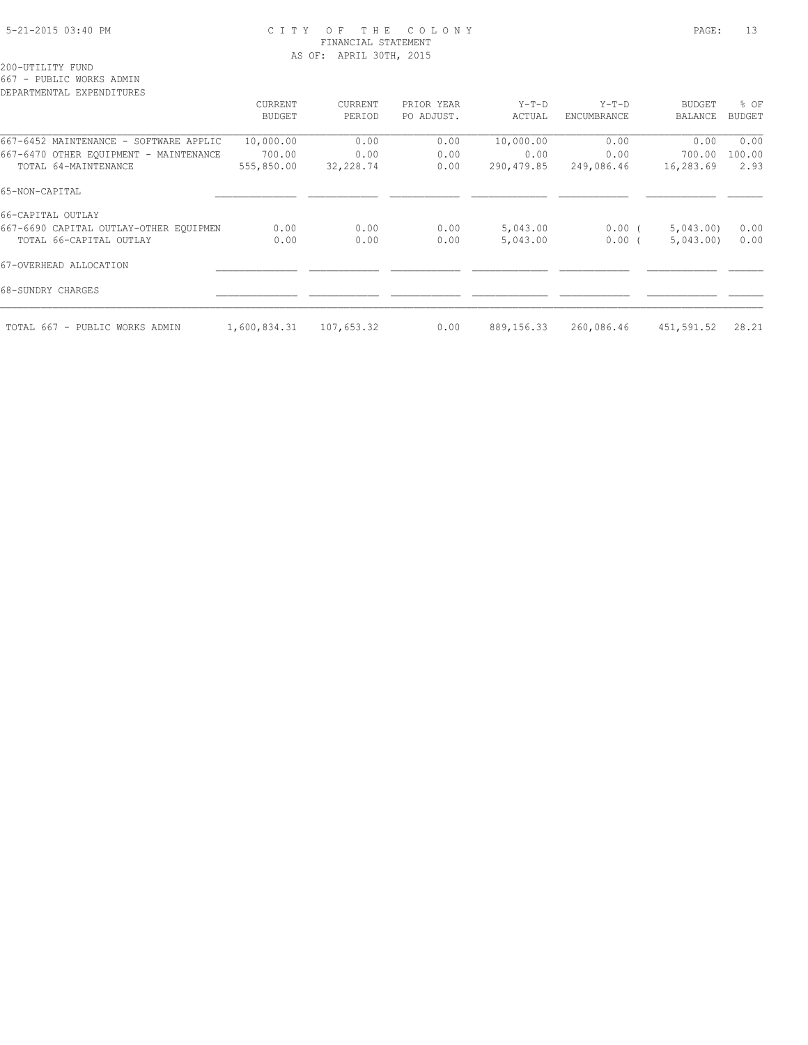# CITY OF THE COLONY
## FINANCIAL STATEMENT
### AS OF: APRIL 30TH, 2015

200-UTILITY FUND
667 - PUBLIC WORKS ADMIN
DEPARTMENTAL EXPENDITURES

| | CURRENT BUDGET | CURRENT PERIOD | PRIOR YEAR PO ADJUST. | Y-T-D ACTUAL | Y-T-D ENCUMBRANCE | BUDGET BALANCE | % OF BUDGET |
|---|---|---|---|---|---|---|---|
| 667-6452 MAINTENANCE - SOFTWARE APPLIC | 10,000.00 | 0.00 | 0.00 | 10,000.00 | 0.00 | 0.00 | 0.00 |
| 667-6470 OTHER EQUIPMENT - MAINTENANCE | 700.00 | 0.00 | 0.00 | 0.00 | 0.00 | 700.00 | 100.00 |
| TOTAL 64-MAINTENANCE | 555,850.00 | 32,228.74 | 0.00 | 290,479.85 | 249,086.46 | 16,283.69 | 2.93 |
| 65-NON-CAPITAL | | | | | | | |
| 66-CAPITAL OUTLAY | | | | | | | |
| 667-6690 CAPITAL OUTLAY-OTHER EQUIPMEN | 0.00 | 0.00 | 0.00 | 5,043.00 | 0.00 | ( 5,043.00) | 0.00 |
| TOTAL 66-CAPITAL OUTLAY | 0.00 | 0.00 | 0.00 | 5,043.00 | 0.00 | ( 5,043.00) | 0.00 |
| 67-OVERHEAD ALLOCATION | | | | | | | |
| 68-SUNDRY CHARGES | | | | | | | |
| TOTAL 667 - PUBLIC WORKS ADMIN | 1,600,834.31 | 107,653.32 | 0.00 | 889,156.33 | 260,086.46 | 451,591.52 | 28.21 |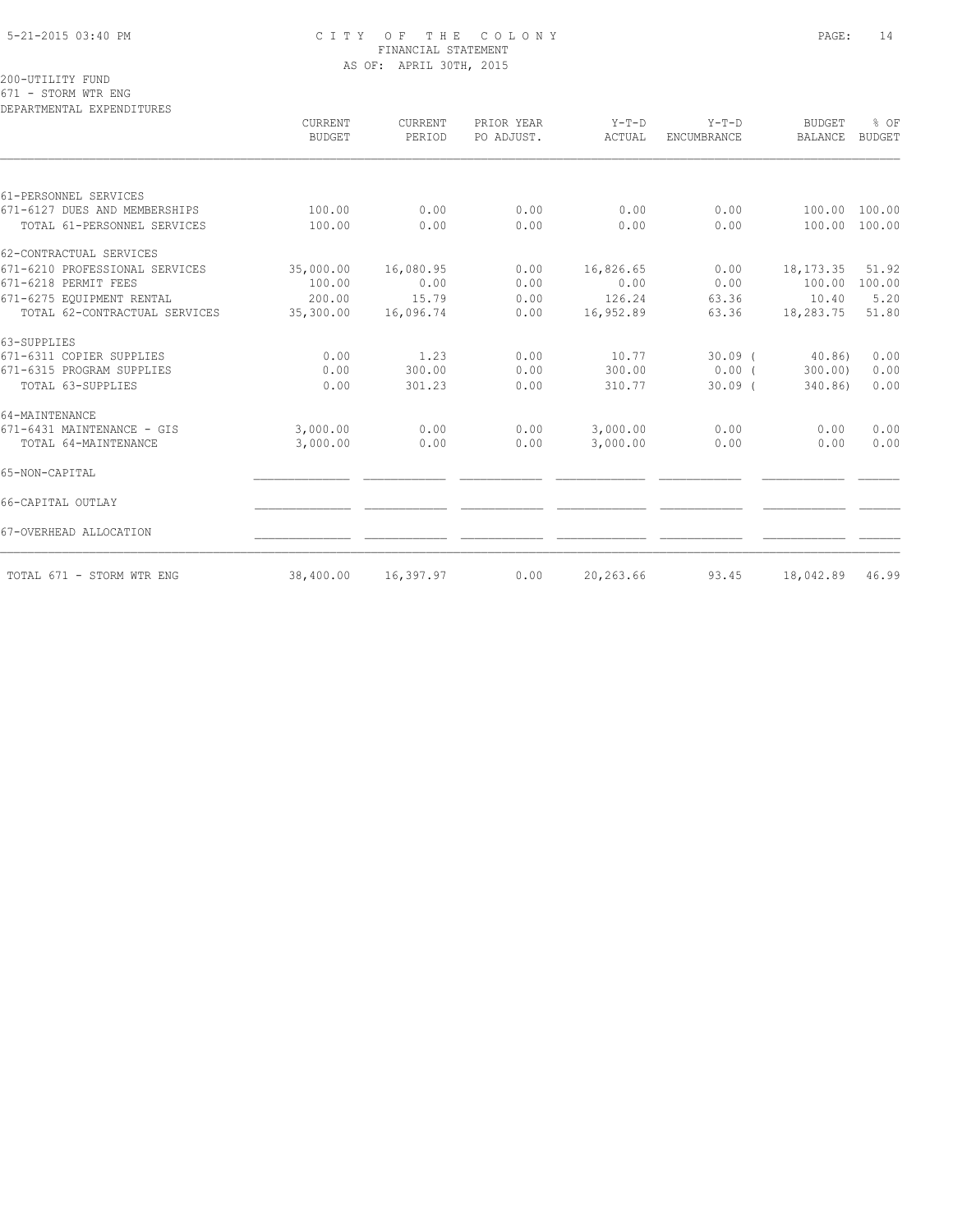CITY OF THE COLONY
FINANCIAL STATEMENT
AS OF: APRIL 30TH, 2015

200-UTILITY FUND
671 - STORM WTR ENG
DEPARTMENTAL EXPENDITURES

| | CURRENT BUDGET | CURRENT PERIOD | PRIOR YEAR PO ADJUST. | Y-T-D ACTUAL | Y-T-D ENCUMBRANCE | BUDGET BALANCE | % OF BUDGET |
|---|---|---|---|---|---|---|---|
| 61-PERSONNEL SERVICES | | | | | | | |
| 671-6127 DUES AND MEMBERSHIPS | 100.00 | 0.00 | 0.00 | 0.00 | 0.00 | 100.00 | 100.00 |
| TOTAL 61-PERSONNEL SERVICES | 100.00 | 0.00 | 0.00 | 0.00 | 0.00 | 100.00 | 100.00 |
| 62-CONTRACTUAL SERVICES | | | | | | | |
| 671-6210 PROFESSIONAL SERVICES | 35,000.00 | 16,080.95 | 0.00 | 16,826.65 | 0.00 | 18,173.35 | 51.92 |
| 671-6218 PERMIT FEES | 100.00 | 0.00 | 0.00 | 0.00 | 0.00 | 100.00 | 100.00 |
| 671-6275 EQUIPMENT RENTAL | 200.00 | 15.79 | 0.00 | 126.24 | 63.36 | 10.40 | 5.20 |
| TOTAL 62-CONTRACTUAL SERVICES | 35,300.00 | 16,096.74 | 0.00 | 16,952.89 | 63.36 | 18,283.75 | 51.80 |
| 63-SUPPLIES | | | | | | | |
| 671-6311 COPIER SUPPLIES | 0.00 | 1.23 | 0.00 | 10.77 | 30.09 | ( 40.86) | 0.00 |
| 671-6315 PROGRAM SUPPLIES | 0.00 | 300.00 | 0.00 | 300.00 | 0.00 | ( 300.00) | 0.00 |
| TOTAL 63-SUPPLIES | 0.00 | 301.23 | 0.00 | 310.77 | 30.09 | ( 340.86) | 0.00 |
| 64-MAINTENANCE | | | | | | | |
| 671-6431 MAINTENANCE - GIS | 3,000.00 | 0.00 | 0.00 | 3,000.00 | 0.00 | 0.00 | 0.00 |
| TOTAL 64-MAINTENANCE | 3,000.00 | 0.00 | 0.00 | 3,000.00 | 0.00 | 0.00 | 0.00 |
| 65-NON-CAPITAL | | | | | | | |
| 66-CAPITAL OUTLAY | | | | | | | |
| 67-OVERHEAD ALLOCATION | | | | | | | |
| TOTAL 671 - STORM WTR ENG | 38,400.00 | 16,397.97 | 0.00 | 20,263.66 | 93.45 | 18,042.89 | 46.99 |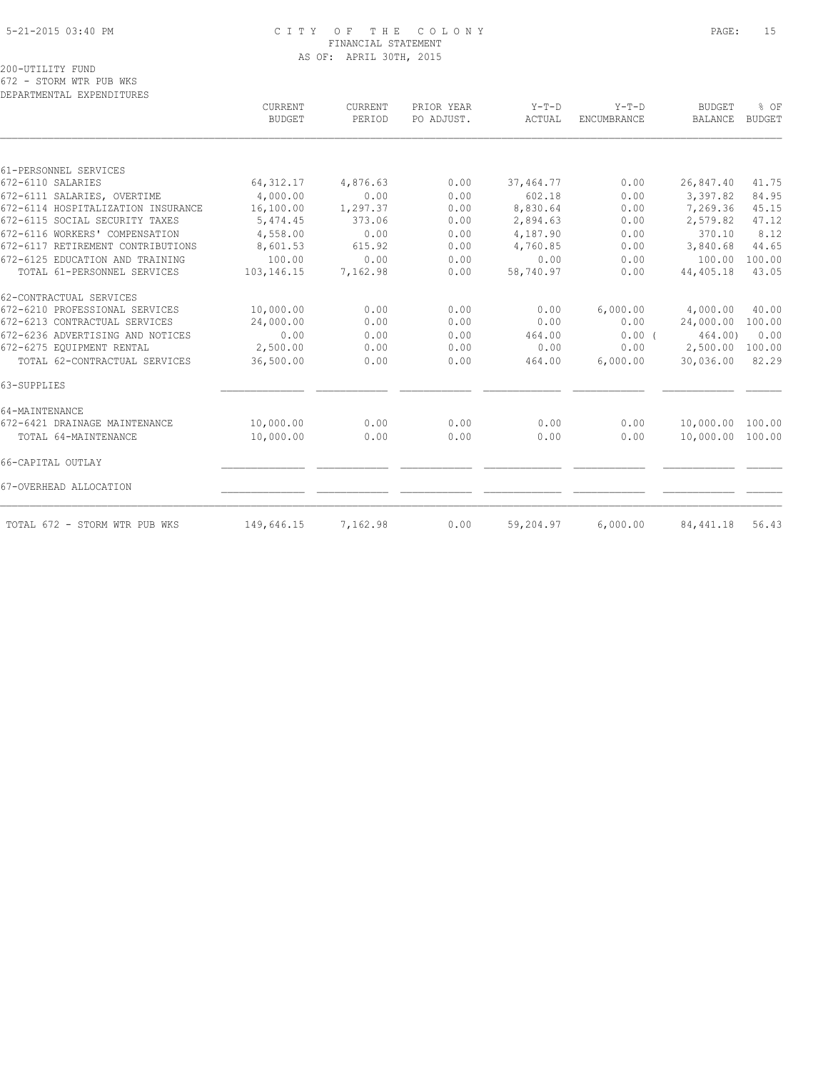# CITY OF THE COLONY
## FINANCIAL STATEMENT
### AS OF: APRIL 30TH, 2015

200-UTILITY FUND
672 - STORM WTR PUB WKS
DEPARTMENTAL EXPENDITURES

| | CURRENT BUDGET | CURRENT PERIOD | PRIOR YEAR PO ADJUST. | Y-T-D ACTUAL | Y-T-D ENCUMBRANCE | BUDGET BALANCE | % OF BUDGET |
|---|---|---|---|---|---|---|---|
| 61-PERSONNEL SERVICES | | | | | | | |
| 672-6110 SALARIES | 64,312.17 | 4,876.63 | 0.00 | 37,464.77 | 0.00 | 26,847.40 | 41.75 |
| 672-6111 SALARIES, OVERTIME | 4,000.00 | 0.00 | 0.00 | 602.18 | 0.00 | 3,397.82 | 84.95 |
| 672-6114 HOSPITALIZATION INSURANCE | 16,100.00 | 1,297.37 | 0.00 | 8,830.64 | 0.00 | 7,269.36 | 45.15 |
| 672-6115 SOCIAL SECURITY TAXES | 5,474.45 | 373.06 | 0.00 | 2,894.63 | 0.00 | 2,579.82 | 47.12 |
| 672-6116 WORKERS' COMPENSATION | 4,558.00 | 0.00 | 0.00 | 4,187.90 | 0.00 | 370.10 | 8.12 |
| 672-6117 RETIREMENT CONTRIBUTIONS | 8,601.53 | 615.92 | 0.00 | 4,760.85 | 0.00 | 3,840.68 | 44.65 |
| 672-6125 EDUCATION AND TRAINING | 100.00 | 0.00 | 0.00 | 0.00 | 0.00 | 100.00 | 100.00 |
| TOTAL 61-PERSONNEL SERVICES | 103,146.15 | 7,162.98 | 0.00 | 58,740.97 | 0.00 | 44,405.18 | 43.05 |
| 62-CONTRACTUAL SERVICES | | | | | | | |
| 672-6210 PROFESSIONAL SERVICES | 10,000.00 | 0.00 | 0.00 | 0.00 | 6,000.00 | 4,000.00 | 40.00 |
| 672-6213 CONTRACTUAL SERVICES | 24,000.00 | 0.00 | 0.00 | 0.00 | 0.00 | 24,000.00 | 100.00 |
| 672-6236 ADVERTISING AND NOTICES | 0.00 | 0.00 | 0.00 | 464.00 | 0.00 | ( 464.00) | 0.00 |
| 672-6275 EQUIPMENT RENTAL | 2,500.00 | 0.00 | 0.00 | 0.00 | 0.00 | 2,500.00 | 100.00 |
| TOTAL 62-CONTRACTUAL SERVICES | 36,500.00 | 0.00 | 0.00 | 464.00 | 6,000.00 | 30,036.00 | 82.29 |
| 63-SUPPLIES | | | | | | | |
| 64-MAINTENANCE | | | | | | | |
| 672-6421 DRAINAGE MAINTENANCE | 10,000.00 | 0.00 | 0.00 | 0.00 | 0.00 | 10,000.00 | 100.00 |
| TOTAL 64-MAINTENANCE | 10,000.00 | 0.00 | 0.00 | 0.00 | 0.00 | 10,000.00 | 100.00 |
| 66-CAPITAL OUTLAY | | | | | | | |
| 67-OVERHEAD ALLOCATION | | | | | | | |
| TOTAL 672 - STORM WTR PUB WKS | 149,646.15 | 7,162.98 | 0.00 | 59,204.97 | 6,000.00 | 84,441.18 | 56.43 |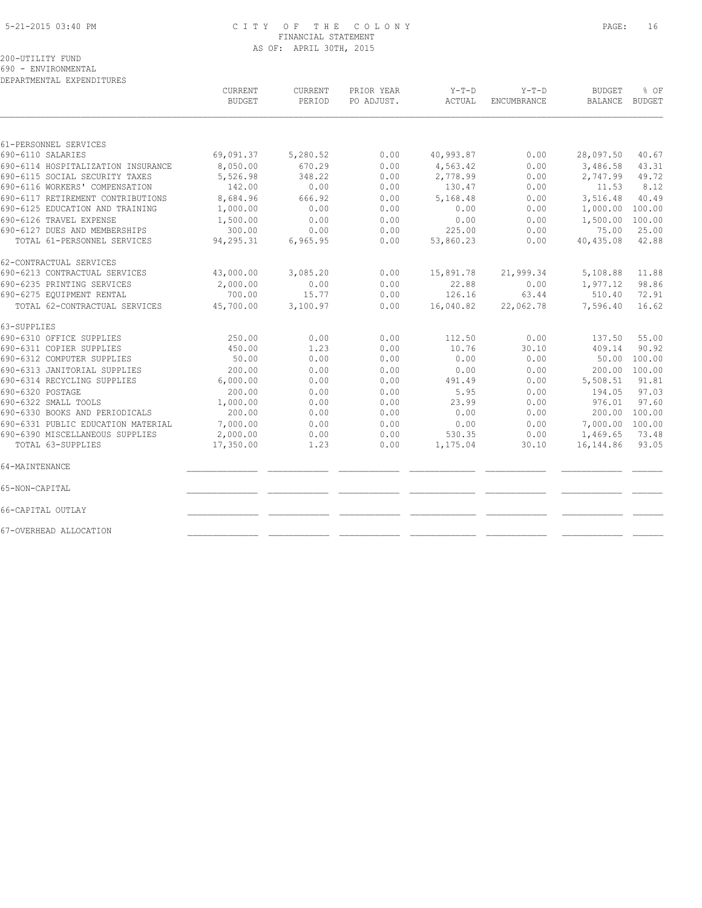# CITY OF THE COLONY
## FINANCIAL STATEMENT
### AS OF: APRIL 30TH, 2015

200-UTILITY FUND
690 - ENVIRONMENTAL
DEPARTMENTAL EXPENDITURES

| | CURRENT BUDGET | CURRENT PERIOD | PRIOR YEAR PO ADJUST. | Y-T-D ACTUAL | Y-T-D ENCUMBRANCE | BUDGET BALANCE | % OF BUDGET |
|---|---|---|---|---|---|---|---|
| 61-PERSONNEL SERVICES | | | | | | | |
| 690-6110 SALARIES | 69,091.37 | 5,280.52 | 0.00 | 40,993.87 | 0.00 | 28,097.50 | 40.67 |
| 690-6114 HOSPITALIZATION INSURANCE | 8,050.00 | 670.29 | 0.00 | 4,563.42 | 0.00 | 3,486.58 | 43.31 |
| 690-6115 SOCIAL SECURITY TAXES | 5,526.98 | 348.22 | 0.00 | 2,778.99 | 0.00 | 2,747.99 | 49.72 |
| 690-6116 WORKERS' COMPENSATION | 142.00 | 0.00 | 0.00 | 130.47 | 0.00 | 11.53 | 8.12 |
| 690-6117 RETIREMENT CONTRIBUTIONS | 8,684.96 | 666.92 | 0.00 | 5,168.48 | 0.00 | 3,516.48 | 40.49 |
| 690-6125 EDUCATION AND TRAINING | 1,000.00 | 0.00 | 0.00 | 0.00 | 0.00 | 1,000.00 | 100.00 |
| 690-6126 TRAVEL EXPENSE | 1,500.00 | 0.00 | 0.00 | 0.00 | 0.00 | 1,500.00 | 100.00 |
| 690-6127 DUES AND MEMBERSHIPS | 300.00 | 0.00 | 0.00 | 225.00 | 0.00 | 75.00 | 25.00 |
| TOTAL 61-PERSONNEL SERVICES | 94,295.31 | 6,965.95 | 0.00 | 53,860.23 | 0.00 | 40,435.08 | 42.88 |
| 62-CONTRACTUAL SERVICES | | | | | | | |
| 690-6213 CONTRACTUAL SERVICES | 43,000.00 | 3,085.20 | 0.00 | 15,891.78 | 21,999.34 | 5,108.88 | 11.88 |
| 690-6235 PRINTING SERVICES | 2,000.00 | 0.00 | 0.00 | 22.88 | 0.00 | 1,977.12 | 98.86 |
| 690-6275 EQUIPMENT RENTAL | 700.00 | 15.77 | 0.00 | 126.16 | 63.44 | 510.40 | 72.91 |
| TOTAL 62-CONTRACTUAL SERVICES | 45,700.00 | 3,100.97 | 0.00 | 16,040.82 | 22,062.78 | 7,596.40 | 16.62 |
| 63-SUPPLIES | | | | | | | |
| 690-6310 OFFICE SUPPLIES | 250.00 | 0.00 | 0.00 | 112.50 | 0.00 | 137.50 | 55.00 |
| 690-6311 COPIER SUPPLIES | 450.00 | 1.23 | 0.00 | 10.76 | 30.10 | 409.14 | 90.92 |
| 690-6312 COMPUTER SUPPLIES | 50.00 | 0.00 | 0.00 | 0.00 | 0.00 | 50.00 | 100.00 |
| 690-6313 JANITORIAL SUPPLIES | 200.00 | 0.00 | 0.00 | 0.00 | 0.00 | 200.00 | 100.00 |
| 690-6314 RECYCLING SUPPLIES | 6,000.00 | 0.00 | 0.00 | 491.49 | 0.00 | 5,508.51 | 91.81 |
| 690-6320 POSTAGE | 200.00 | 0.00 | 0.00 | 5.95 | 0.00 | 194.05 | 97.03 |
| 690-6322 SMALL TOOLS | 1,000.00 | 0.00 | 0.00 | 23.99 | 0.00 | 976.01 | 97.60 |
| 690-6330 BOOKS AND PERIODICALS | 200.00 | 0.00 | 0.00 | 0.00 | 0.00 | 200.00 | 100.00 |
| 690-6331 PUBLIC EDUCATION MATERIAL | 7,000.00 | 0.00 | 0.00 | 0.00 | 0.00 | 7,000.00 | 100.00 |
| 690-6390 MISCELLANEOUS SUPPLIES | 2,000.00 | 0.00 | 0.00 | 530.35 | 0.00 | 1,469.65 | 73.48 |
| TOTAL 63-SUPPLIES | 17,350.00 | 1.23 | 0.00 | 1,175.04 | 30.10 | 16,144.86 | 93.05 |
| 64-MAINTENANCE | | | | | | | |
| 65-NON-CAPITAL | | | | | | | |
| 66-CAPITAL OUTLAY | | | | | | | |
| 67-OVERHEAD ALLOCATION | | | | | | | |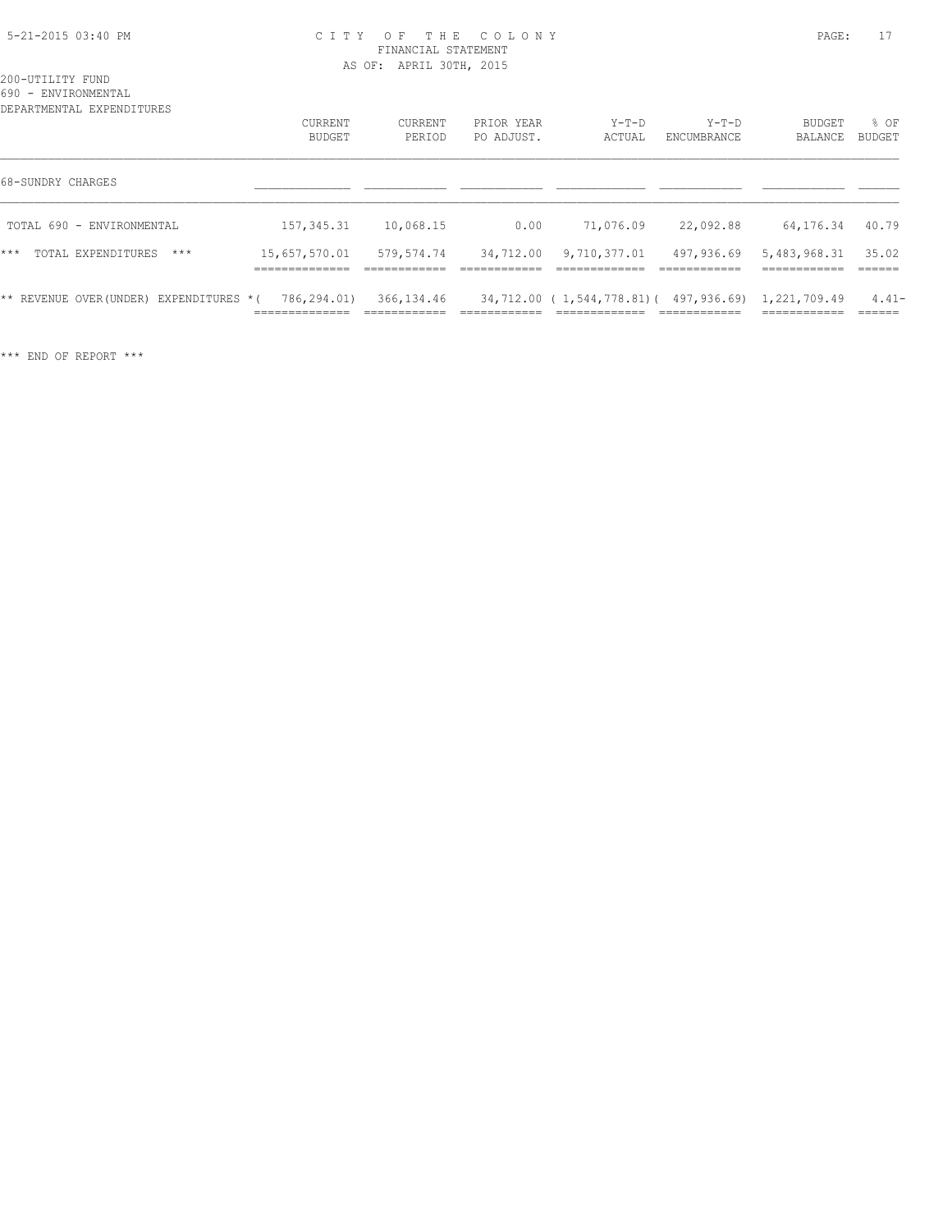CITY OF THE COLONY
FINANCIAL STATEMENT
AS OF: APRIL 30TH, 2015

200-UTILITY FUND
690 - ENVIRONMENTAL
DEPARTMENTAL EXPENDITURES

| | CURRENT BUDGET | CURRENT PERIOD | PRIOR YEAR PO ADJUST. | Y-T-D ACTUAL | Y-T-D ENCUMBRANCE | BUDGET BALANCE | % OF BUDGET |
|---|---|---|---|---|---|---|---|
| 68-SUNDRY CHARGES | | | | | | | |
| TOTAL 690 - ENVIRONMENTAL | 157,345.31 | 10,068.15 | 0.00 | 71,076.09 | 22,092.88 | 64,176.34 | 40.79 |
| *** TOTAL EXPENDITURES *** | 15,657,570.01 | 579,574.74 | 34,712.00 | 9,710,377.01 | 497,936.69 | 5,483,968.31 | 35.02 |
| ** REVENUE OVER(UNDER) EXPENDITURES * | ( 786,294.01) | 366,134.46 | 34,712.00 | ( 1,544,778.81) | ( 497,936.69) | 1,221,709.49 | 4.41- |

*** END OF REPORT ***